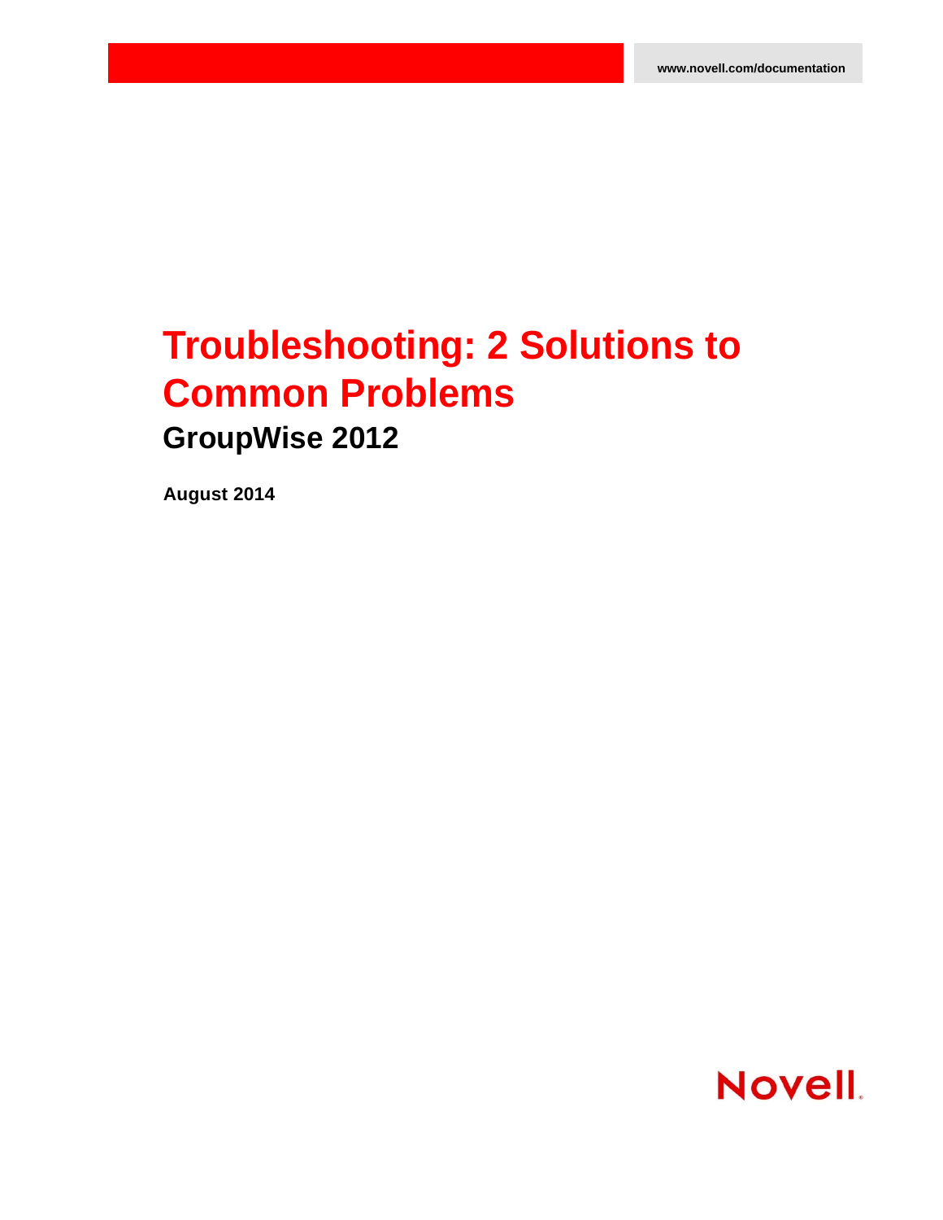www.novell.com/documentation

# Troubleshooting: 2 Solutions to Common Problems

## GroupWise 2012

**August 2014**

Novell.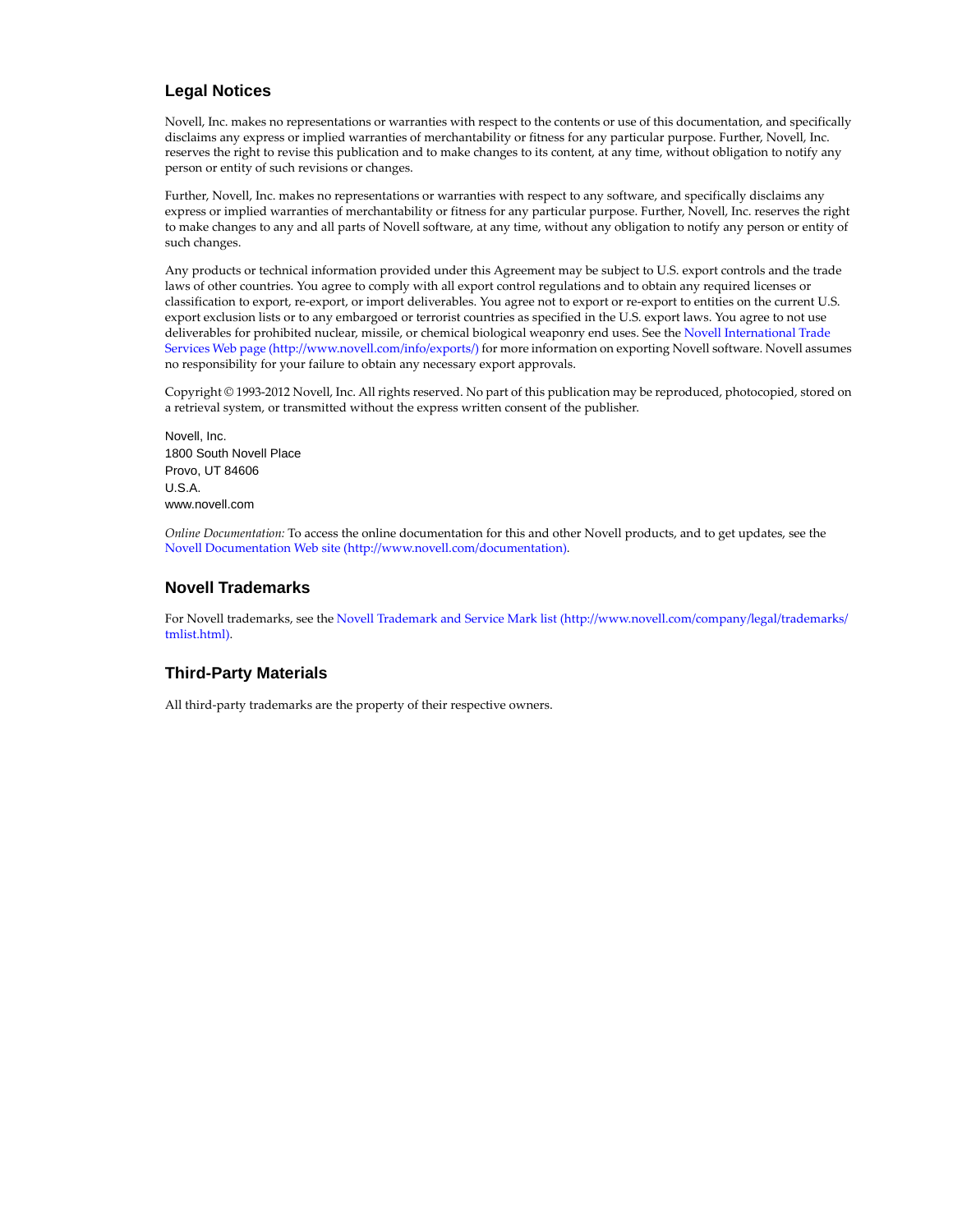## Legal Notices

Novell, Inc. makes no representations or warranties with respect to the contents or use of this documentation, and specifically disclaims any express or implied warranties of merchantability or fitness for any particular purpose. Further, Novell, Inc. reserves the right to revise this publication and to make changes to its content, at any time, without obligation to notify any person or entity of such revisions or changes.

Further, Novell, Inc. makes no representations or warranties with respect to any software, and specifically disclaims any express or implied warranties of merchantability or fitness for any particular purpose. Further, Novell, Inc. reserves the right to make changes to any and all parts of Novell software, at any time, without any obligation to notify any person or entity of such changes.

Any products or technical information provided under this Agreement may be subject to U.S. export controls and the trade laws of other countries. You agree to comply with all export control regulations and to obtain any required licenses or classification to export, re-export, or import deliverables. You agree not to export or re-export to entities on the current U.S. export exclusion lists or to any embargoed or terrorist countries as specified in the U.S. export laws. You agree to not use deliverables for prohibited nuclear, missile, or chemical biological weaponry end uses. See the Novell International Trade Services Web page (http://www.novell.com/info/exports/) for more information on exporting Novell software. Novell assumes no responsibility for your failure to obtain any necessary export approvals.

Copyright © 1993-2012 Novell, Inc. All rights reserved. No part of this publication may be reproduced, photocopied, stored on a retrieval system, or transmitted without the express written consent of the publisher.

Novell, Inc.
1800 South Novell Place
Provo, UT 84606
U.S.A.
www.novell.com

*Online Documentation:* To access the online documentation for this and other Novell products, and to get updates, see the Novell Documentation Web site (http://www.novell.com/documentation).

## Novell Trademarks

For Novell trademarks, see the Novell Trademark and Service Mark list (http://www.novell.com/company/legal/trademarks/tmlist.html).

## Third-Party Materials

All third-party trademarks are the property of their respective owners.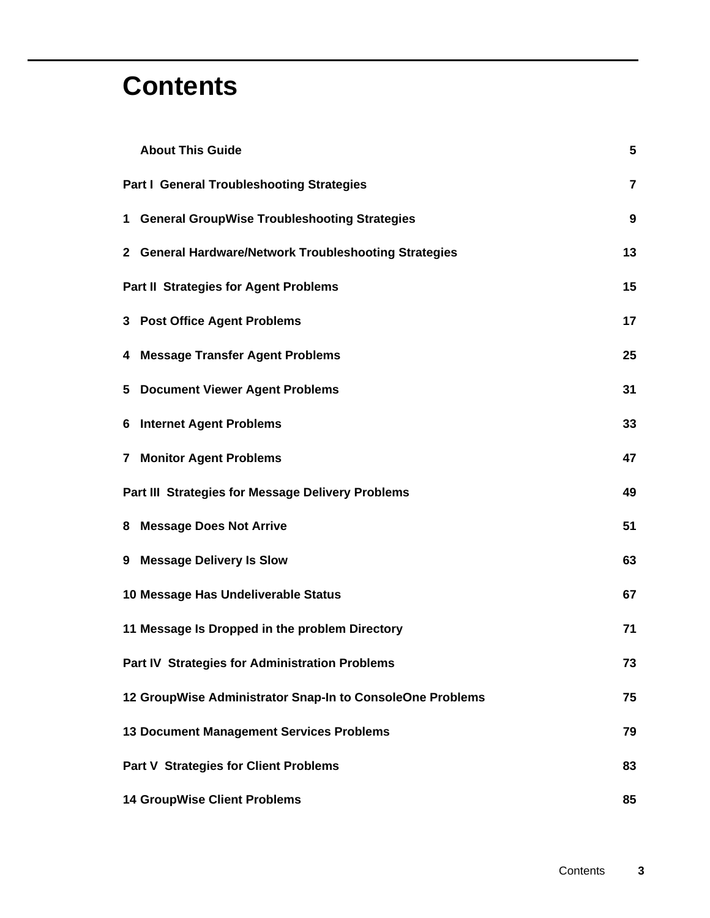# Contents

| | |
|---|---|
| **About This Guide** | **5** |
| **Part I General Troubleshooting Strategies** | **7** |
| **1 General GroupWise Troubleshooting Strategies** | **9** |
| **2 General Hardware/Network Troubleshooting Strategies** | **13** |
| **Part II Strategies for Agent Problems** | **15** |
| **3 Post Office Agent Problems** | **17** |
| **4 Message Transfer Agent Problems** | **25** |
| **5 Document Viewer Agent Problems** | **31** |
| **6 Internet Agent Problems** | **33** |
| **7 Monitor Agent Problems** | **47** |
| **Part III Strategies for Message Delivery Problems** | **49** |
| **8 Message Does Not Arrive** | **51** |
| **9 Message Delivery Is Slow** | **63** |
| **10 Message Has Undeliverable Status** | **67** |
| **11 Message Is Dropped in the problem Directory** | **71** |
| **Part IV Strategies for Administration Problems** | **73** |
| **12 GroupWise Administrator Snap-In to ConsoleOne Problems** | **75** |
| **13 Document Management Services Problems** | **79** |
| **Part V Strategies for Client Problems** | **83** |
| **14 GroupWise Client Problems** | **85** |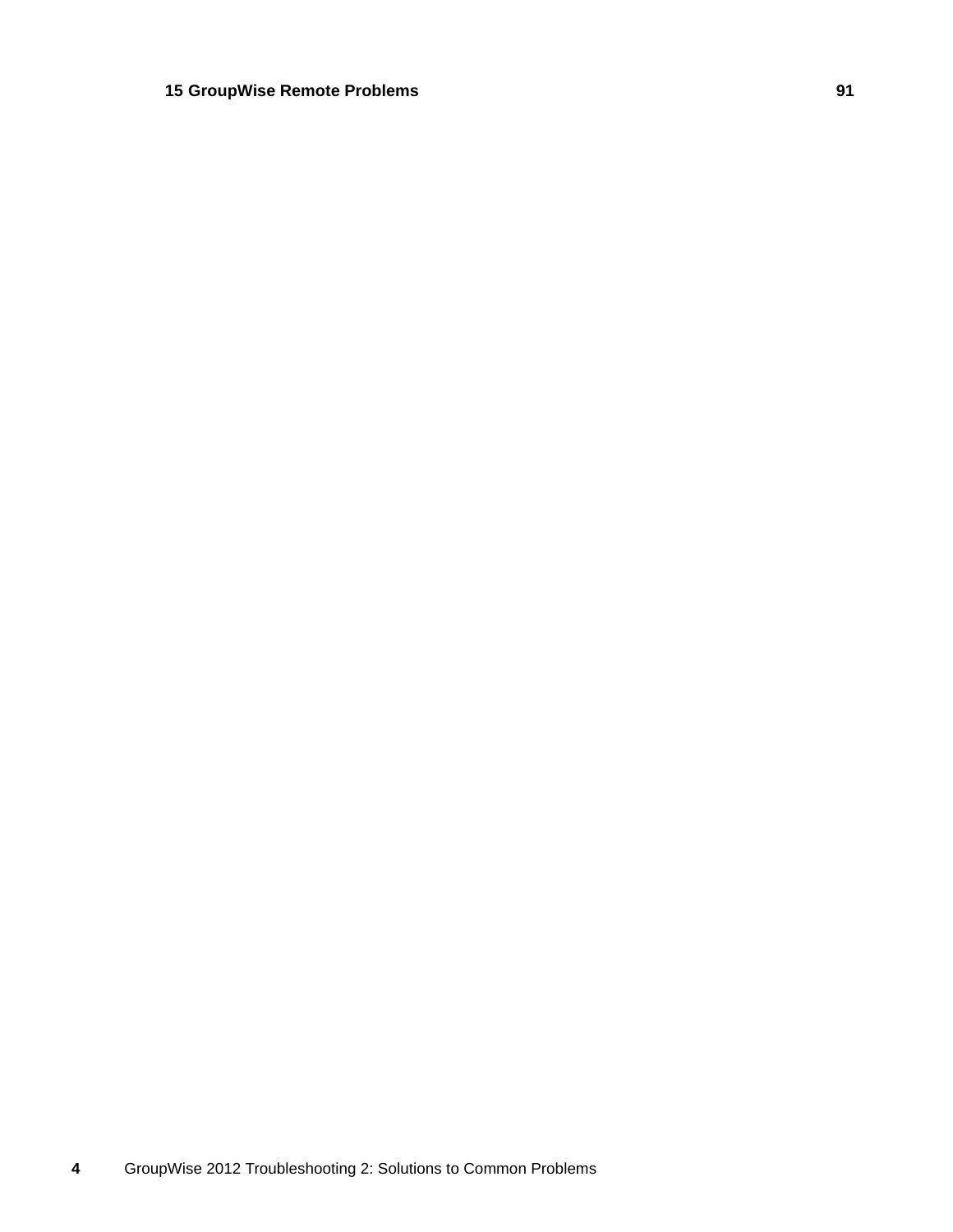**15 GroupWise Remote Problems** **91**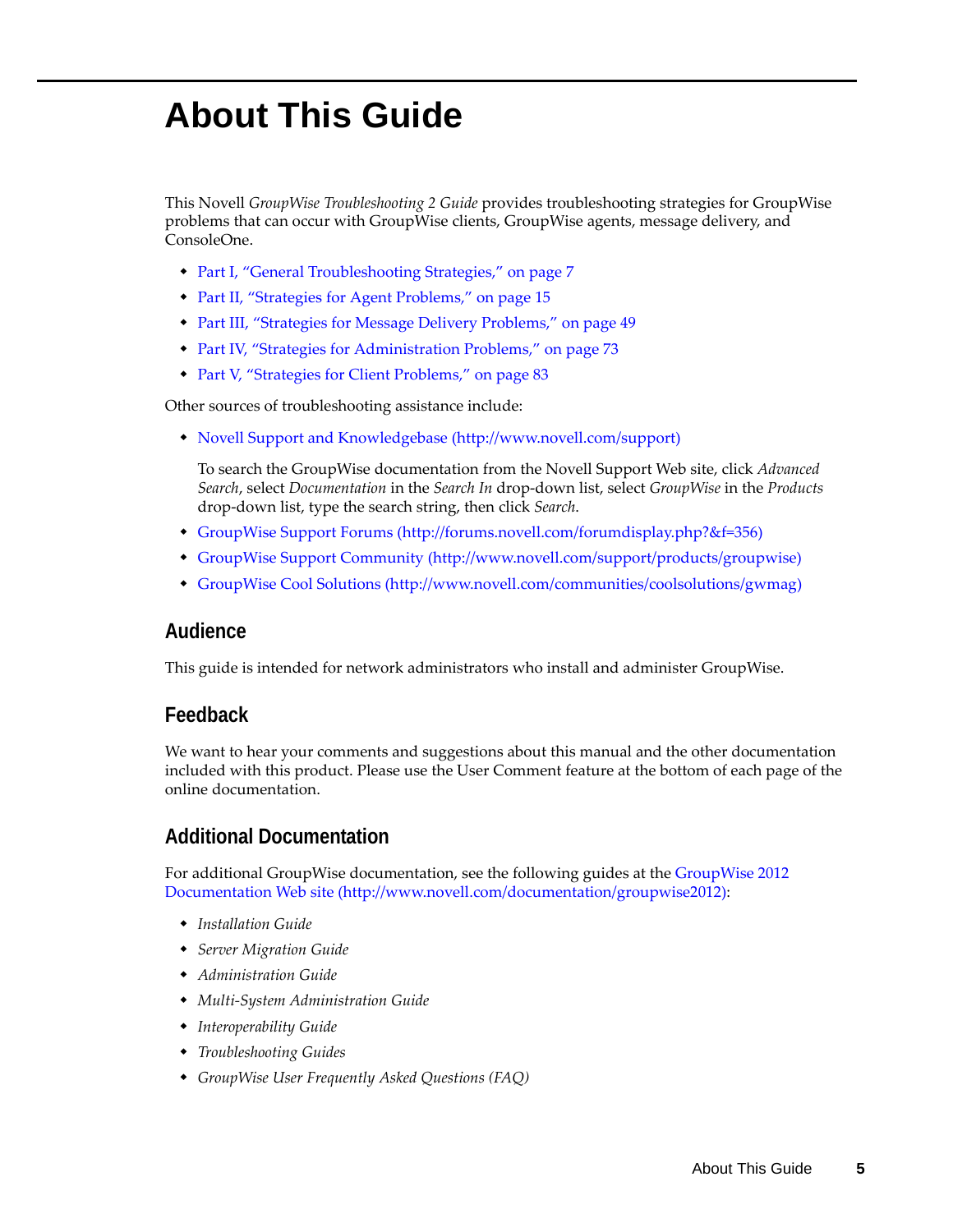# About This Guide

This Novell *GroupWise Troubleshooting 2 Guide* provides troubleshooting strategies for GroupWise problems that can occur with GroupWise clients, GroupWise agents, message delivery, and ConsoleOne.

- Part I, "General Troubleshooting Strategies," on page 7
- Part II, "Strategies for Agent Problems," on page 15
- Part III, "Strategies for Message Delivery Problems," on page 49
- Part IV, "Strategies for Administration Problems," on page 73
- Part V, "Strategies for Client Problems," on page 83

Other sources of troubleshooting assistance include:

- Novell Support and Knowledgebase (http://www.novell.com/support)

  To search the GroupWise documentation from the Novell Support Web site, click *Advanced Search*, select *Documentation* in the *Search In* drop-down list, select *GroupWise* in the *Products* drop-down list, type the search string, then click *Search*.

- GroupWise Support Forums (http://forums.novell.com/forumdisplay.php?&f=356)
- GroupWise Support Community (http://www.novell.com/support/products/groupwise)
- GroupWise Cool Solutions (http://www.novell.com/communities/coolsolutions/gwmag)

## Audience

This guide is intended for network administrators who install and administer GroupWise.

## Feedback

We want to hear your comments and suggestions about this manual and the other documentation included with this product. Please use the User Comment feature at the bottom of each page of the online documentation.

## Additional Documentation

For additional GroupWise documentation, see the following guides at the GroupWise 2012 Documentation Web site (http://www.novell.com/documentation/groupwise2012):

- *Installation Guide*
- *Server Migration Guide*
- *Administration Guide*
- *Multi-System Administration Guide*
- *Interoperability Guide*
- *Troubleshooting Guides*
- *GroupWise User Frequently Asked Questions (FAQ)*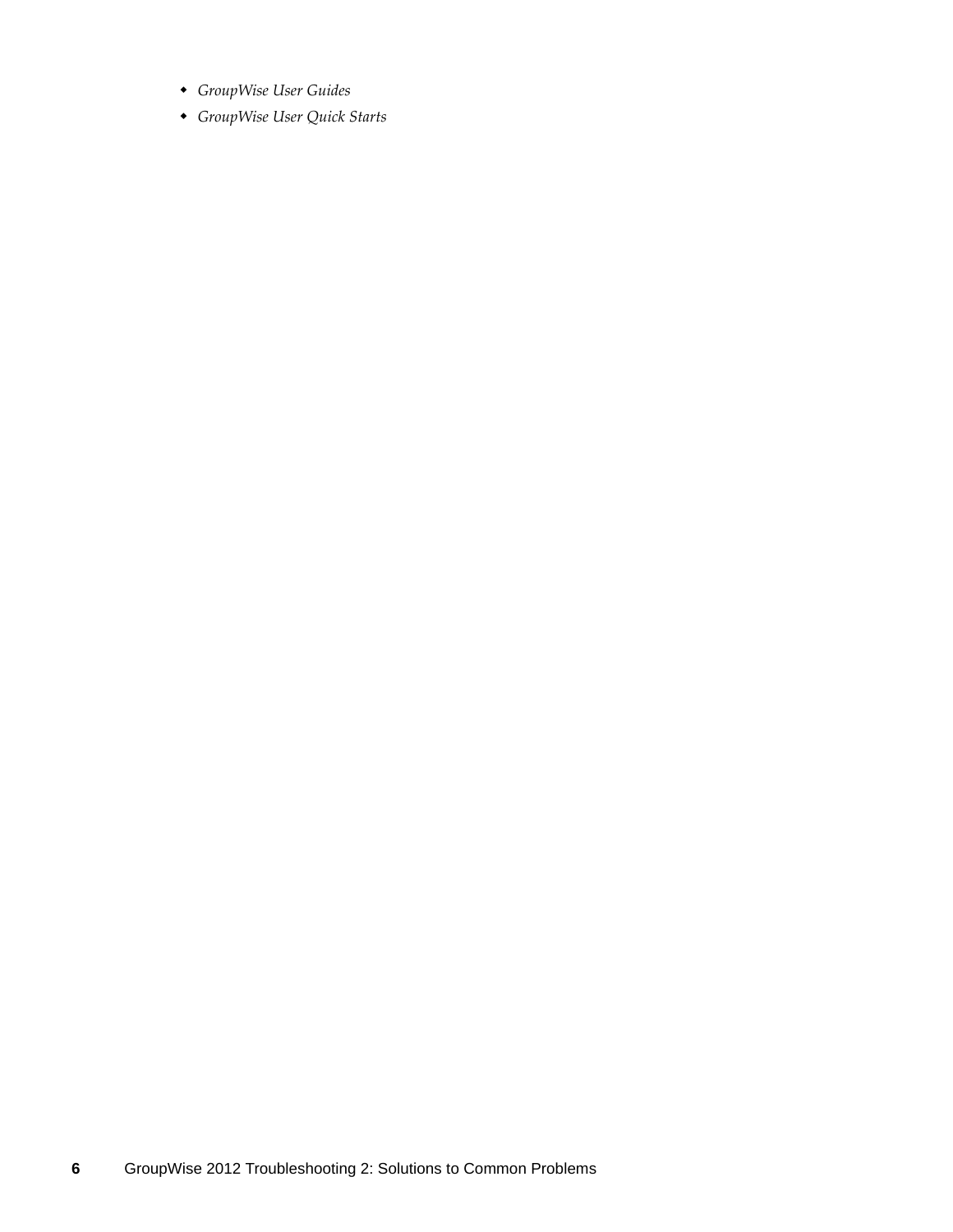- *GroupWise User Guides*
- *GroupWise User Quick Starts*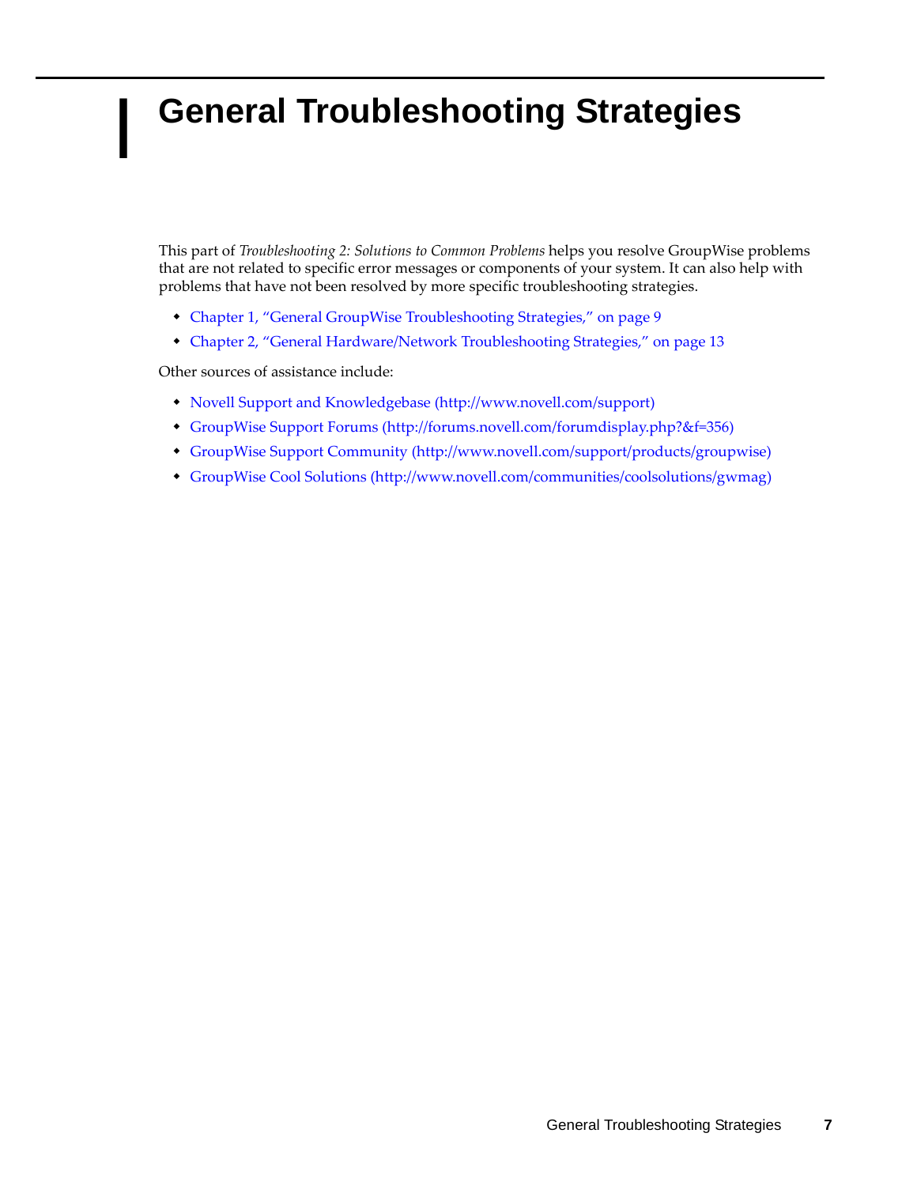# I General Troubleshooting Strategies

This part of *Troubleshooting 2: Solutions to Common Problems* helps you resolve GroupWise problems that are not related to specific error messages or components of your system. It can also help with problems that have not been resolved by more specific troubleshooting strategies.

- Chapter 1, "General GroupWise Troubleshooting Strategies," on page 9
- Chapter 2, "General Hardware/Network Troubleshooting Strategies," on page 13

Other sources of assistance include:

- Novell Support and Knowledgebase (http://www.novell.com/support)
- GroupWise Support Forums (http://forums.novell.com/forumdisplay.php?&f=356)
- GroupWise Support Community (http://www.novell.com/support/products/groupwise)
- GroupWise Cool Solutions (http://www.novell.com/communities/coolsolutions/gwmag)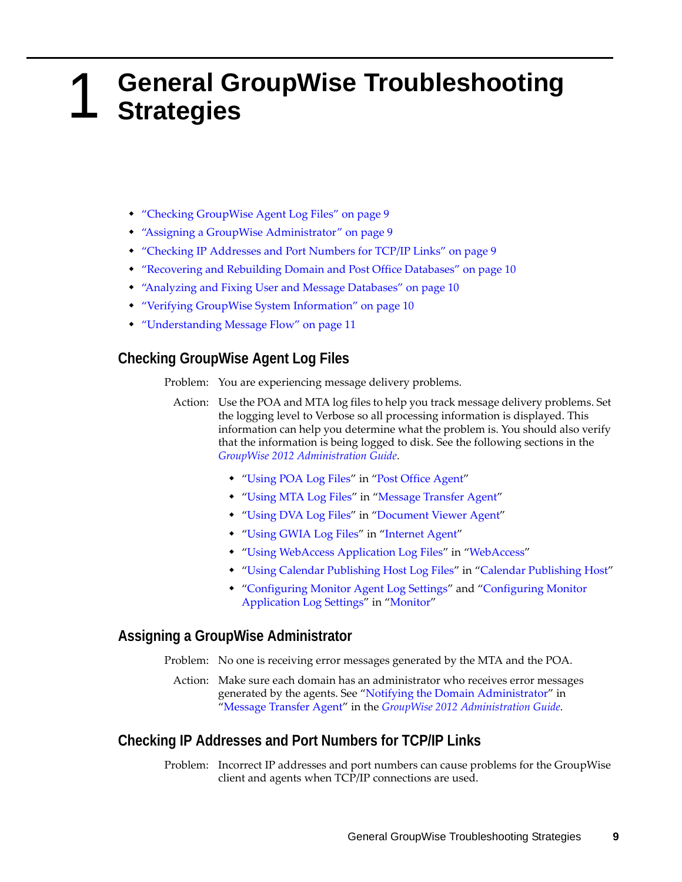# 1 General GroupWise Troubleshooting Strategies

- "Checking GroupWise Agent Log Files" on page 9
- "Assigning a GroupWise Administrator" on page 9
- "Checking IP Addresses and Port Numbers for TCP/IP Links" on page 9
- "Recovering and Rebuilding Domain and Post Office Databases" on page 10
- "Analyzing and Fixing User and Message Databases" on page 10
- "Verifying GroupWise System Information" on page 10
- "Understanding Message Flow" on page 11

## Checking GroupWise Agent Log Files

Problem: You are experiencing message delivery problems.

Action: Use the POA and MTA log files to help you track message delivery problems. Set the logging level to Verbose so all processing information is displayed. This information can help you determine what the problem is. You should also verify that the information is being logged to disk. See the following sections in the *GroupWise 2012 Administration Guide*.

- "Using POA Log Files" in "Post Office Agent"
- "Using MTA Log Files" in "Message Transfer Agent"
- "Using DVA Log Files" in "Document Viewer Agent"
- "Using GWIA Log Files" in "Internet Agent"
- "Using WebAccess Application Log Files" in "WebAccess"
- "Using Calendar Publishing Host Log Files" in "Calendar Publishing Host"
- "Configuring Monitor Agent Log Settings" and "Configuring Monitor Application Log Settings" in "Monitor"

## Assigning a GroupWise Administrator

Problem: No one is receiving error messages generated by the MTA and the POA.

Action: Make sure each domain has an administrator who receives error messages generated by the agents. See "Notifying the Domain Administrator" in "Message Transfer Agent" in the *GroupWise 2012 Administration Guide*.

## Checking IP Addresses and Port Numbers for TCP/IP Links

Problem: Incorrect IP addresses and port numbers can cause problems for the GroupWise client and agents when TCP/IP connections are used.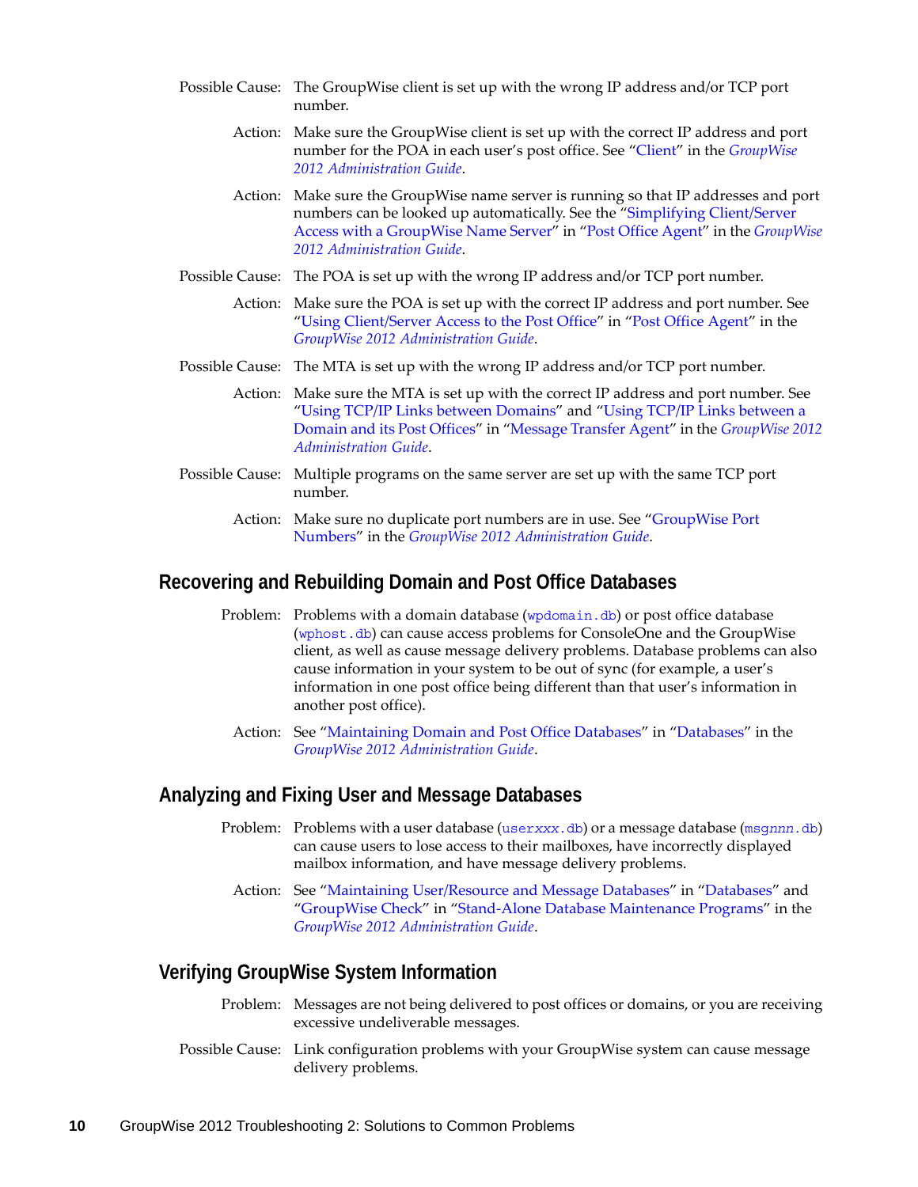Possible Cause: The GroupWise client is set up with the wrong IP address and/or TCP port number.

Action: Make sure the GroupWise client is set up with the correct IP address and port number for the POA in each user's post office. See "Client" in the *GroupWise 2012 Administration Guide*.

Action: Make sure the GroupWise name server is running so that IP addresses and port numbers can be looked up automatically. See the "Simplifying Client/Server Access with a GroupWise Name Server" in "Post Office Agent" in the *GroupWise 2012 Administration Guide*.

Possible Cause: The POA is set up with the wrong IP address and/or TCP port number.

Action: Make sure the POA is set up with the correct IP address and port number. See "Using Client/Server Access to the Post Office" in "Post Office Agent" in the *GroupWise 2012 Administration Guide*.

Possible Cause: The MTA is set up with the wrong IP address and/or TCP port number.

Action: Make sure the MTA is set up with the correct IP address and port number. See "Using TCP/IP Links between Domains" and "Using TCP/IP Links between a Domain and its Post Offices" in "Message Transfer Agent" in the *GroupWise 2012 Administration Guide*.

Possible Cause: Multiple programs on the same server are set up with the same TCP port number.

Action: Make sure no duplicate port numbers are in use. See "GroupWise Port Numbers" in the *GroupWise 2012 Administration Guide*.

## Recovering and Rebuilding Domain and Post Office Databases

Problem: Problems with a domain database (`wpdomain.db`) or post office database (`wphost.db`) can cause access problems for ConsoleOne and the GroupWise client, as well as cause message delivery problems. Database problems can also cause information in your system to be out of sync (for example, a user's information in one post office being different than that user's information in another post office).

Action: See "Maintaining Domain and Post Office Databases" in "Databases" in the *GroupWise 2012 Administration Guide*.

## Analyzing and Fixing User and Message Databases

Problem: Problems with a user database (`user`*`xxx`*`.db`) or a message database (`msg`*`nnn`*`.db`) can cause users to lose access to their mailboxes, have incorrectly displayed mailbox information, and have message delivery problems.

Action: See "Maintaining User/Resource and Message Databases" in "Databases" and "GroupWise Check" in "Stand-Alone Database Maintenance Programs" in the *GroupWise 2012 Administration Guide*.

## Verifying GroupWise System Information

Problem: Messages are not being delivered to post offices or domains, or you are receiving excessive undeliverable messages.

Possible Cause: Link configuration problems with your GroupWise system can cause message delivery problems.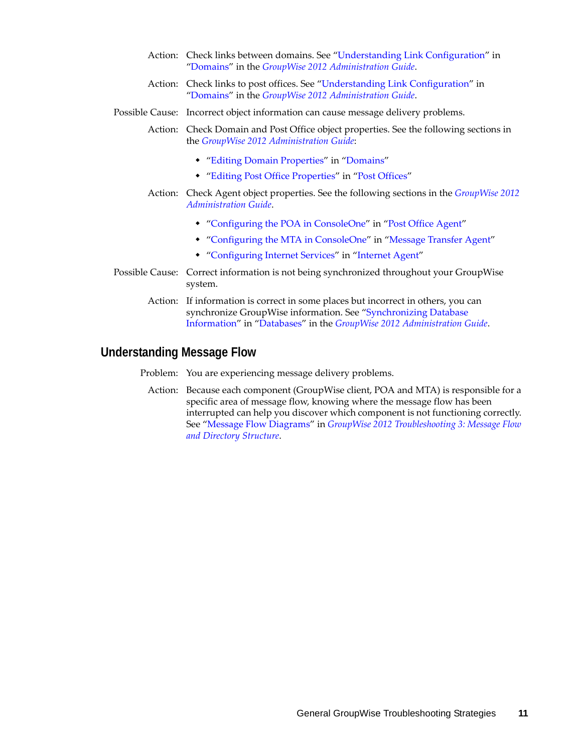Action: Check links between domains. See "Understanding Link Configuration" in "Domains" in the *GroupWise 2012 Administration Guide*.

Action: Check links to post offices. See "Understanding Link Configuration" in "Domains" in the *GroupWise 2012 Administration Guide*.

Possible Cause: Incorrect object information can cause message delivery problems.

Action: Check Domain and Post Office object properties. See the following sections in the *GroupWise 2012 Administration Guide*:

- "Editing Domain Properties" in "Domains"
- "Editing Post Office Properties" in "Post Offices"

Action: Check Agent object properties. See the following sections in the *GroupWise 2012 Administration Guide*.

- "Configuring the POA in ConsoleOne" in "Post Office Agent"
- "Configuring the MTA in ConsoleOne" in "Message Transfer Agent"
- "Configuring Internet Services" in "Internet Agent"

Possible Cause: Correct information is not being synchronized throughout your GroupWise system.

Action: If information is correct in some places but incorrect in others, you can synchronize GroupWise information. See "Synchronizing Database Information" in "Databases" in the *GroupWise 2012 Administration Guide*.

## Understanding Message Flow

Problem: You are experiencing message delivery problems.

Action: Because each component (GroupWise client, POA and MTA) is responsible for a specific area of message flow, knowing where the message flow has been interrupted can help you discover which component is not functioning correctly. See "Message Flow Diagrams" in *GroupWise 2012 Troubleshooting 3: Message Flow and Directory Structure*.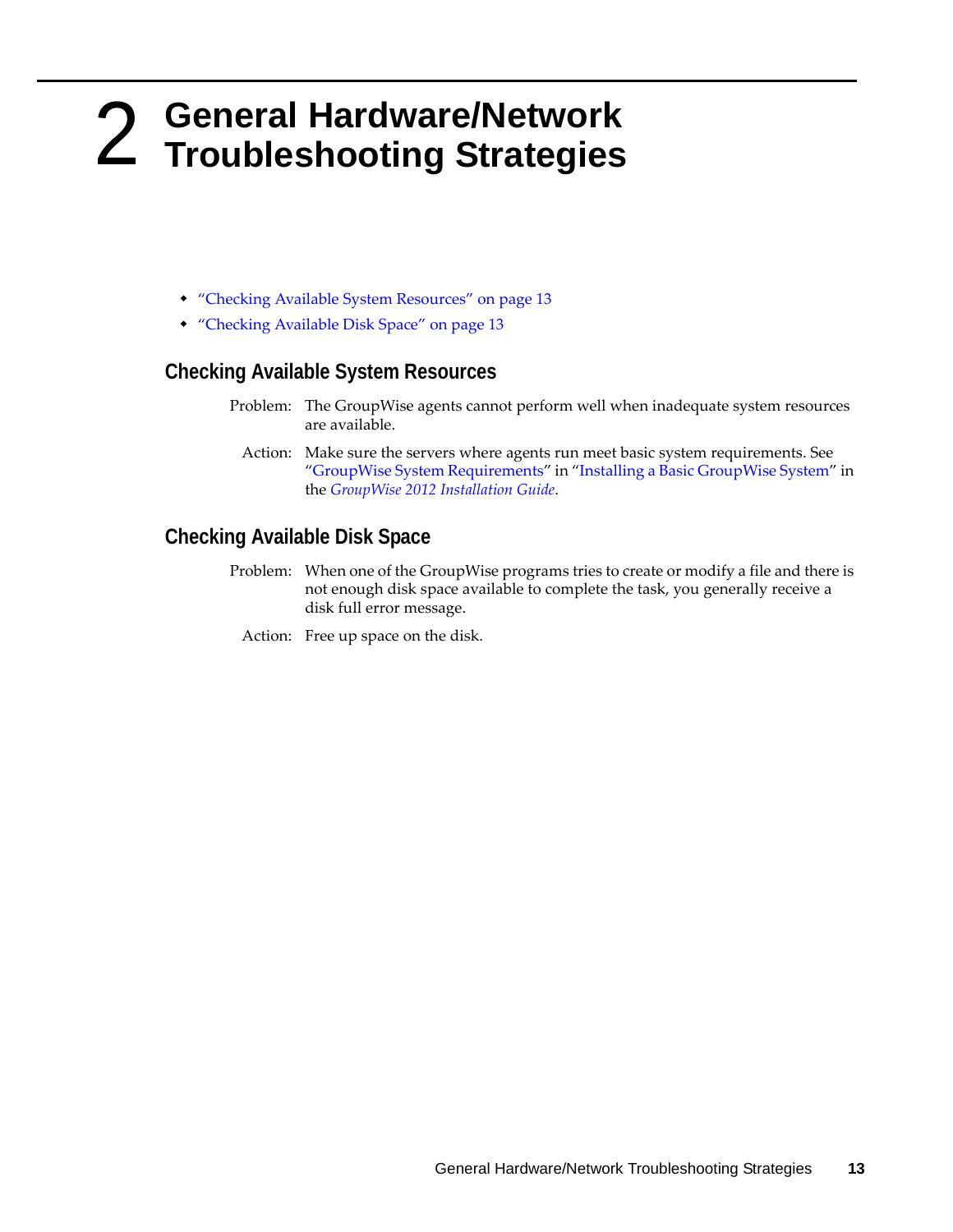# 2 General Hardware/Network Troubleshooting Strategies

- "Checking Available System Resources" on page 13
- "Checking Available Disk Space" on page 13

## Checking Available System Resources

Problem: The GroupWise agents cannot perform well when inadequate system resources are available.

Action: Make sure the servers where agents run meet basic system requirements. See "GroupWise System Requirements" in "Installing a Basic GroupWise System" in the *GroupWise 2012 Installation Guide*.

## Checking Available Disk Space

Problem: When one of the GroupWise programs tries to create or modify a file and there is not enough disk space available to complete the task, you generally receive a disk full error message.

Action: Free up space on the disk.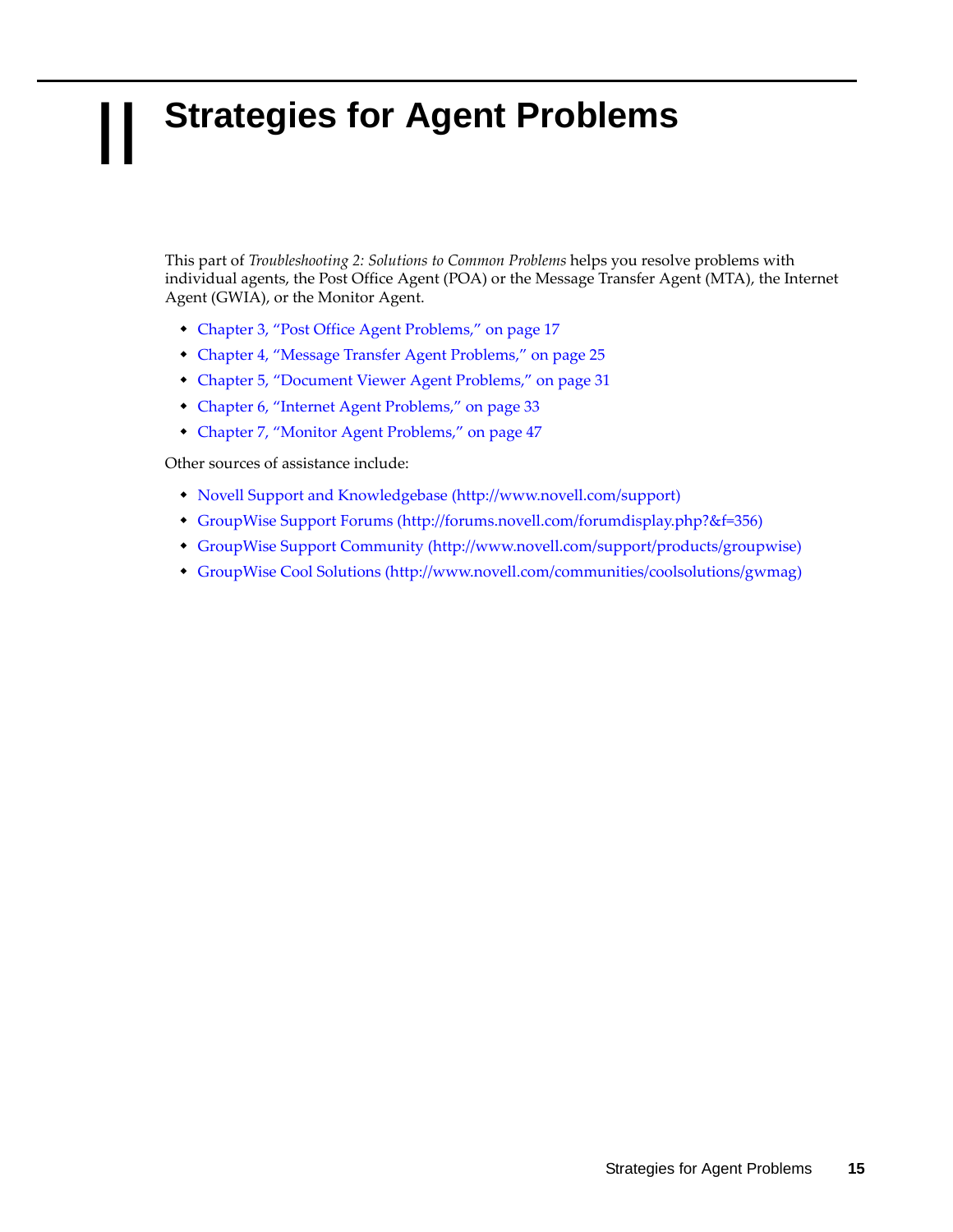# II Strategies for Agent Problems

This part of *Troubleshooting 2: Solutions to Common Problems* helps you resolve problems with individual agents, the Post Office Agent (POA) or the Message Transfer Agent (MTA), the Internet Agent (GWIA), or the Monitor Agent.

- Chapter 3, "Post Office Agent Problems," on page 17
- Chapter 4, "Message Transfer Agent Problems," on page 25
- Chapter 5, "Document Viewer Agent Problems," on page 31
- Chapter 6, "Internet Agent Problems," on page 33
- Chapter 7, "Monitor Agent Problems," on page 47

Other sources of assistance include:

- Novell Support and Knowledgebase (http://www.novell.com/support)
- GroupWise Support Forums (http://forums.novell.com/forumdisplay.php?&f=356)
- GroupWise Support Community (http://www.novell.com/support/products/groupwise)
- GroupWise Cool Solutions (http://www.novell.com/communities/coolsolutions/gwmag)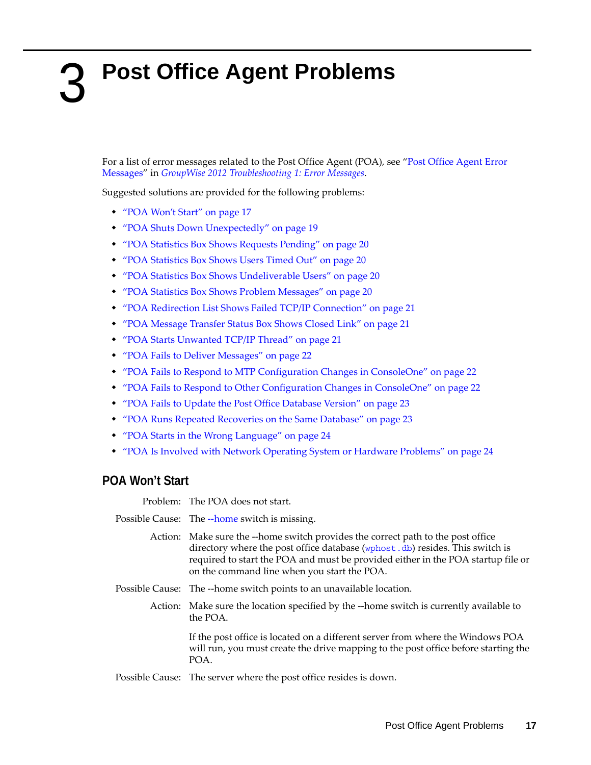# 3 Post Office Agent Problems

For a list of error messages related to the Post Office Agent (POA), see "Post Office Agent Error Messages" in *GroupWise 2012 Troubleshooting 1: Error Messages*.

Suggested solutions are provided for the following problems:

- "POA Won't Start" on page 17
- "POA Shuts Down Unexpectedly" on page 19
- "POA Statistics Box Shows Requests Pending" on page 20
- "POA Statistics Box Shows Users Timed Out" on page 20
- "POA Statistics Box Shows Undeliverable Users" on page 20
- "POA Statistics Box Shows Problem Messages" on page 20
- "POA Redirection List Shows Failed TCP/IP Connection" on page 21
- "POA Message Transfer Status Box Shows Closed Link" on page 21
- "POA Starts Unwanted TCP/IP Thread" on page 21
- "POA Fails to Deliver Messages" on page 22
- "POA Fails to Respond to MTP Configuration Changes in ConsoleOne" on page 22
- "POA Fails to Respond to Other Configuration Changes in ConsoleOne" on page 22
- "POA Fails to Update the Post Office Database Version" on page 23
- "POA Runs Repeated Recoveries on the Same Database" on page 23
- "POA Starts in the Wrong Language" on page 24
- "POA Is Involved with Network Operating System or Hardware Problems" on page 24

## POA Won't Start

**Problem:** The POA does not start.

**Possible Cause:** The --home switch is missing.

**Action:** Make sure the --home switch provides the correct path to the post office directory where the post office database (`wphost.db`) resides. This switch is required to start the POA and must be provided either in the POA startup file or on the command line when you start the POA.

**Possible Cause:** The --home switch points to an unavailable location.

**Action:** Make sure the location specified by the --home switch is currently available to the POA.

If the post office is located on a different server from where the Windows POA will run, you must create the drive mapping to the post office before starting the POA.

**Possible Cause:** The server where the post office resides is down.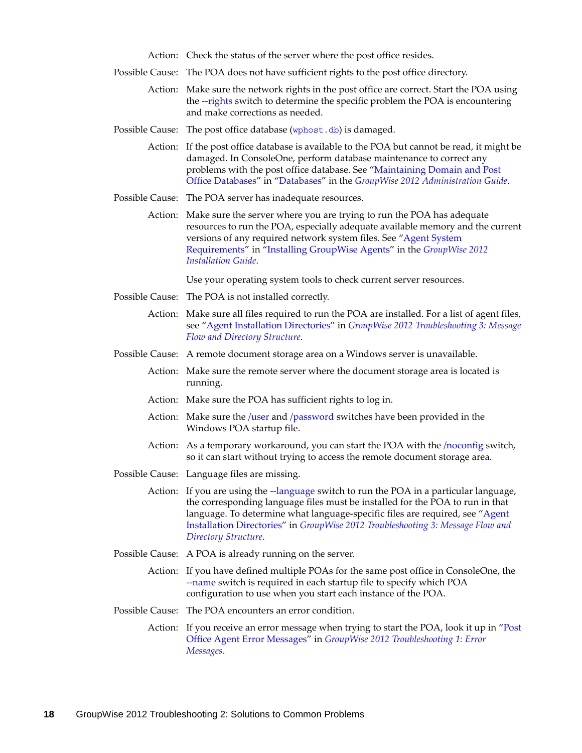Action: Check the status of the server where the post office resides.

Possible Cause: The POA does not have sufficient rights to the post office directory.

Action: Make sure the network rights in the post office are correct. Start the POA using the --rights switch to determine the specific problem the POA is encountering and make corrections as needed.

Possible Cause: The post office database (`wphost.db`) is damaged.

Action: If the post office database is available to the POA but cannot be read, it might be damaged. In ConsoleOne, perform database maintenance to correct any problems with the post office database. See "Maintaining Domain and Post Office Databases" in "Databases" in the *GroupWise 2012 Administration Guide*.

Possible Cause: The POA server has inadequate resources.

Action: Make sure the server where you are trying to run the POA has adequate resources to run the POA, especially adequate available memory and the current versions of any required network system files. See "Agent System Requirements" in "Installing GroupWise Agents" in the *GroupWise 2012 Installation Guide*.

Use your operating system tools to check current server resources.

Possible Cause: The POA is not installed correctly.

Action: Make sure all files required to run the POA are installed. For a list of agent files, see "Agent Installation Directories" in *GroupWise 2012 Troubleshooting 3: Message Flow and Directory Structure*.

Possible Cause: A remote document storage area on a Windows server is unavailable.

Action: Make sure the remote server where the document storage area is located is running.

Action: Make sure the POA has sufficient rights to log in.

Action: Make sure the /user and /password switches have been provided in the Windows POA startup file.

Action: As a temporary workaround, you can start the POA with the /noconfig switch, so it can start without trying to access the remote document storage area.

Possible Cause: Language files are missing.

Action: If you are using the --language switch to run the POA in a particular language, the corresponding language files must be installed for the POA to run in that language. To determine what language-specific files are required, see "Agent Installation Directories" in *GroupWise 2012 Troubleshooting 3: Message Flow and Directory Structure*.

Possible Cause: A POA is already running on the server.

Action: If you have defined multiple POAs for the same post office in ConsoleOne, the --name switch is required in each startup file to specify which POA configuration to use when you start each instance of the POA.

Possible Cause: The POA encounters an error condition.

Action: If you receive an error message when trying to start the POA, look it up in "Post Office Agent Error Messages" in *GroupWise 2012 Troubleshooting 1: Error Messages*.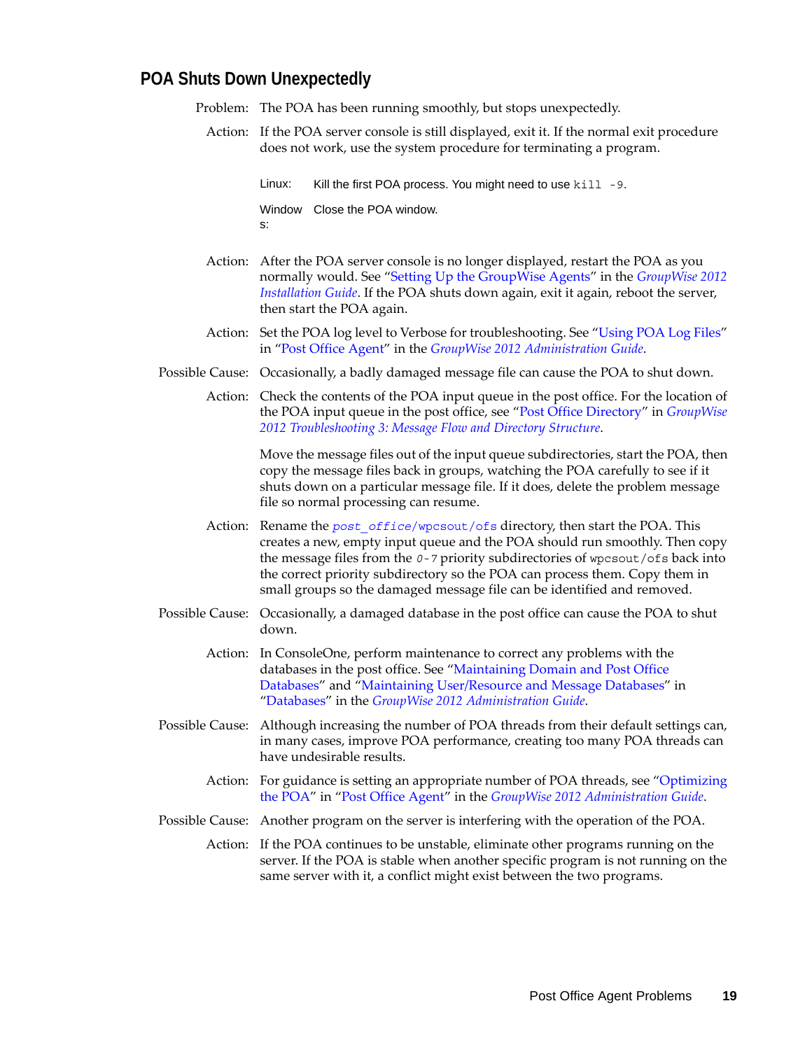### POA Shuts Down Unexpectedly

Problem: The POA has been running smoothly, but stops unexpectedly.

Action: If the POA server console is still displayed, exit it. If the normal exit procedure does not work, use the system procedure for terminating a program.

| | |
|---|---|
| Linux: | Kill the first POA process. You might need to use `kill -9`. |
| Windows: | Close the POA window. |

Action: After the POA server console is no longer displayed, restart the POA as you normally would. See "Setting Up the GroupWise Agents" in the *GroupWise 2012 Installation Guide*. If the POA shuts down again, exit it again, reboot the server, then start the POA again.

Action: Set the POA log level to Verbose for troubleshooting. See "Using POA Log Files" in "Post Office Agent" in the *GroupWise 2012 Administration Guide*.

Possible Cause: Occasionally, a badly damaged message file can cause the POA to shut down.

Action: Check the contents of the POA input queue in the post office. For the location of the POA input queue in the post office, see "Post Office Directory" in *GroupWise 2012 Troubleshooting 3: Message Flow and Directory Structure*.

Move the message files out of the input queue subdirectories, start the POA, then copy the message files back in groups, watching the POA carefully to see if it shuts down on a particular message file. If it does, delete the problem message file so normal processing can resume.

Action: Rename the `post_office/wpcsout/ofs` directory, then start the POA. This creates a new, empty input queue and the POA should run smoothly. Then copy the message files from the `0-7` priority subdirectories of `wpcsout/ofs` back into the correct priority subdirectory so the POA can process them. Copy them in small groups so the damaged message file can be identified and removed.

Possible Cause: Occasionally, a damaged database in the post office can cause the POA to shut down.

Action: In ConsoleOne, perform maintenance to correct any problems with the databases in the post office. See "Maintaining Domain and Post Office Databases" and "Maintaining User/Resource and Message Databases" in "Databases" in the *GroupWise 2012 Administration Guide*.

Possible Cause: Although increasing the number of POA threads from their default settings can, in many cases, improve POA performance, creating too many POA threads can have undesirable results.

Action: For guidance is setting an appropriate number of POA threads, see "Optimizing the POA" in "Post Office Agent" in the *GroupWise 2012 Administration Guide*.

Possible Cause: Another program on the server is interfering with the operation of the POA.

Action: If the POA continues to be unstable, eliminate other programs running on the server. If the POA is stable when another specific program is not running on the same server with it, a conflict might exist between the two programs.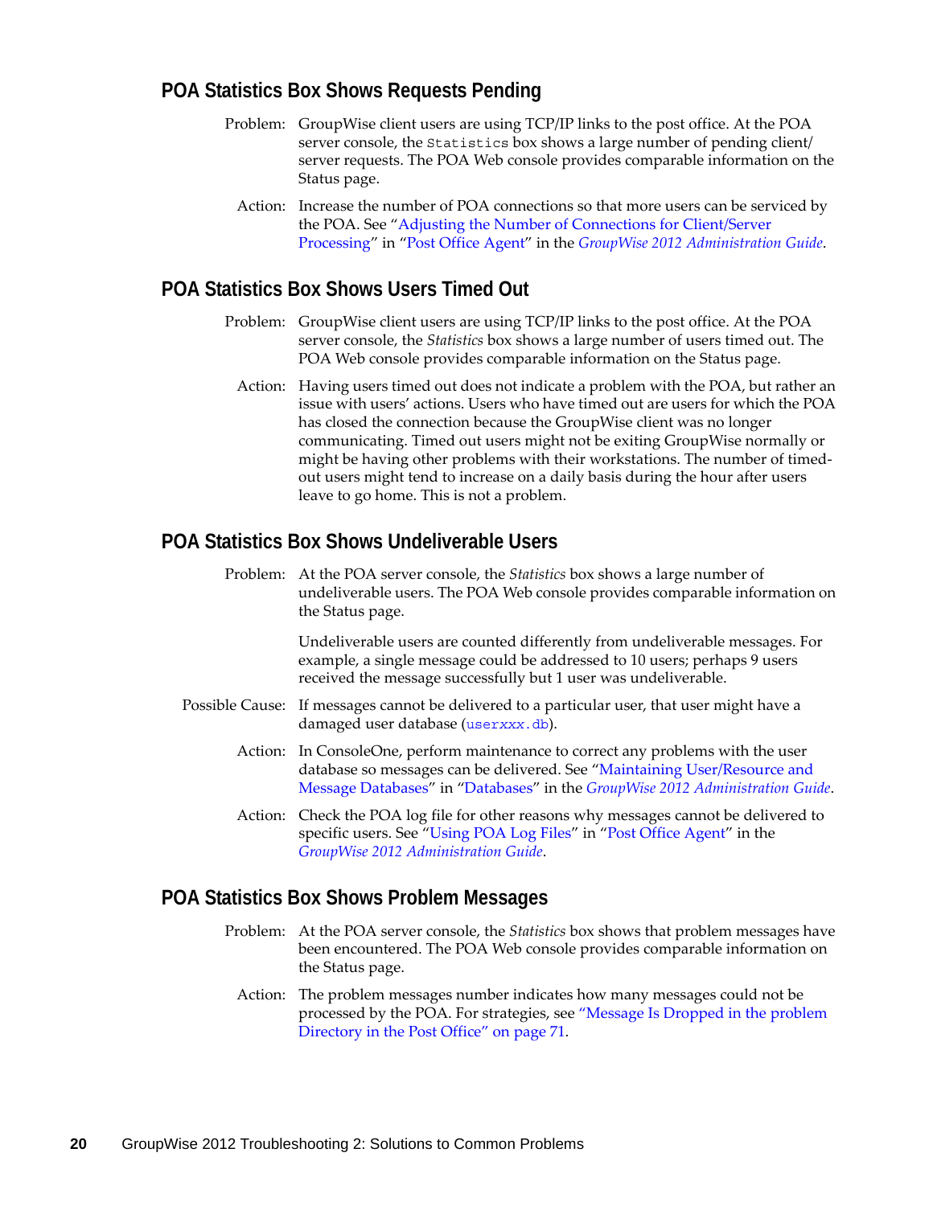## POA Statistics Box Shows Requests Pending

Problem: GroupWise client users are using TCP/IP links to the post office. At the POA server console, the `Statistics` box shows a large number of pending client/server requests. The POA Web console provides comparable information on the Status page.

Action: Increase the number of POA connections so that more users can be serviced by the POA. See "Adjusting the Number of Connections for Client/Server Processing" in "Post Office Agent" in the *GroupWise 2012 Administration Guide*.

## POA Statistics Box Shows Users Timed Out

Problem: GroupWise client users are using TCP/IP links to the post office. At the POA server console, the *Statistics* box shows a large number of users timed out. The POA Web console provides comparable information on the Status page.

Action: Having users timed out does not indicate a problem with the POA, but rather an issue with users' actions. Users who have timed out are users for which the POA has closed the connection because the GroupWise client was no longer communicating. Timed out users might not be exiting GroupWise normally or might be having other problems with their workstations. The number of timed-out users might tend to increase on a daily basis during the hour after users leave to go home. This is not a problem.

## POA Statistics Box Shows Undeliverable Users

Problem: At the POA server console, the *Statistics* box shows a large number of undeliverable users. The POA Web console provides comparable information on the Status page.

Undeliverable users are counted differently from undeliverable messages. For example, a single message could be addressed to 10 users; perhaps 9 users received the message successfully but 1 user was undeliverable.

Possible Cause: If messages cannot be delivered to a particular user, that user might have a damaged user database (`userxxx.db`).

Action: In ConsoleOne, perform maintenance to correct any problems with the user database so messages can be delivered. See "Maintaining User/Resource and Message Databases" in "Databases" in the *GroupWise 2012 Administration Guide*.

Action: Check the POA log file for other reasons why messages cannot be delivered to specific users. See "Using POA Log Files" in "Post Office Agent" in the *GroupWise 2012 Administration Guide*.

## POA Statistics Box Shows Problem Messages

Problem: At the POA server console, the *Statistics* box shows that problem messages have been encountered. The POA Web console provides comparable information on the Status page.

Action: The problem messages number indicates how many messages could not be processed by the POA. For strategies, see "Message Is Dropped in the problem Directory in the Post Office" on page 71.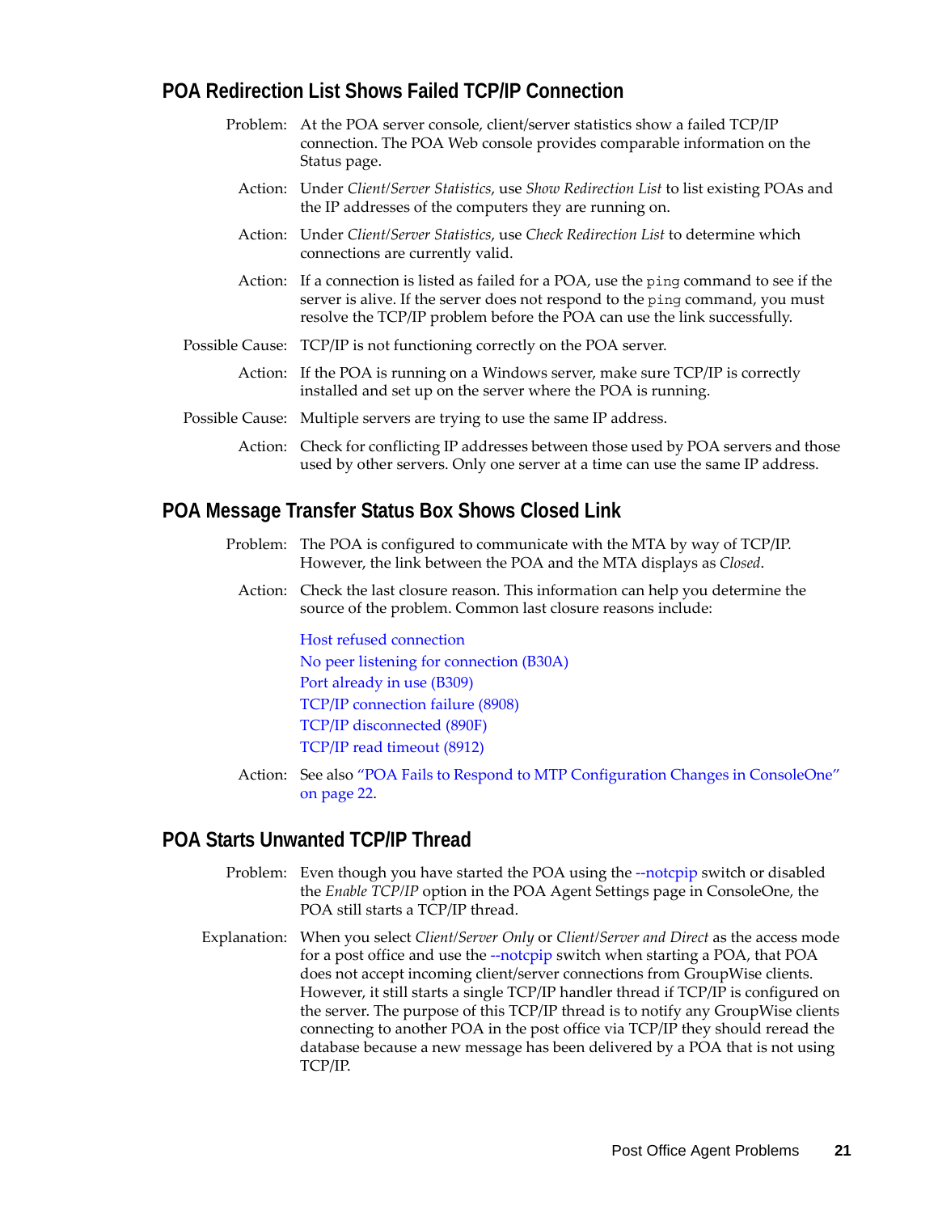## POA Redirection List Shows Failed TCP/IP Connection

Problem: At the POA server console, client/server statistics show a failed TCP/IP connection. The POA Web console provides comparable information on the Status page.

Action: Under *Client/Server Statistics*, use *Show Redirection List* to list existing POAs and the IP addresses of the computers they are running on.

Action: Under *Client/Server Statistics*, use *Check Redirection List* to determine which connections are currently valid.

Action: If a connection is listed as failed for a POA, use the `ping` command to see if the server is alive. If the server does not respond to the `ping` command, you must resolve the TCP/IP problem before the POA can use the link successfully.

Possible Cause: TCP/IP is not functioning correctly on the POA server.

Action: If the POA is running on a Windows server, make sure TCP/IP is correctly installed and set up on the server where the POA is running.

Possible Cause: Multiple servers are trying to use the same IP address.

Action: Check for conflicting IP addresses between those used by POA servers and those used by other servers. Only one server at a time can use the same IP address.

## POA Message Transfer Status Box Shows Closed Link

Problem: The POA is configured to communicate with the MTA by way of TCP/IP. However, the link between the POA and the MTA displays as *Closed*.

Action: Check the last closure reason. This information can help you determine the source of the problem. Common last closure reasons include:

Host refused connection
No peer listening for connection (B30A)
Port already in use (B309)
TCP/IP connection failure (8908)
TCP/IP disconnected (890F)
TCP/IP read timeout (8912)

Action: See also "POA Fails to Respond to MTP Configuration Changes in ConsoleOne" on page 22.

## POA Starts Unwanted TCP/IP Thread

Problem: Even though you have started the POA using the --notcpip switch or disabled the *Enable TCP/IP* option in the POA Agent Settings page in ConsoleOne, the POA still starts a TCP/IP thread.

Explanation: When you select *Client/Server Only* or *Client/Server and Direct* as the access mode for a post office and use the --notcpip switch when starting a POA, that POA does not accept incoming client/server connections from GroupWise clients. However, it still starts a single TCP/IP handler thread if TCP/IP is configured on the server. The purpose of this TCP/IP thread is to notify any GroupWise clients connecting to another POA in the post office via TCP/IP they should reread the database because a new message has been delivered by a POA that is not using TCP/IP.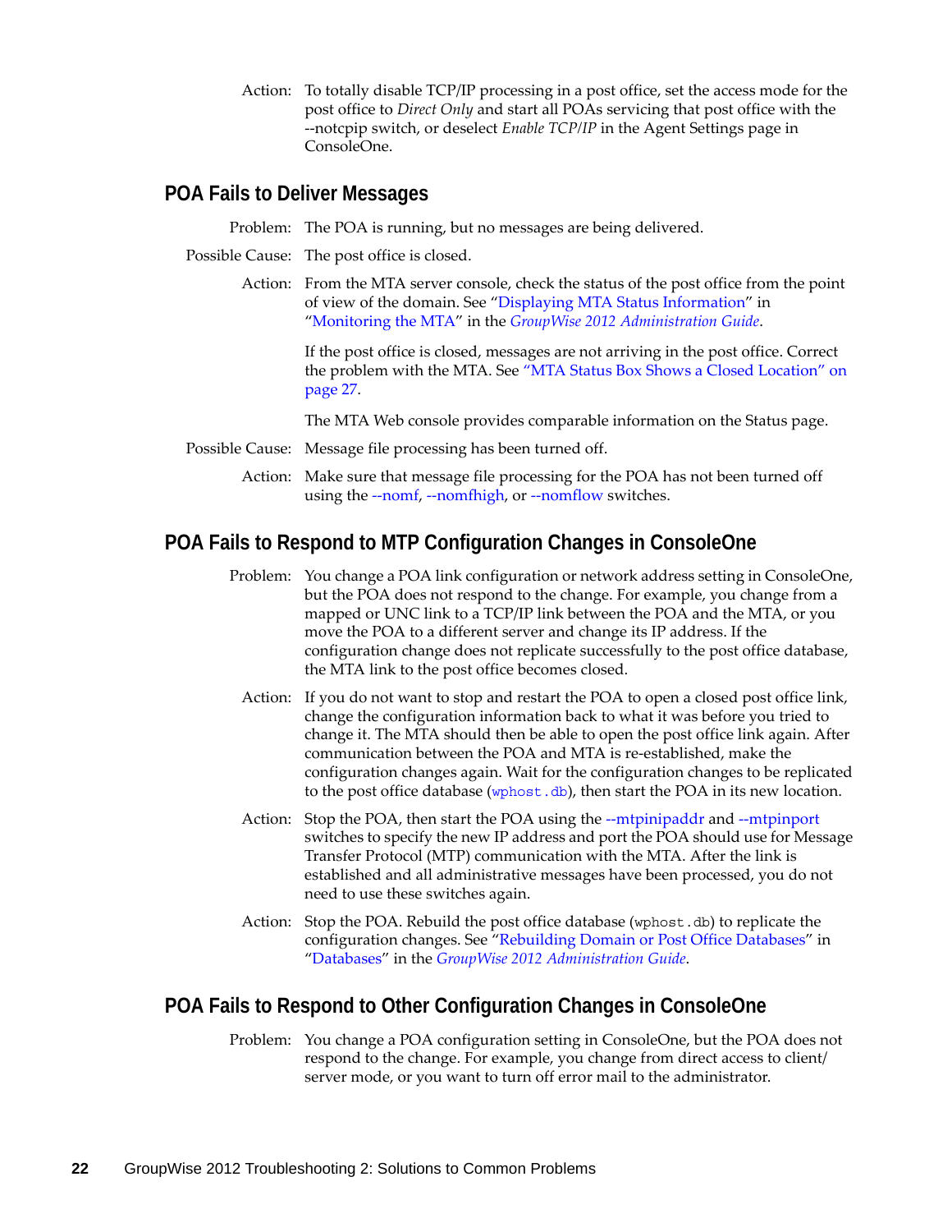Action: To totally disable TCP/IP processing in a post office, set the access mode for the post office to *Direct Only* and start all POAs servicing that post office with the --notcpip switch, or deselect *Enable TCP/IP* in the Agent Settings page in ConsoleOne.

## POA Fails to Deliver Messages

Problem: The POA is running, but no messages are being delivered.

Possible Cause: The post office is closed.

Action: From the MTA server console, check the status of the post office from the point of view of the domain. See "Displaying MTA Status Information" in "Monitoring the MTA" in the *GroupWise 2012 Administration Guide*.

If the post office is closed, messages are not arriving in the post office. Correct the problem with the MTA. See "MTA Status Box Shows a Closed Location" on page 27.

The MTA Web console provides comparable information on the Status page.

Possible Cause: Message file processing has been turned off.

Action: Make sure that message file processing for the POA has not been turned off using the --nomf, --nomfhigh, or --nomflow switches.

## POA Fails to Respond to MTP Configuration Changes in ConsoleOne

Problem: You change a POA link configuration or network address setting in ConsoleOne, but the POA does not respond to the change. For example, you change from a mapped or UNC link to a TCP/IP link between the POA and the MTA, or you move the POA to a different server and change its IP address. If the configuration change does not replicate successfully to the post office database, the MTA link to the post office becomes closed.

Action: If you do not want to stop and restart the POA to open a closed post office link, change the configuration information back to what it was before you tried to change it. The MTA should then be able to open the post office link again. After communication between the POA and MTA is re-established, make the configuration changes again. Wait for the configuration changes to be replicated to the post office database (`wphost.db`), then start the POA in its new location.

Action: Stop the POA, then start the POA using the --mtpinipaddr and --mtpinport switches to specify the new IP address and port the POA should use for Message Transfer Protocol (MTP) communication with the MTA. After the link is established and all administrative messages have been processed, you do not need to use these switches again.

Action: Stop the POA. Rebuild the post office database (`wphost.db`) to replicate the configuration changes. See "Rebuilding Domain or Post Office Databases" in "Databases" in the *GroupWise 2012 Administration Guide*.

## POA Fails to Respond to Other Configuration Changes in ConsoleOne

Problem: You change a POA configuration setting in ConsoleOne, but the POA does not respond to the change. For example, you change from direct access to client/server mode, or you want to turn off error mail to the administrator.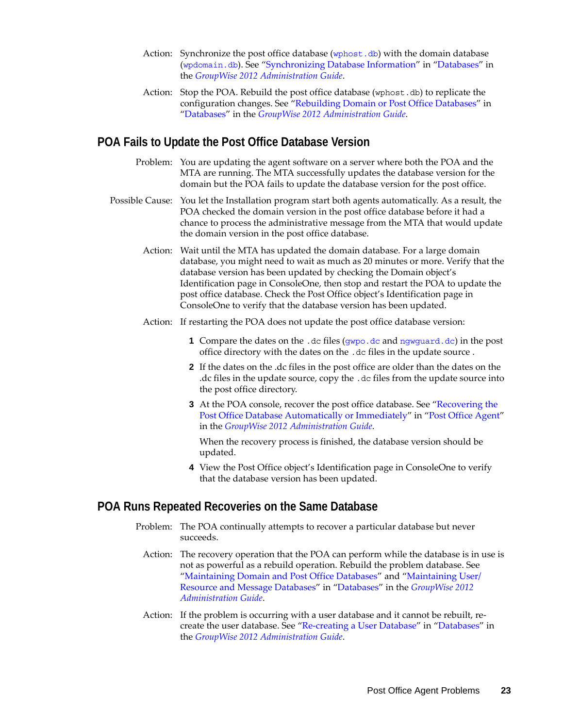Action: Synchronize the post office database (`wphost.db`) with the domain database (`wpdomain.db`). See "Synchronizing Database Information" in "Databases" in the *GroupWise 2012 Administration Guide*.

Action: Stop the POA. Rebuild the post office database (`wphost.db`) to replicate the configuration changes. See "Rebuilding Domain or Post Office Databases" in "Databases" in the *GroupWise 2012 Administration Guide*.

## POA Fails to Update the Post Office Database Version

Problem: You are updating the agent software on a server where both the POA and the MTA are running. The MTA successfully updates the database version for the domain but the POA fails to update the database version for the post office.

Possible Cause: You let the Installation program start both agents automatically. As a result, the POA checked the domain version in the post office database before it had a chance to process the administrative message from the MTA that would update the domain version in the post office database.

Action: Wait until the MTA has updated the domain database. For a large domain database, you might need to wait as much as 20 minutes or more. Verify that the database version has been updated by checking the Domain object's Identification page in ConsoleOne, then stop and restart the POA to update the post office database. Check the Post Office object's Identification page in ConsoleOne to verify that the database version has been updated.

Action: If restarting the POA does not update the post office database version:

1. Compare the dates on the `.dc` files (`gwpo.dc` and `ngwguard.dc`) in the post office directory with the dates on the `.dc` files in the update source .
2. If the dates on the .dc files in the post office are older than the dates on the .dc files in the update source, copy the `.dc` files from the update source into the post office directory.
3. At the POA console, recover the post office database. See "Recovering the Post Office Database Automatically or Immediately" in "Post Office Agent" in the *GroupWise 2012 Administration Guide*.

   When the recovery process is finished, the database version should be updated.
4. View the Post Office object's Identification page in ConsoleOne to verify that the database version has been updated.

## POA Runs Repeated Recoveries on the Same Database

Problem: The POA continually attempts to recover a particular database but never succeeds.

Action: The recovery operation that the POA can perform while the database is in use is not as powerful as a rebuild operation. Rebuild the problem database. See "Maintaining Domain and Post Office Databases" and "Maintaining User/Resource and Message Databases" in "Databases" in the *GroupWise 2012 Administration Guide*.

Action: If the problem is occurring with a user database and it cannot be rebuilt, re-create the user database. See "Re-creating a User Database" in "Databases" in the *GroupWise 2012 Administration Guide*.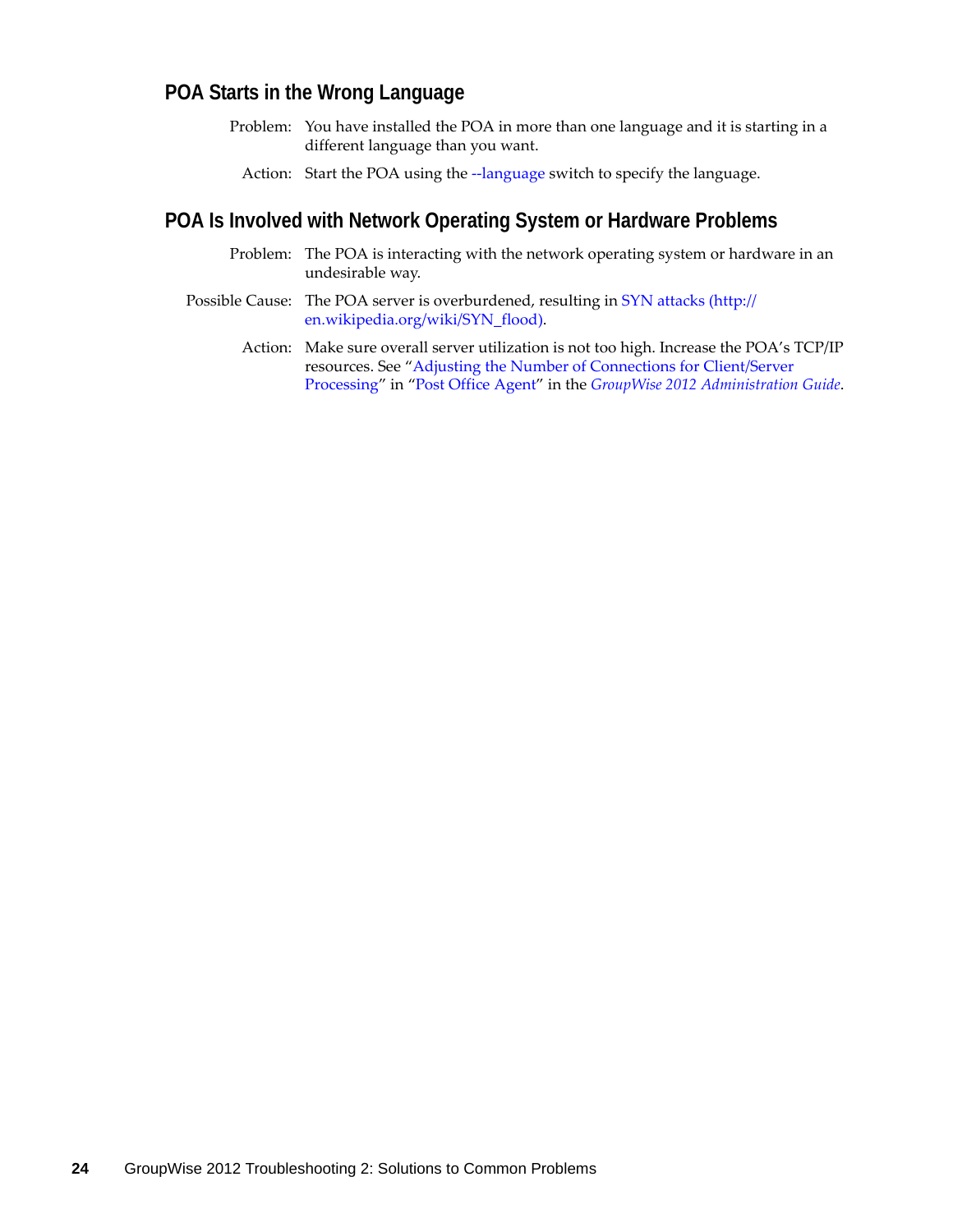### POA Starts in the Wrong Language

Problem: You have installed the POA in more than one language and it is starting in a different language than you want.

Action: Start the POA using the --language switch to specify the language.

### POA Is Involved with Network Operating System or Hardware Problems

Problem: The POA is interacting with the network operating system or hardware in an undesirable way.

Possible Cause: The POA server is overburdened, resulting in SYN attacks (http://en.wikipedia.org/wiki/SYN_flood).

Action: Make sure overall server utilization is not too high. Increase the POA's TCP/IP resources. See "Adjusting the Number of Connections for Client/Server Processing" in "Post Office Agent" in the *GroupWise 2012 Administration Guide*.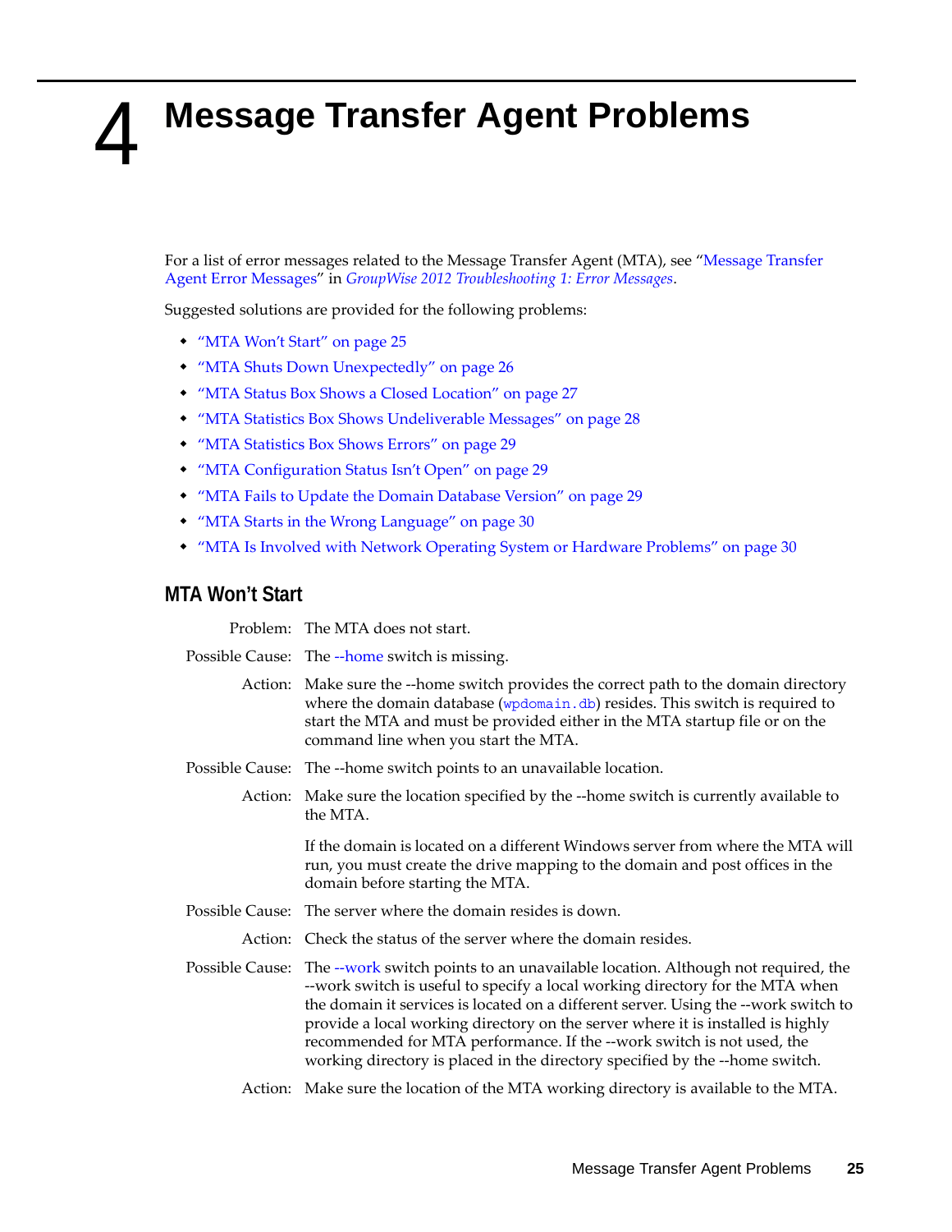# 4 Message Transfer Agent Problems

For a list of error messages related to the Message Transfer Agent (MTA), see "Message Transfer Agent Error Messages" in *GroupWise 2012 Troubleshooting 1: Error Messages*.

Suggested solutions are provided for the following problems:

- "MTA Won't Start" on page 25
- "MTA Shuts Down Unexpectedly" on page 26
- "MTA Status Box Shows a Closed Location" on page 27
- "MTA Statistics Box Shows Undeliverable Messages" on page 28
- "MTA Statistics Box Shows Errors" on page 29
- "MTA Configuration Status Isn't Open" on page 29
- "MTA Fails to Update the Domain Database Version" on page 29
- "MTA Starts in the Wrong Language" on page 30
- "MTA Is Involved with Network Operating System or Hardware Problems" on page 30

## MTA Won't Start

**Problem:** The MTA does not start.

**Possible Cause:** The --home switch is missing.

**Action:** Make sure the --home switch provides the correct path to the domain directory where the domain database (`wpdomain.db`) resides. This switch is required to start the MTA and must be provided either in the MTA startup file or on the command line when you start the MTA.

**Possible Cause:** The --home switch points to an unavailable location.

**Action:** Make sure the location specified by the --home switch is currently available to the MTA.

If the domain is located on a different Windows server from where the MTA will run, you must create the drive mapping to the domain and post offices in the domain before starting the MTA.

**Possible Cause:** The server where the domain resides is down.

**Action:** Check the status of the server where the domain resides.

**Possible Cause:** The --work switch points to an unavailable location. Although not required, the --work switch is useful to specify a local working directory for the MTA when the domain it services is located on a different server. Using the --work switch to provide a local working directory on the server where it is installed is highly recommended for MTA performance. If the --work switch is not used, the working directory is placed in the directory specified by the --home switch.

**Action:** Make sure the location of the MTA working directory is available to the MTA.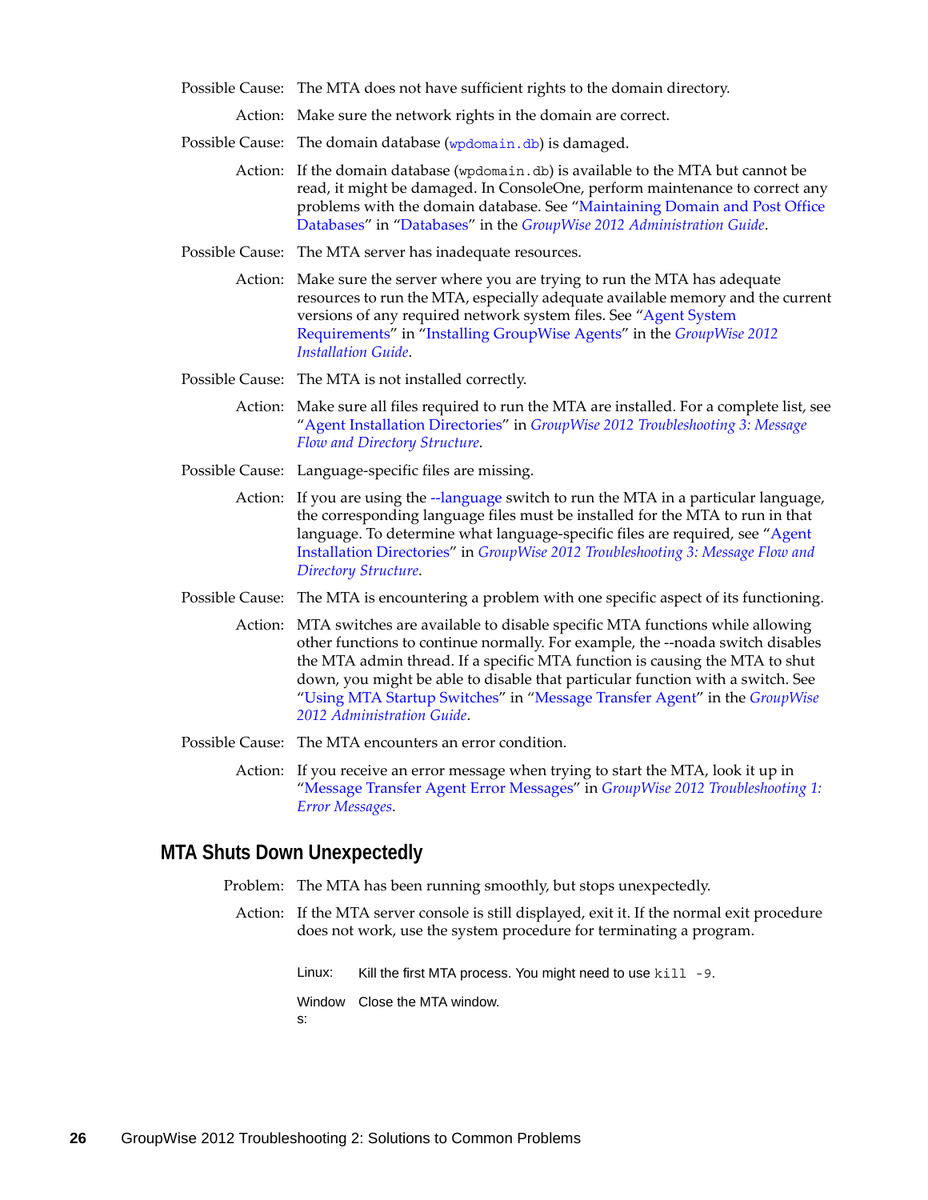Possible Cause: The MTA does not have sufficient rights to the domain directory.

Action: Make sure the network rights in the domain are correct.

Possible Cause: The domain database (`wpdomain.db`) is damaged.

Action: If the domain database (`wpdomain.db`) is available to the MTA but cannot be read, it might be damaged. In ConsoleOne, perform maintenance to correct any problems with the domain database. See "Maintaining Domain and Post Office Databases" in "Databases" in the *GroupWise 2012 Administration Guide*.

Possible Cause: The MTA server has inadequate resources.

Action: Make sure the server where you are trying to run the MTA has adequate resources to run the MTA, especially adequate available memory and the current versions of any required network system files. See "Agent System Requirements" in "Installing GroupWise Agents" in the *GroupWise 2012 Installation Guide*.

Possible Cause: The MTA is not installed correctly.

Action: Make sure all files required to run the MTA are installed. For a complete list, see "Agent Installation Directories" in *GroupWise 2012 Troubleshooting 3: Message Flow and Directory Structure*.

Possible Cause: Language-specific files are missing.

Action: If you are using the --language switch to run the MTA in a particular language, the corresponding language files must be installed for the MTA to run in that language. To determine what language-specific files are required, see "Agent Installation Directories" in *GroupWise 2012 Troubleshooting 3: Message Flow and Directory Structure*.

Possible Cause: The MTA is encountering a problem with one specific aspect of its functioning.

Action: MTA switches are available to disable specific MTA functions while allowing other functions to continue normally. For example, the --noada switch disables the MTA admin thread. If a specific MTA function is causing the MTA to shut down, you might be able to disable that particular function with a switch. See "Using MTA Startup Switches" in "Message Transfer Agent" in the *GroupWise 2012 Administration Guide*.

Possible Cause: The MTA encounters an error condition.

Action: If you receive an error message when trying to start the MTA, look it up in "Message Transfer Agent Error Messages" in *GroupWise 2012 Troubleshooting 1: Error Messages*.

## MTA Shuts Down Unexpectedly

Problem: The MTA has been running smoothly, but stops unexpectedly.

Action: If the MTA server console is still displayed, exit it. If the normal exit procedure does not work, use the system procedure for terminating a program.

| | |
|---|---|
| Linux: | Kill the first MTA process. You might need to use `kill -9`. |
| Windows: | Close the MTA window. |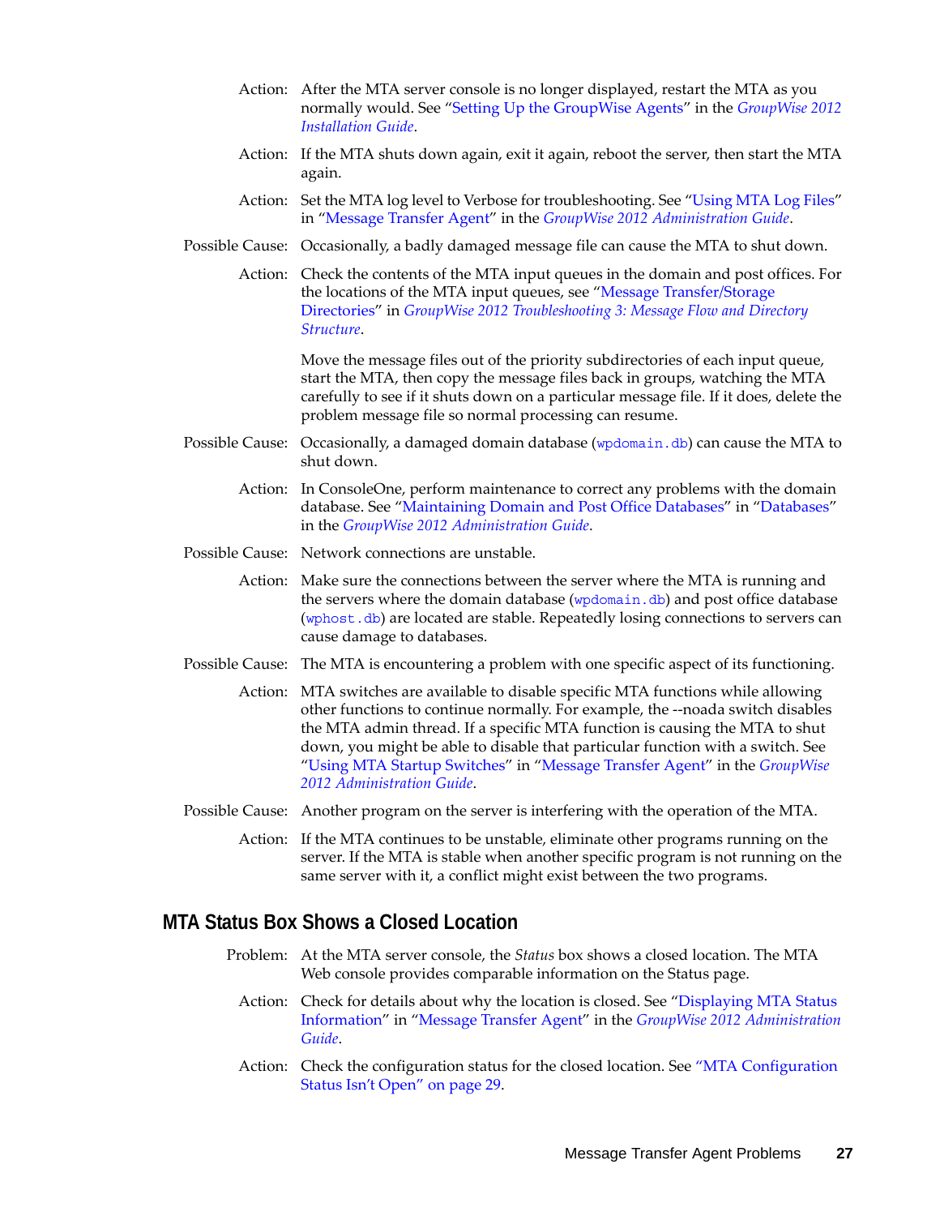Action: After the MTA server console is no longer displayed, restart the MTA as you normally would. See "Setting Up the GroupWise Agents" in the *GroupWise 2012 Installation Guide*.

Action: If the MTA shuts down again, exit it again, reboot the server, then start the MTA again.

Action: Set the MTA log level to Verbose for troubleshooting. See "Using MTA Log Files" in "Message Transfer Agent" in the *GroupWise 2012 Administration Guide*.

Possible Cause: Occasionally, a badly damaged message file can cause the MTA to shut down.

Action: Check the contents of the MTA input queues in the domain and post offices. For the locations of the MTA input queues, see "Message Transfer/Storage Directories" in *GroupWise 2012 Troubleshooting 3: Message Flow and Directory Structure*.

Move the message files out of the priority subdirectories of each input queue, start the MTA, then copy the message files back in groups, watching the MTA carefully to see if it shuts down on a particular message file. If it does, delete the problem message file so normal processing can resume.

Possible Cause: Occasionally, a damaged domain database (`wpdomain.db`) can cause the MTA to shut down.

Action: In ConsoleOne, perform maintenance to correct any problems with the domain database. See "Maintaining Domain and Post Office Databases" in "Databases" in the *GroupWise 2012 Administration Guide*.

Possible Cause: Network connections are unstable.

Action: Make sure the connections between the server where the MTA is running and the servers where the domain database (`wpdomain.db`) and post office database (`wphost.db`) are located are stable. Repeatedly losing connections to servers can cause damage to databases.

Possible Cause: The MTA is encountering a problem with one specific aspect of its functioning.

Action: MTA switches are available to disable specific MTA functions while allowing other functions to continue normally. For example, the --noada switch disables the MTA admin thread. If a specific MTA function is causing the MTA to shut down, you might be able to disable that particular function with a switch. See "Using MTA Startup Switches" in "Message Transfer Agent" in the *GroupWise 2012 Administration Guide*.

Possible Cause: Another program on the server is interfering with the operation of the MTA.

Action: If the MTA continues to be unstable, eliminate other programs running on the server. If the MTA is stable when another specific program is not running on the same server with it, a conflict might exist between the two programs.

## MTA Status Box Shows a Closed Location

Problem: At the MTA server console, the *Status* box shows a closed location. The MTA Web console provides comparable information on the Status page.

Action: Check for details about why the location is closed. See "Displaying MTA Status Information" in "Message Transfer Agent" in the *GroupWise 2012 Administration Guide*.

Action: Check the configuration status for the closed location. See "MTA Configuration Status Isn't Open" on page 29.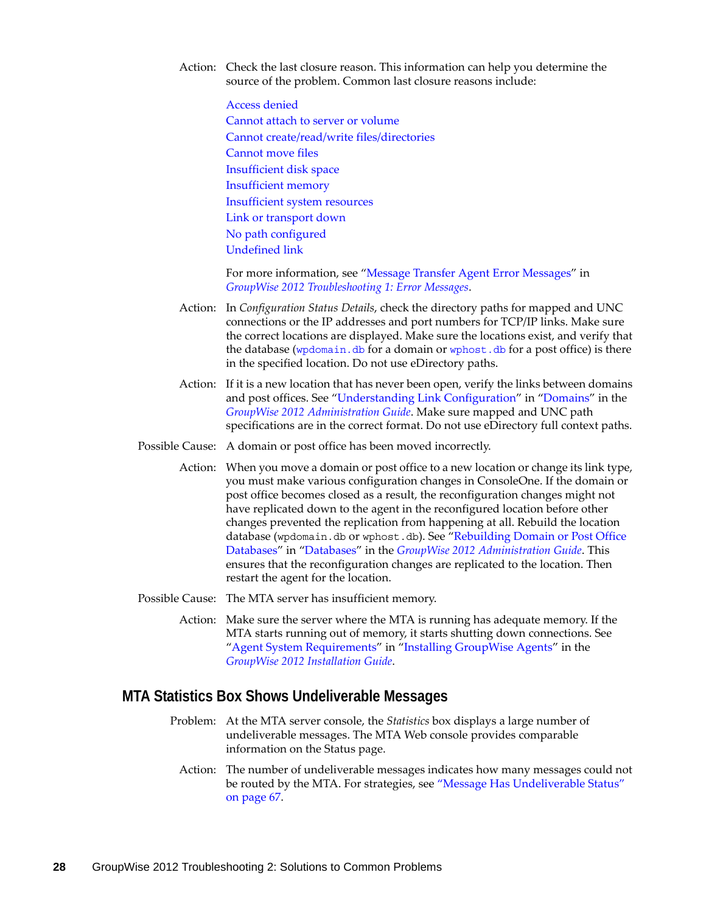Action: Check the last closure reason. This information can help you determine the source of the problem. Common last closure reasons include:

Access denied
Cannot attach to server or volume
Cannot create/read/write files/directories
Cannot move files
Insufficient disk space
Insufficient memory
Insufficient system resources
Link or transport down
No path configured
Undefined link

For more information, see "Message Transfer Agent Error Messages" in *GroupWise 2012 Troubleshooting 1: Error Messages*.

Action: In *Configuration Status Details*, check the directory paths for mapped and UNC connections or the IP addresses and port numbers for TCP/IP links. Make sure the correct locations are displayed. Make sure the locations exist, and verify that the database (`wpdomain.db` for a domain or `wphost.db` for a post office) is there in the specified location. Do not use eDirectory paths.

Action: If it is a new location that has never been open, verify the links between domains and post offices. See "Understanding Link Configuration" in "Domains" in the *GroupWise 2012 Administration Guide*. Make sure mapped and UNC path specifications are in the correct format. Do not use eDirectory full context paths.

Possible Cause: A domain or post office has been moved incorrectly.

Action: When you move a domain or post office to a new location or change its link type, you must make various configuration changes in ConsoleOne. If the domain or post office becomes closed as a result, the reconfiguration changes might not have replicated down to the agent in the reconfigured location before other changes prevented the replication from happening at all. Rebuild the location database (`wpdomain.db` or `wphost.db`). See "Rebuilding Domain or Post Office Databases" in "Databases" in the *GroupWise 2012 Administration Guide*. This ensures that the reconfiguration changes are replicated to the location. Then restart the agent for the location.

Possible Cause: The MTA server has insufficient memory.

Action: Make sure the server where the MTA is running has adequate memory. If the MTA starts running out of memory, it starts shutting down connections. See "Agent System Requirements" in "Installing GroupWise Agents" in the *GroupWise 2012 Installation Guide*.

## MTA Statistics Box Shows Undeliverable Messages

Problem: At the MTA server console, the *Statistics* box displays a large number of undeliverable messages. The MTA Web console provides comparable information on the Status page.

Action: The number of undeliverable messages indicates how many messages could not be routed by the MTA. For strategies, see "Message Has Undeliverable Status" on page 67.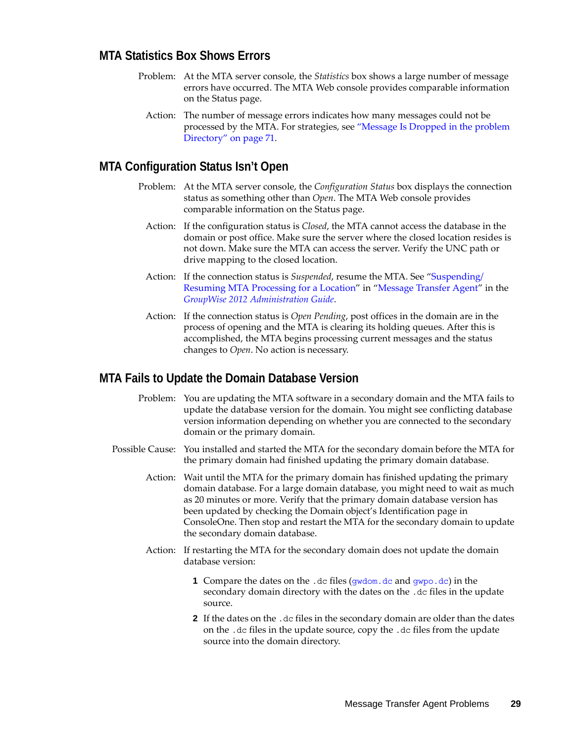## MTA Statistics Box Shows Errors

Problem: At the MTA server console, the *Statistics* box shows a large number of message errors have occurred. The MTA Web console provides comparable information on the Status page.

Action: The number of message errors indicates how many messages could not be processed by the MTA. For strategies, see "Message Is Dropped in the problem Directory" on page 71.

## MTA Configuration Status Isn't Open

Problem: At the MTA server console, the *Configuration Status* box displays the connection status as something other than *Open*. The MTA Web console provides comparable information on the Status page.

Action: If the configuration status is *Closed*, the MTA cannot access the database in the domain or post office. Make sure the server where the closed location resides is not down. Make sure the MTA can access the server. Verify the UNC path or drive mapping to the closed location.

Action: If the connection status is *Suspended*, resume the MTA. See "Suspending/Resuming MTA Processing for a Location" in "Message Transfer Agent" in the *GroupWise 2012 Administration Guide*.

Action: If the connection status is *Open Pending*, post offices in the domain are in the process of opening and the MTA is clearing its holding queues. After this is accomplished, the MTA begins processing current messages and the status changes to *Open*. No action is necessary.

## MTA Fails to Update the Domain Database Version

Problem: You are updating the MTA software in a secondary domain and the MTA fails to update the database version for the domain. You might see conflicting database version information depending on whether you are connected to the secondary domain or the primary domain.

Possible Cause: You installed and started the MTA for the secondary domain before the MTA for the primary domain had finished updating the primary domain database.

Action: Wait until the MTA for the primary domain has finished updating the primary domain database. For a large domain database, you might need to wait as much as 20 minutes or more. Verify that the primary domain database version has been updated by checking the Domain object's Identification page in ConsoleOne. Then stop and restart the MTA for the secondary domain to update the secondary domain database.

Action: If restarting the MTA for the secondary domain does not update the domain database version:

1. Compare the dates on the `.dc` files (`gwdom.dc` and `gwpo.dc`) in the secondary domain directory with the dates on the `.dc` files in the update source.
2. If the dates on the `.dc` files in the secondary domain are older than the dates on the `.dc` files in the update source, copy the `.dc` files from the update source into the domain directory.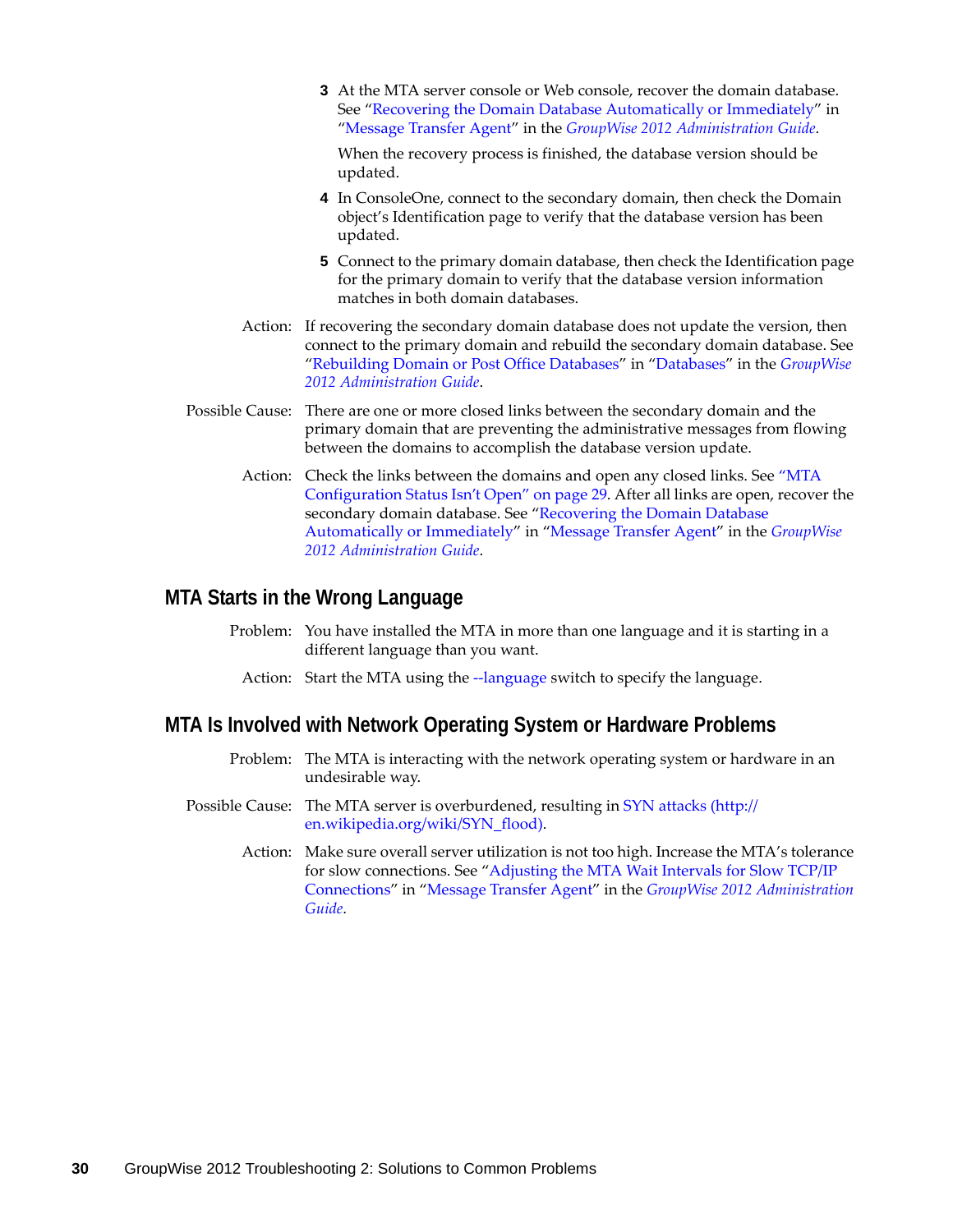3. At the MTA server console or Web console, recover the domain database. See "Recovering the Domain Database Automatically or Immediately" in "Message Transfer Agent" in the *GroupWise 2012 Administration Guide*.

   When the recovery process is finished, the database version should be updated.

4. In ConsoleOne, connect to the secondary domain, then check the Domain object's Identification page to verify that the database version has been updated.

5. Connect to the primary domain database, then check the Identification page for the primary domain to verify that the database version information matches in both domain databases.

Action: If recovering the secondary domain database does not update the version, then connect to the primary domain and rebuild the secondary domain database. See "Rebuilding Domain or Post Office Databases" in "Databases" in the *GroupWise 2012 Administration Guide*.

Possible Cause: There are one or more closed links between the secondary domain and the primary domain that are preventing the administrative messages from flowing between the domains to accomplish the database version update.

Action: Check the links between the domains and open any closed links. See "MTA Configuration Status Isn't Open" on page 29. After all links are open, recover the secondary domain database. See "Recovering the Domain Database Automatically or Immediately" in "Message Transfer Agent" in the *GroupWise 2012 Administration Guide*.

## MTA Starts in the Wrong Language

Problem: You have installed the MTA in more than one language and it is starting in a different language than you want.

Action: Start the MTA using the --language switch to specify the language.

## MTA Is Involved with Network Operating System or Hardware Problems

Problem: The MTA is interacting with the network operating system or hardware in an undesirable way.

Possible Cause: The MTA server is overburdened, resulting in SYN attacks (http://en.wikipedia.org/wiki/SYN_flood).

Action: Make sure overall server utilization is not too high. Increase the MTA's tolerance for slow connections. See "Adjusting the MTA Wait Intervals for Slow TCP/IP Connections" in "Message Transfer Agent" in the *GroupWise 2012 Administration Guide*.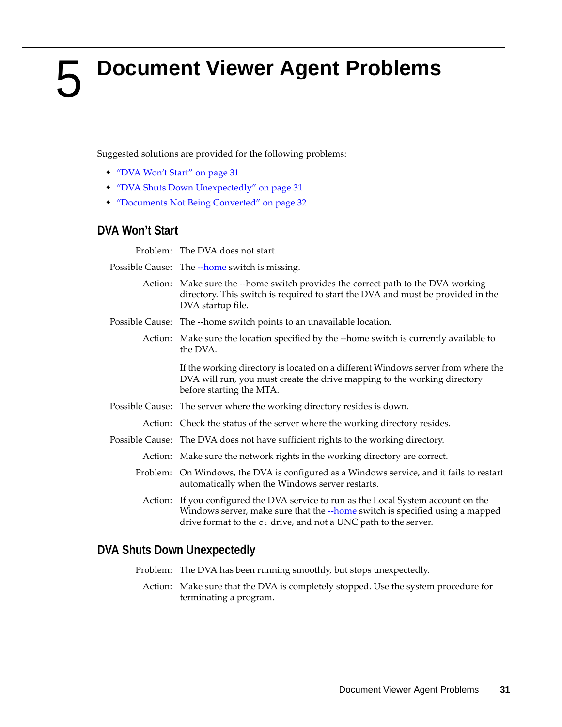# 5 Document Viewer Agent Problems

Suggested solutions are provided for the following problems:

- "DVA Won't Start" on page 31
- "DVA Shuts Down Unexpectedly" on page 31
- "Documents Not Being Converted" on page 32

## DVA Won't Start

Problem: The DVA does not start.

Possible Cause: The --home switch is missing.

Action: Make sure the --home switch provides the correct path to the DVA working directory. This switch is required to start the DVA and must be provided in the DVA startup file.

Possible Cause: The --home switch points to an unavailable location.

Action: Make sure the location specified by the --home switch is currently available to the DVA.

If the working directory is located on a different Windows server from where the DVA will run, you must create the drive mapping to the working directory before starting the MTA.

Possible Cause: The server where the working directory resides is down.

Action: Check the status of the server where the working directory resides.

Possible Cause: The DVA does not have sufficient rights to the working directory.

Action: Make sure the network rights in the working directory are correct.

Problem: On Windows, the DVA is configured as a Windows service, and it fails to restart automatically when the Windows server restarts.

Action: If you configured the DVA service to run as the Local System account on the Windows server, make sure that the --home switch is specified using a mapped drive format to the `c:` drive, and not a UNC path to the server.

## DVA Shuts Down Unexpectedly

Problem: The DVA has been running smoothly, but stops unexpectedly.

Action: Make sure that the DVA is completely stopped. Use the system procedure for terminating a program.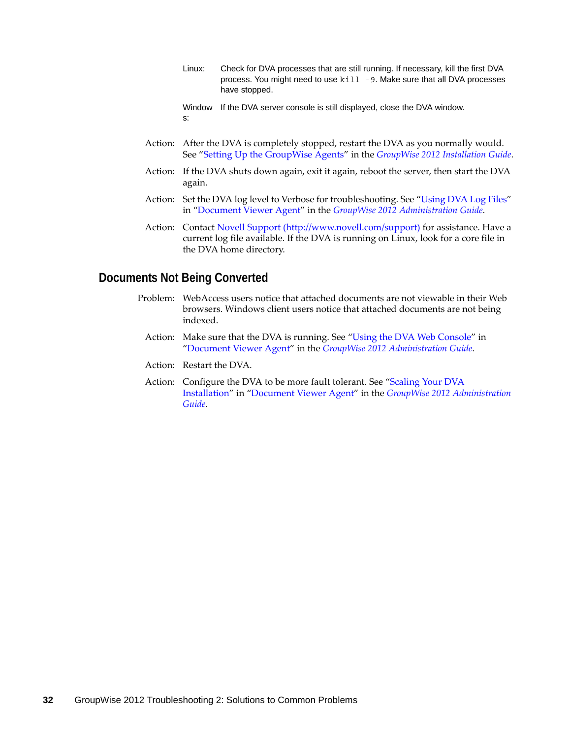| | |
|---|---|
| Linux: | Check for DVA processes that are still running. If necessary, kill the first DVA process. You might need to use `kill -9`. Make sure that all DVA processes have stopped. |
| Windows: | If the DVA server console is still displayed, close the DVA window. |

Action: After the DVA is completely stopped, restart the DVA as you normally would. See "Setting Up the GroupWise Agents" in the *GroupWise 2012 Installation Guide*.

Action: If the DVA shuts down again, exit it again, reboot the server, then start the DVA again.

Action: Set the DVA log level to Verbose for troubleshooting. See "Using DVA Log Files" in "Document Viewer Agent" in the *GroupWise 2012 Administration Guide*.

Action: Contact Novell Support (http://www.novell.com/support) for assistance. Have a current log file available. If the DVA is running on Linux, look for a core file in the DVA home directory.

## Documents Not Being Converted

Problem: WebAccess users notice that attached documents are not viewable in their Web browsers. Windows client users notice that attached documents are not being indexed.

Action: Make sure that the DVA is running. See "Using the DVA Web Console" in "Document Viewer Agent" in the *GroupWise 2012 Administration Guide*.

Action: Restart the DVA.

Action: Configure the DVA to be more fault tolerant. See "Scaling Your DVA Installation" in "Document Viewer Agent" in the *GroupWise 2012 Administration Guide*.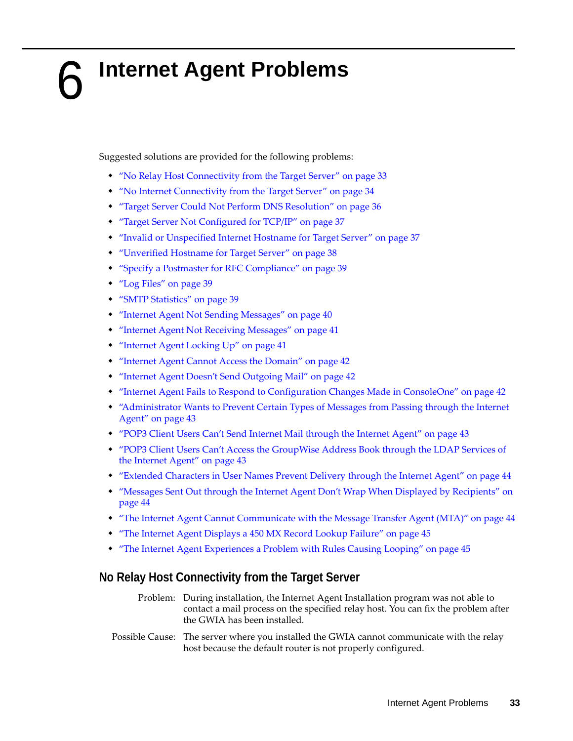# 6 Internet Agent Problems

Suggested solutions are provided for the following problems:

- "No Relay Host Connectivity from the Target Server" on page 33
- "No Internet Connectivity from the Target Server" on page 34
- "Target Server Could Not Perform DNS Resolution" on page 36
- "Target Server Not Configured for TCP/IP" on page 37
- "Invalid or Unspecified Internet Hostname for Target Server" on page 37
- "Unverified Hostname for Target Server" on page 38
- "Specify a Postmaster for RFC Compliance" on page 39
- "Log Files" on page 39
- "SMTP Statistics" on page 39
- "Internet Agent Not Sending Messages" on page 40
- "Internet Agent Not Receiving Messages" on page 41
- "Internet Agent Locking Up" on page 41
- "Internet Agent Cannot Access the Domain" on page 42
- "Internet Agent Doesn't Send Outgoing Mail" on page 42
- "Internet Agent Fails to Respond to Configuration Changes Made in ConsoleOne" on page 42
- "Administrator Wants to Prevent Certain Types of Messages from Passing through the Internet Agent" on page 43
- "POP3 Client Users Can't Send Internet Mail through the Internet Agent" on page 43
- "POP3 Client Users Can't Access the GroupWise Address Book through the LDAP Services of the Internet Agent" on page 43
- "Extended Characters in User Names Prevent Delivery through the Internet Agent" on page 44
- "Messages Sent Out through the Internet Agent Don't Wrap When Displayed by Recipients" on page 44
- "The Internet Agent Cannot Communicate with the Message Transfer Agent (MTA)" on page 44
- "The Internet Agent Displays a 450 MX Record Lookup Failure" on page 45
- "The Internet Agent Experiences a Problem with Rules Causing Looping" on page 45

## No Relay Host Connectivity from the Target Server

Problem: During installation, the Internet Agent Installation program was not able to contact a mail process on the specified relay host. You can fix the problem after the GWIA has been installed.

Possible Cause: The server where you installed the GWIA cannot communicate with the relay host because the default router is not properly configured.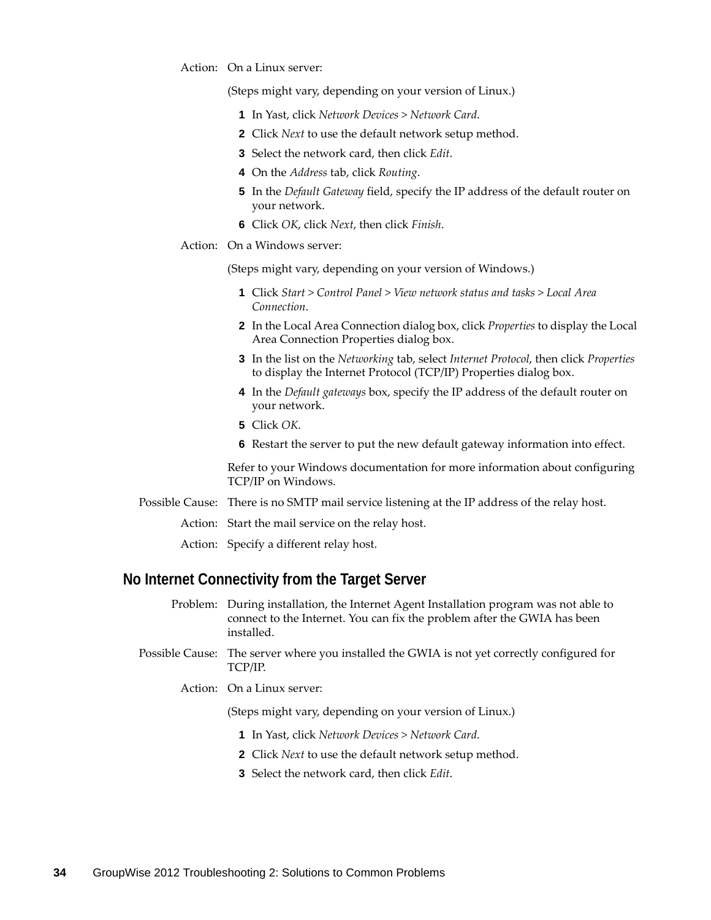Action: On a Linux server:

(Steps might vary, depending on your version of Linux.)

1. In Yast, click *Network Devices* > *Network Card*.
2. Click *Next* to use the default network setup method.
3. Select the network card, then click *Edit*.
4. On the *Address* tab, click *Routing*.
5. In the *Default Gateway* field, specify the IP address of the default router on your network.
6. Click *OK*, click *Next*, then click *Finish*.

Action: On a Windows server:

(Steps might vary, depending on your version of Windows.)

1. Click *Start* > *Control Panel* > *View network status and tasks* > *Local Area Connection*.
2. In the Local Area Connection dialog box, click *Properties* to display the Local Area Connection Properties dialog box.
3. In the list on the *Networking* tab, select *Internet Protocol*, then click *Properties* to display the Internet Protocol (TCP/IP) Properties dialog box.
4. In the *Default gateways* box, specify the IP address of the default router on your network.
5. Click *OK*.
6. Restart the server to put the new default gateway information into effect.

Refer to your Windows documentation for more information about configuring TCP/IP on Windows.

Possible Cause: There is no SMTP mail service listening at the IP address of the relay host.

Action: Start the mail service on the relay host.

Action: Specify a different relay host.

## No Internet Connectivity from the Target Server

Problem: During installation, the Internet Agent Installation program was not able to connect to the Internet. You can fix the problem after the GWIA has been installed.

Possible Cause: The server where you installed the GWIA is not yet correctly configured for TCP/IP.

Action: On a Linux server:

(Steps might vary, depending on your version of Linux.)

1. In Yast, click *Network Devices* > *Network Card*.
2. Click *Next* to use the default network setup method.
3. Select the network card, then click *Edit*.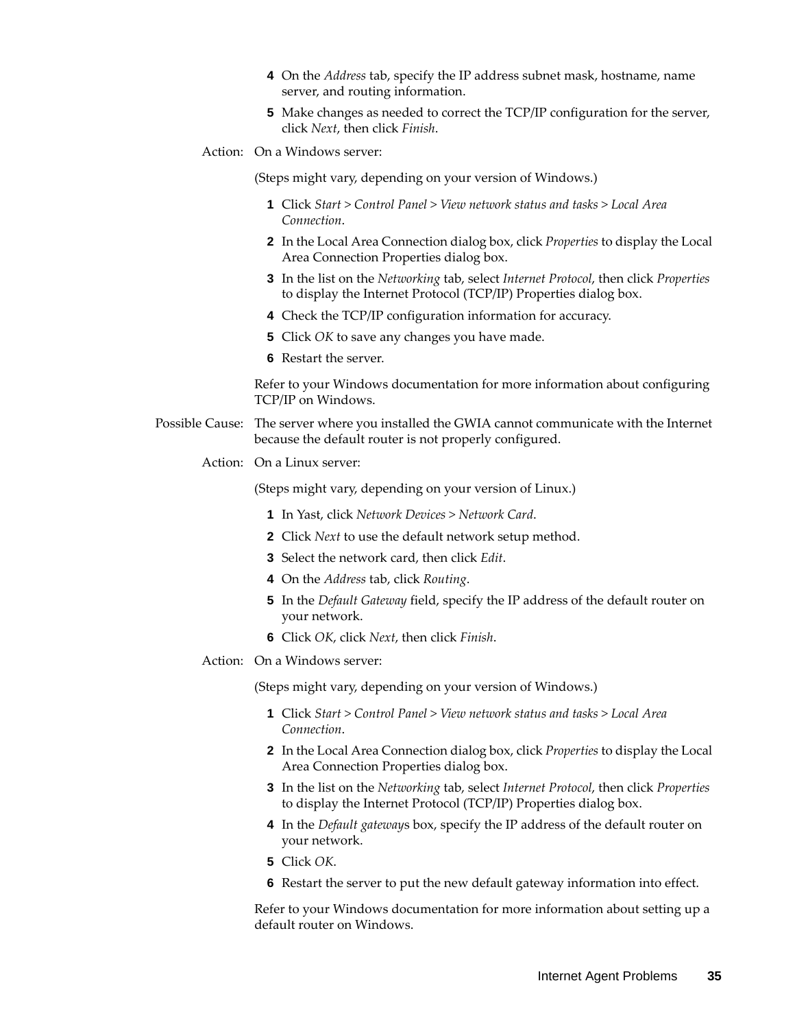4 On the *Address* tab, specify the IP address subnet mask, hostname, name server, and routing information.

5 Make changes as needed to correct the TCP/IP configuration for the server, click *Next*, then click *Finish*.

Action: On a Windows server:

(Steps might vary, depending on your version of Windows.)

1. Click *Start > Control Panel > View network status and tasks > Local Area Connection*.
2. In the Local Area Connection dialog box, click *Properties* to display the Local Area Connection Properties dialog box.
3. In the list on the *Networking* tab, select *Internet Protocol*, then click *Properties* to display the Internet Protocol (TCP/IP) Properties dialog box.
4. Check the TCP/IP configuration information for accuracy.
5. Click *OK* to save any changes you have made.
6. Restart the server.

Refer to your Windows documentation for more information about configuring TCP/IP on Windows.

Possible Cause: The server where you installed the GWIA cannot communicate with the Internet because the default router is not properly configured.

Action: On a Linux server:

(Steps might vary, depending on your version of Linux.)

1. In Yast, click *Network Devices > Network Card*.
2. Click *Next* to use the default network setup method.
3. Select the network card, then click *Edit*.
4. On the *Address* tab, click *Routing*.
5. In the *Default Gateway* field, specify the IP address of the default router on your network.
6. Click *OK*, click *Next*, then click *Finish*.

Action: On a Windows server:

(Steps might vary, depending on your version of Windows.)

1. Click *Start > Control Panel > View network status and tasks > Local Area Connection*.
2. In the Local Area Connection dialog box, click *Properties* to display the Local Area Connection Properties dialog box.
3. In the list on the *Networking* tab, select *Internet Protocol*, then click *Properties* to display the Internet Protocol (TCP/IP) Properties dialog box.
4. In the *Default gateway*s box, specify the IP address of the default router on your network.
5. Click *OK*.
6. Restart the server to put the new default gateway information into effect.

Refer to your Windows documentation for more information about setting up a default router on Windows.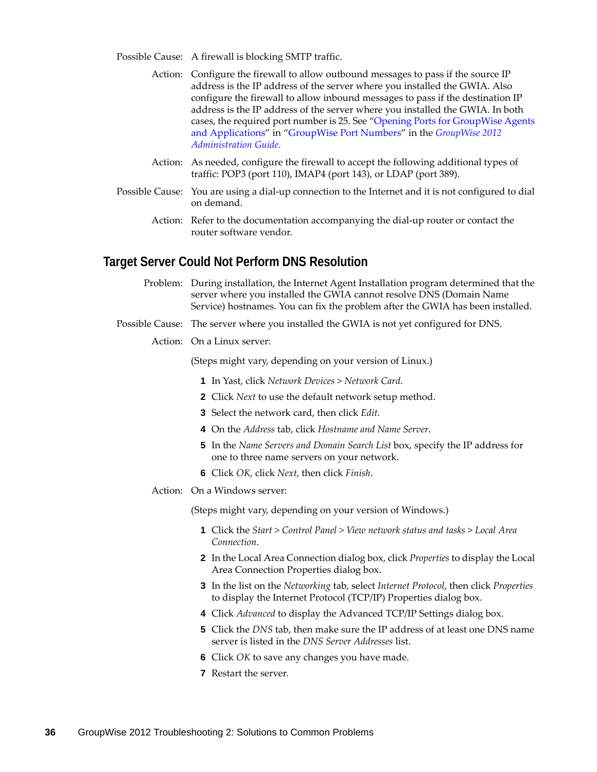Possible Cause: A firewall is blocking SMTP traffic.

Action: Configure the firewall to allow outbound messages to pass if the source IP address is the IP address of the server where you installed the GWIA. Also configure the firewall to allow inbound messages to pass if the destination IP address is the IP address of the server where you installed the GWIA. In both cases, the required port number is 25. See "Opening Ports for GroupWise Agents and Applications" in "GroupWise Port Numbers" in the *GroupWise 2012 Administration Guide*.

Action: As needed, configure the firewall to accept the following additional types of traffic: POP3 (port 110), IMAP4 (port 143), or LDAP (port 389).

Possible Cause: You are using a dial-up connection to the Internet and it is not configured to dial on demand.

Action: Refer to the documentation accompanying the dial-up router or contact the router software vendor.

## Target Server Could Not Perform DNS Resolution

Problem: During installation, the Internet Agent Installation program determined that the server where you installed the GWIA cannot resolve DNS (Domain Name Service) hostnames. You can fix the problem after the GWIA has been installed.

Possible Cause: The server where you installed the GWIA is not yet configured for DNS.

Action: On a Linux server:

(Steps might vary, depending on your version of Linux.)

1. In Yast, click *Network Devices* > *Network Card*.
2. Click *Next* to use the default network setup method.
3. Select the network card, then click *Edit*.
4. On the *Address* tab, click *Hostname and Name Server*.
5. In the *Name Servers and Domain Search List* box, specify the IP address for one to three name servers on your network.
6. Click *OK*, click *Next*, then click *Finish*.

Action: On a Windows server:

(Steps might vary, depending on your version of Windows.)

1. Click the *Start* > *Control Panel* > *View network status and tasks* > *Local Area Connection*.
2. In the Local Area Connection dialog box, click *Properties* to display the Local Area Connection Properties dialog box.
3. In the list on the *Networking* tab, select *Internet Protocol*, then click *Properties* to display the Internet Protocol (TCP/IP) Properties dialog box.
4. Click *Advanced* to display the Advanced TCP/IP Settings dialog box.
5. Click the *DNS* tab, then make sure the IP address of at least one DNS name server is listed in the *DNS Server Addresses* list.
6. Click *OK* to save any changes you have made.
7. Restart the server.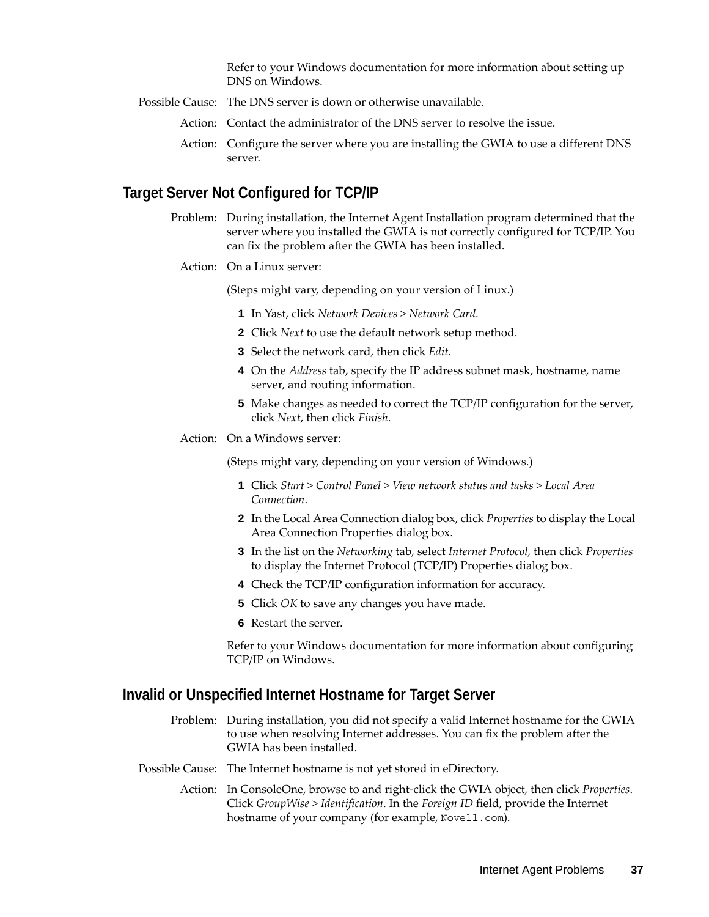Refer to your Windows documentation for more information about setting up DNS on Windows.

Possible Cause: The DNS server is down or otherwise unavailable.

Action: Contact the administrator of the DNS server to resolve the issue.

Action: Configure the server where you are installing the GWIA to use a different DNS server.

## Target Server Not Configured for TCP/IP

Problem: During installation, the Internet Agent Installation program determined that the server where you installed the GWIA is not correctly configured for TCP/IP. You can fix the problem after the GWIA has been installed.

Action: On a Linux server:

(Steps might vary, depending on your version of Linux.)

1. In Yast, click *Network Devices > Network Card*.
2. Click *Next* to use the default network setup method.
3. Select the network card, then click *Edit*.
4. On the *Address* tab, specify the IP address subnet mask, hostname, name server, and routing information.
5. Make changes as needed to correct the TCP/IP configuration for the server, click *Next*, then click *Finish*.

Action: On a Windows server:

(Steps might vary, depending on your version of Windows.)

1. Click *Start > Control Panel > View network status and tasks > Local Area Connection*.
2. In the Local Area Connection dialog box, click *Properties* to display the Local Area Connection Properties dialog box.
3. In the list on the *Networking* tab, select *Internet Protocol*, then click *Properties* to display the Internet Protocol (TCP/IP) Properties dialog box.
4. Check the TCP/IP configuration information for accuracy.
5. Click *OK* to save any changes you have made.
6. Restart the server.

Refer to your Windows documentation for more information about configuring TCP/IP on Windows.

## Invalid or Unspecified Internet Hostname for Target Server

Problem: During installation, you did not specify a valid Internet hostname for the GWIA to use when resolving Internet addresses. You can fix the problem after the GWIA has been installed.

Possible Cause: The Internet hostname is not yet stored in eDirectory.

Action: In ConsoleOne, browse to and right-click the GWIA object, then click *Properties*. Click *GroupWise > Identification*. In the *Foreign ID* field, provide the Internet hostname of your company (for example, `Novell.com`).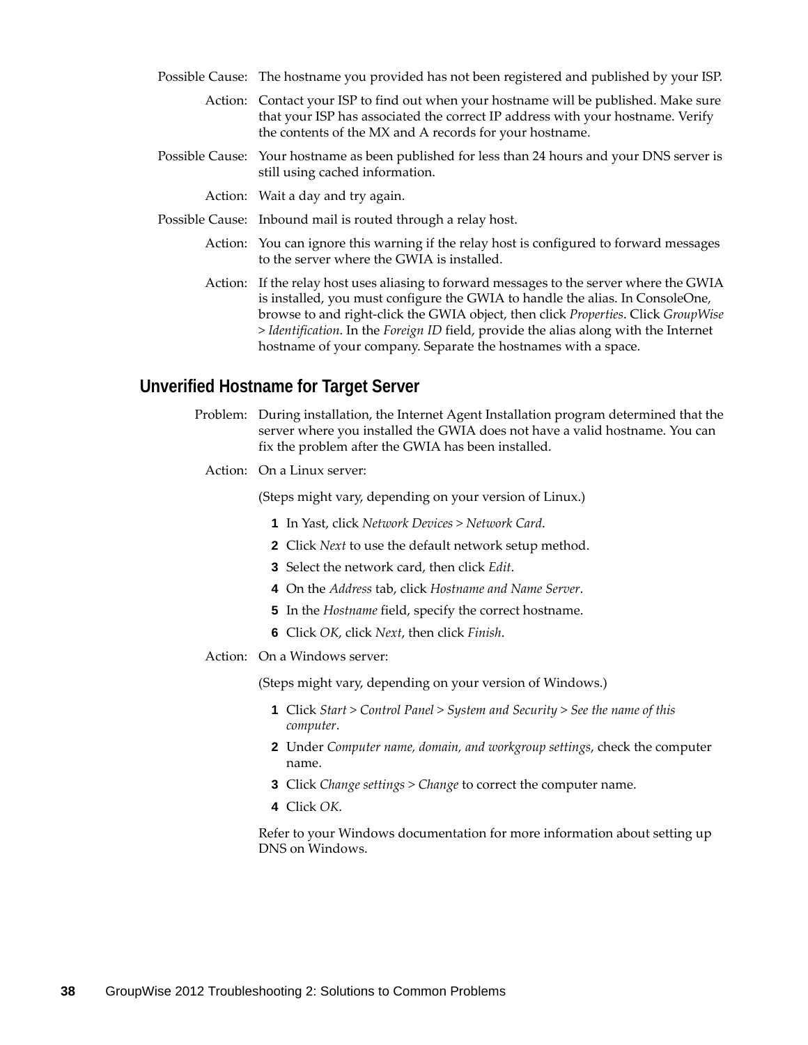Possible Cause: The hostname you provided has not been registered and published by your ISP.

Action: Contact your ISP to find out when your hostname will be published. Make sure that your ISP has associated the correct IP address with your hostname. Verify the contents of the MX and A records for your hostname.

Possible Cause: Your hostname as been published for less than 24 hours and your DNS server is still using cached information.

Action: Wait a day and try again.

Possible Cause: Inbound mail is routed through a relay host.

Action: You can ignore this warning if the relay host is configured to forward messages to the server where the GWIA is installed.

Action: If the relay host uses aliasing to forward messages to the server where the GWIA is installed, you must configure the GWIA to handle the alias. In ConsoleOne, browse to and right-click the GWIA object, then click *Properties*. Click *GroupWise > Identification*. In the *Foreign ID* field, provide the alias along with the Internet hostname of your company. Separate the hostnames with a space.

## Unverified Hostname for Target Server

Problem: During installation, the Internet Agent Installation program determined that the server where you installed the GWIA does not have a valid hostname. You can fix the problem after the GWIA has been installed.

Action: On a Linux server:

(Steps might vary, depending on your version of Linux.)

1. In Yast, click *Network Devices > Network Card*.
2. Click *Next* to use the default network setup method.
3. Select the network card, then click *Edit*.
4. On the *Address* tab, click *Hostname and Name Server*.
5. In the *Hostname* field, specify the correct hostname.
6. Click *OK*, click *Next*, then click *Finish*.

Action: On a Windows server:

(Steps might vary, depending on your version of Windows.)

1. Click *Start > Control Panel > System and Security > See the name of this computer*.
2. Under *Computer name, domain, and workgroup settings*, check the computer name.
3. Click *Change settings > Change* to correct the computer name.
4. Click *OK*.

Refer to your Windows documentation for more information about setting up DNS on Windows.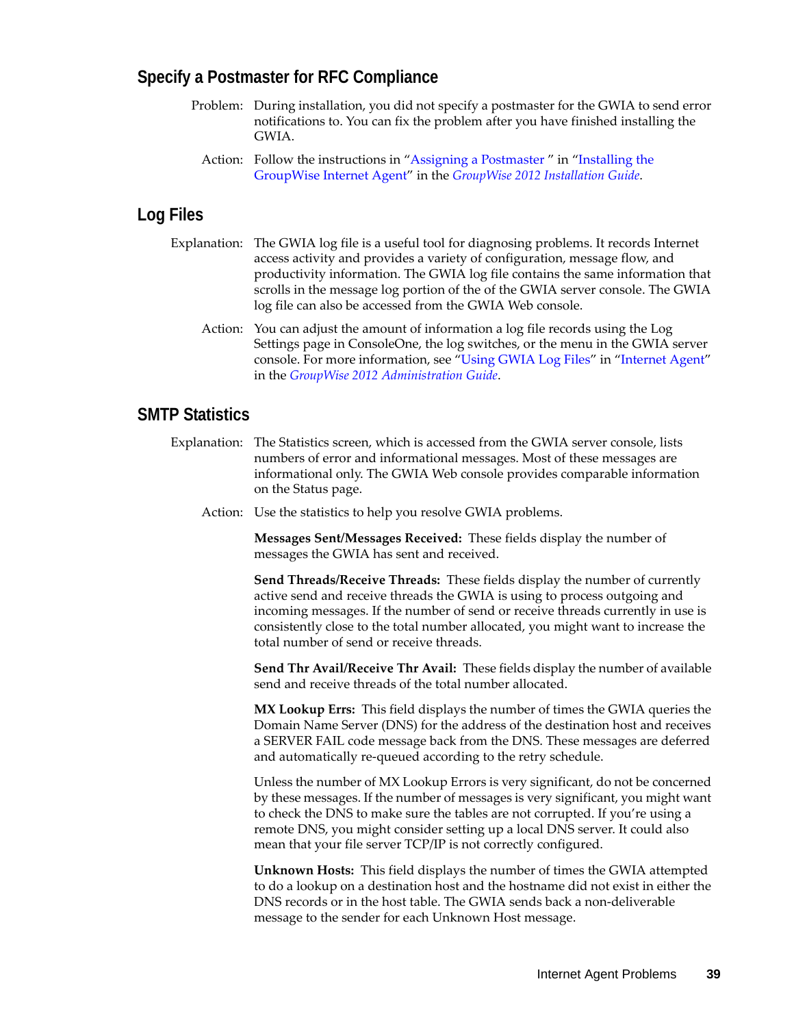## Specify a Postmaster for RFC Compliance

Problem: During installation, you did not specify a postmaster for the GWIA to send error notifications to. You can fix the problem after you have finished installing the GWIA.

Action: Follow the instructions in "Assigning a Postmaster " in "Installing the GroupWise Internet Agent" in the *GroupWise 2012 Installation Guide*.

## Log Files

Explanation: The GWIA log file is a useful tool for diagnosing problems. It records Internet access activity and provides a variety of configuration, message flow, and productivity information. The GWIA log file contains the same information that scrolls in the message log portion of the of the GWIA server console. The GWIA log file can also be accessed from the GWIA Web console.

Action: You can adjust the amount of information a log file records using the Log Settings page in ConsoleOne, the log switches, or the menu in the GWIA server console. For more information, see "Using GWIA Log Files" in "Internet Agent" in the *GroupWise 2012 Administration Guide*.

## SMTP Statistics

Explanation: The Statistics screen, which is accessed from the GWIA server console, lists numbers of error and informational messages. Most of these messages are informational only. The GWIA Web console provides comparable information on the Status page.

Action: Use the statistics to help you resolve GWIA problems.

**Messages Sent/Messages Received:** These fields display the number of messages the GWIA has sent and received.

**Send Threads/Receive Threads:** These fields display the number of currently active send and receive threads the GWIA is using to process outgoing and incoming messages. If the number of send or receive threads currently in use is consistently close to the total number allocated, you might want to increase the total number of send or receive threads.

**Send Thr Avail/Receive Thr Avail:** These fields display the number of available send and receive threads of the total number allocated.

**MX Lookup Errs:** This field displays the number of times the GWIA queries the Domain Name Server (DNS) for the address of the destination host and receives a SERVER FAIL code message back from the DNS. These messages are deferred and automatically re-queued according to the retry schedule.

Unless the number of MX Lookup Errors is very significant, do not be concerned by these messages. If the number of messages is very significant, you might want to check the DNS to make sure the tables are not corrupted. If you're using a remote DNS, you might consider setting up a local DNS server. It could also mean that your file server TCP/IP is not correctly configured.

**Unknown Hosts:** This field displays the number of times the GWIA attempted to do a lookup on a destination host and the hostname did not exist in either the DNS records or in the host table. The GWIA sends back a non-deliverable message to the sender for each Unknown Host message.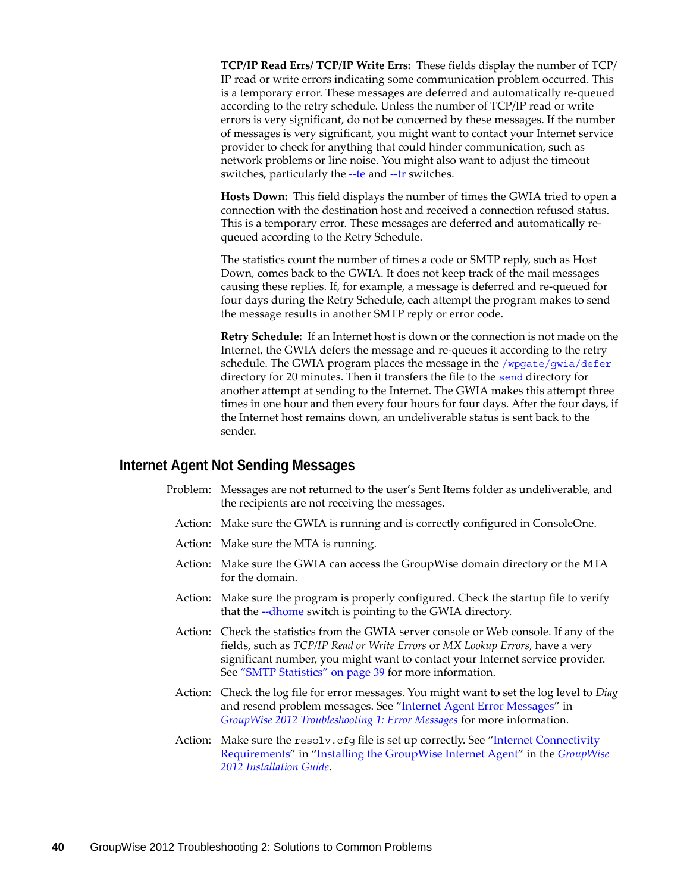**TCP/IP Read Errs/ TCP/IP Write Errs:** These fields display the number of TCP/IP read or write errors indicating some communication problem occurred. This is a temporary error. These messages are deferred and automatically re-queued according to the retry schedule. Unless the number of TCP/IP read or write errors is very significant, do not be concerned by these messages. If the number of messages is very significant, you might want to contact your Internet service provider to check for anything that could hinder communication, such as network problems or line noise. You might also want to adjust the timeout switches, particularly the --te and --tr switches.

**Hosts Down:** This field displays the number of times the GWIA tried to open a connection with the destination host and received a connection refused status. This is a temporary error. These messages are deferred and automatically re-queued according to the Retry Schedule.

The statistics count the number of times a code or SMTP reply, such as Host Down, comes back to the GWIA. It does not keep track of the mail messages causing these replies. If, for example, a message is deferred and re-queued for four days during the Retry Schedule, each attempt the program makes to send the message results in another SMTP reply or error code.

**Retry Schedule:** If an Internet host is down or the connection is not made on the Internet, the GWIA defers the message and re-queues it according to the retry schedule. The GWIA program places the message in the `/wpgate/gwia/defer` directory for 20 minutes. Then it transfers the file to the `send` directory for another attempt at sending to the Internet. The GWIA makes this attempt three times in one hour and then every four hours for four days. After the four days, if the Internet host remains down, an undeliverable status is sent back to the sender.

## Internet Agent Not Sending Messages

Problem: Messages are not returned to the user's Sent Items folder as undeliverable, and the recipients are not receiving the messages.

Action: Make sure the GWIA is running and is correctly configured in ConsoleOne.

Action: Make sure the MTA is running.

Action: Make sure the GWIA can access the GroupWise domain directory or the MTA for the domain.

Action: Make sure the program is properly configured. Check the startup file to verify that the --dhome switch is pointing to the GWIA directory.

Action: Check the statistics from the GWIA server console or Web console. If any of the fields, such as *TCP/IP Read or Write Errors* or *MX Lookup Errors*, have a very significant number, you might want to contact your Internet service provider. See "SMTP Statistics" on page 39 for more information.

Action: Check the log file for error messages. You might want to set the log level to *Diag* and resend problem messages. See "Internet Agent Error Messages" in *GroupWise 2012 Troubleshooting 1: Error Messages* for more information.

Action: Make sure the `resolv.cfg` file is set up correctly. See "Internet Connectivity Requirements" in "Installing the GroupWise Internet Agent" in the *GroupWise 2012 Installation Guide*.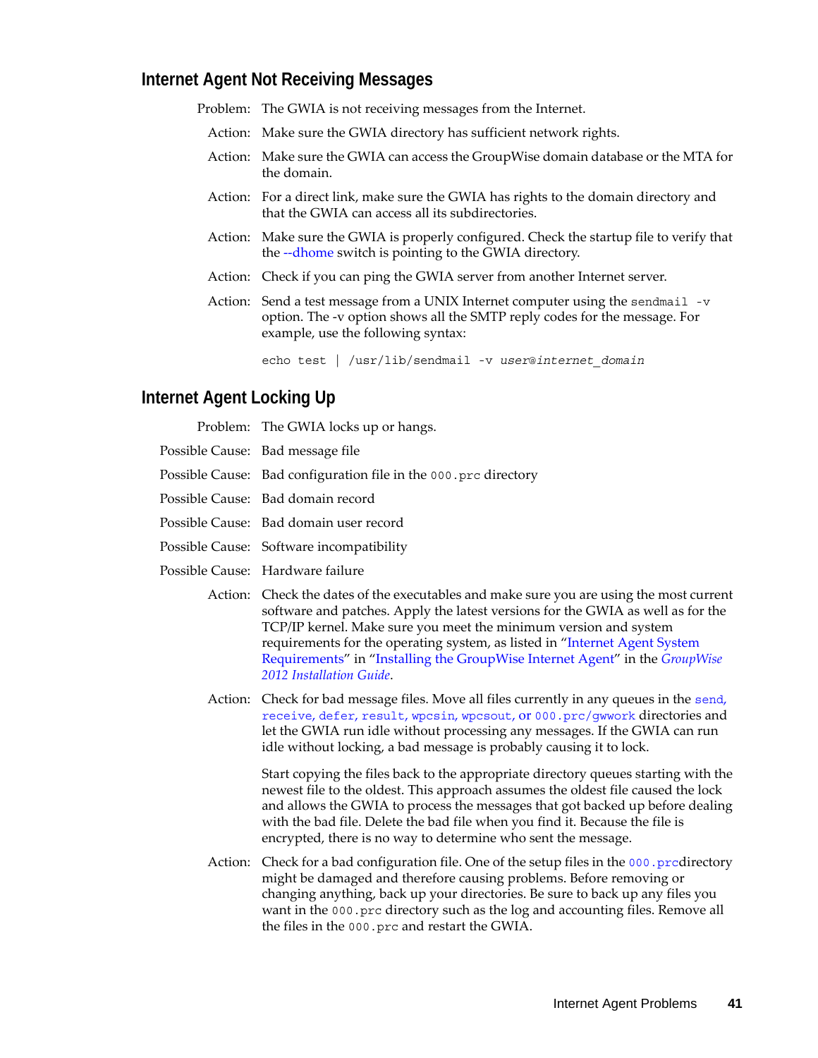## Internet Agent Not Receiving Messages

Problem: The GWIA is not receiving messages from the Internet.

Action: Make sure the GWIA directory has sufficient network rights.

Action: Make sure the GWIA can access the GroupWise domain database or the MTA for the domain.

Action: For a direct link, make sure the GWIA has rights to the domain directory and that the GWIA can access all its subdirectories.

Action: Make sure the GWIA is properly configured. Check the startup file to verify that the --dhome switch is pointing to the GWIA directory.

Action: Check if you can ping the GWIA server from another Internet server.

Action: Send a test message from a UNIX Internet computer using the `sendmail -v` option. The -v option shows all the SMTP reply codes for the message. For example, use the following syntax:

```
echo test | /usr/lib/sendmail -v user@internet_domain
```

## Internet Agent Locking Up

Problem: The GWIA locks up or hangs.

Possible Cause: Bad message file

Possible Cause: Bad configuration file in the `000.prc` directory

Possible Cause: Bad domain record

Possible Cause: Bad domain user record

Possible Cause: Software incompatibility

Possible Cause: Hardware failure

Action: Check the dates of the executables and make sure you are using the most current software and patches. Apply the latest versions for the GWIA as well as for the TCP/IP kernel. Make sure you meet the minimum version and system requirements for the operating system, as listed in "Internet Agent System Requirements" in "Installing the GroupWise Internet Agent" in the *GroupWise 2012 Installation Guide*.

Action: Check for bad message files. Move all files currently in any queues in the `send`, `receive`, `defer`, `result`, `wpcsin`, `wpcsout`, or `000.prc/gwwork` directories and let the GWIA run idle without processing any messages. If the GWIA can run idle without locking, a bad message is probably causing it to lock.

Start copying the files back to the appropriate directory queues starting with the newest file to the oldest. This approach assumes the oldest file caused the lock and allows the GWIA to process the messages that got backed up before dealing with the bad file. Delete the bad file when you find it. Because the file is encrypted, there is no way to determine who sent the message.

Action: Check for a bad configuration file. One of the setup files in the `000.prc`directory might be damaged and therefore causing problems. Before removing or changing anything, back up your directories. Be sure to back up any files you want in the `000.prc` directory such as the log and accounting files. Remove all the files in the `000.prc` and restart the GWIA.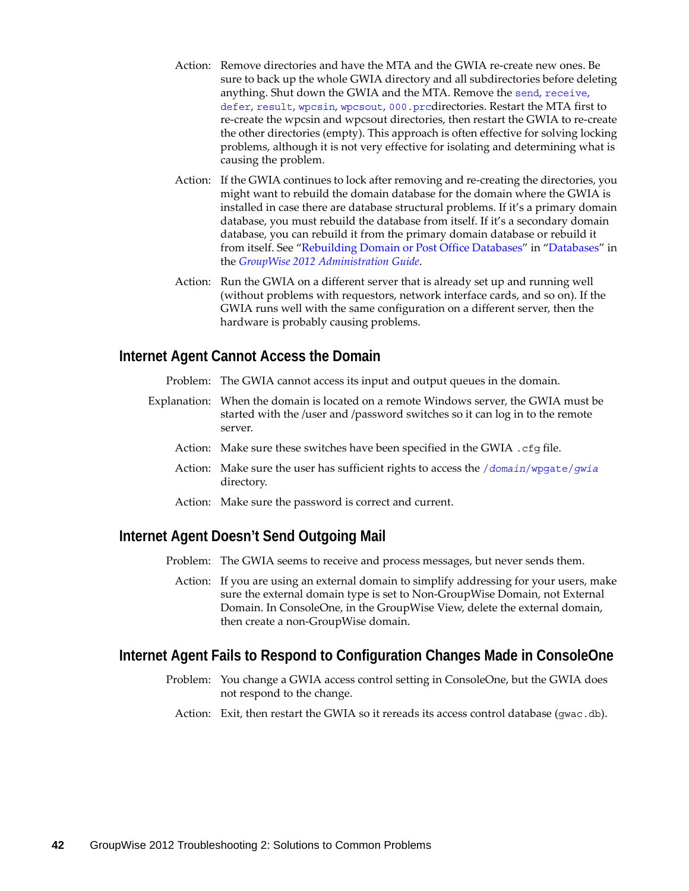Action: Remove directories and have the MTA and the GWIA re-create new ones. Be sure to back up the whole GWIA directory and all subdirectories before deleting anything. Shut down the GWIA and the MTA. Remove the `send`, `receive`, `defer`, `result`, `wpcsin`, `wpcsout`, `000.prc` directories. Restart the MTA first to re-create the wpcsin and wpcsout directories, then restart the GWIA to re-create the other directories (empty). This approach is often effective for solving locking problems, although it is not very effective for isolating and determining what is causing the problem.

Action: If the GWIA continues to lock after removing and re-creating the directories, you might want to rebuild the domain database for the domain where the GWIA is installed in case there are database structural problems. If it's a primary domain database, you must rebuild the database from itself. If it's a secondary domain database, you can rebuild it from the primary domain database or rebuild it from itself. See "Rebuilding Domain or Post Office Databases" in "Databases" in the *GroupWise 2012 Administration Guide*.

Action: Run the GWIA on a different server that is already set up and running well (without problems with requestors, network interface cards, and so on). If the GWIA runs well with the same configuration on a different server, then the hardware is probably causing problems.

## Internet Agent Cannot Access the Domain

Problem: The GWIA cannot access its input and output queues in the domain.

Explanation: When the domain is located on a remote Windows server, the GWIA must be started with the /user and /password switches so it can log in to the remote server.

Action: Make sure these switches have been specified in the GWIA `.cfg` file.

Action: Make sure the user has sufficient rights to access the `/domain/wpgate/gwia` directory.

Action: Make sure the password is correct and current.

## Internet Agent Doesn't Send Outgoing Mail

Problem: The GWIA seems to receive and process messages, but never sends them.

Action: If you are using an external domain to simplify addressing for your users, make sure the external domain type is set to Non-GroupWise Domain, not External Domain. In ConsoleOne, in the GroupWise View, delete the external domain, then create a non-GroupWise domain.

## Internet Agent Fails to Respond to Configuration Changes Made in ConsoleOne

Problem: You change a GWIA access control setting in ConsoleOne, but the GWIA does not respond to the change.

Action: Exit, then restart the GWIA so it rereads its access control database (`gwac.db`).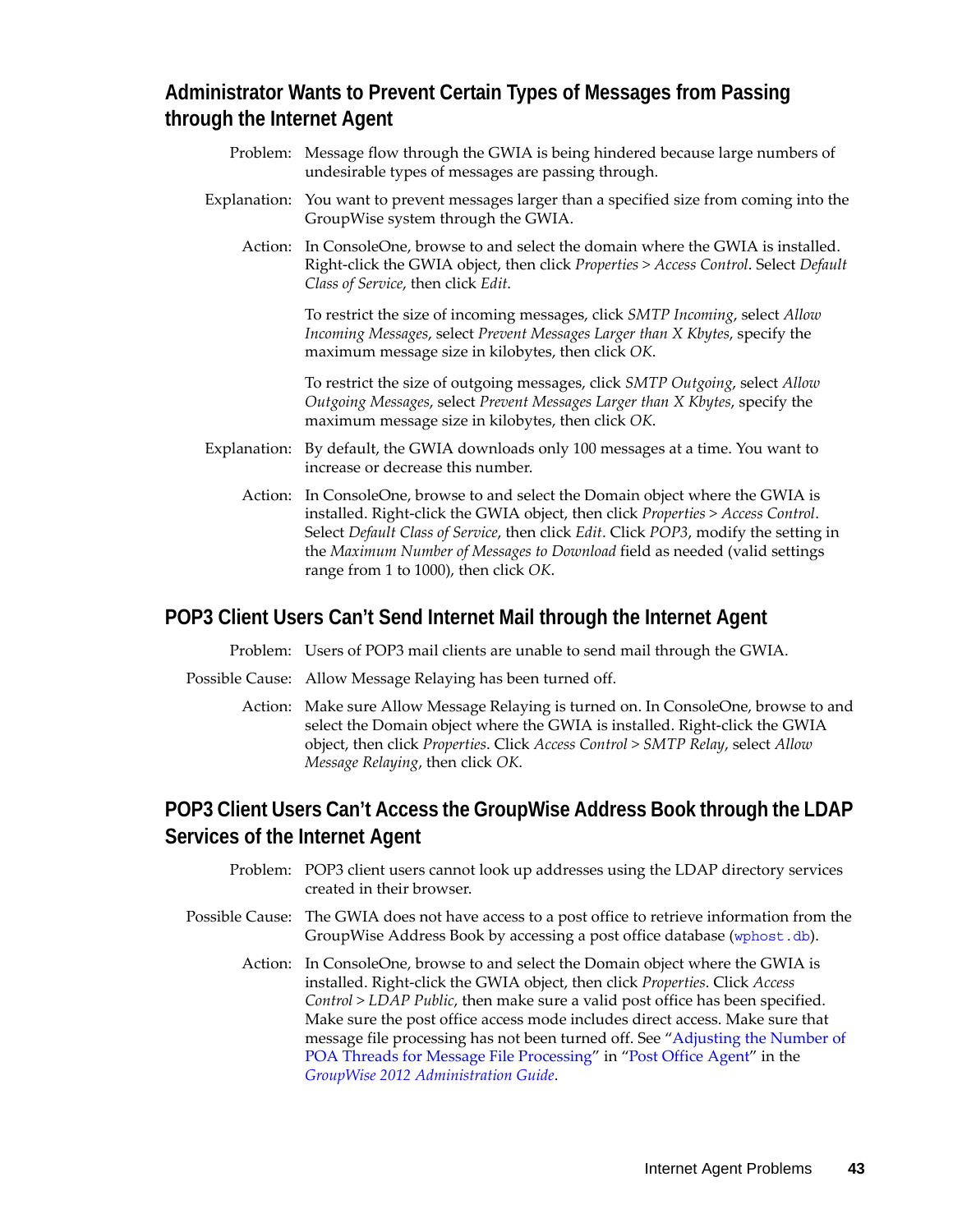## Administrator Wants to Prevent Certain Types of Messages from Passing through the Internet Agent

Problem: Message flow through the GWIA is being hindered because large numbers of undesirable types of messages are passing through.

Explanation: You want to prevent messages larger than a specified size from coming into the GroupWise system through the GWIA.

Action: In ConsoleOne, browse to and select the domain where the GWIA is installed. Right-click the GWIA object, then click *Properties* > *Access Control*. Select *Default Class of Service*, then click *Edit*.

To restrict the size of incoming messages, click *SMTP Incoming*, select *Allow Incoming Messages*, select *Prevent Messages Larger than X Kbytes*, specify the maximum message size in kilobytes, then click *OK*.

To restrict the size of outgoing messages, click *SMTP Outgoing*, select *Allow Outgoing Messages*, select *Prevent Messages Larger than X Kbytes*, specify the maximum message size in kilobytes, then click *OK*.

Explanation: By default, the GWIA downloads only 100 messages at a time. You want to increase or decrease this number.

Action: In ConsoleOne, browse to and select the Domain object where the GWIA is installed. Right-click the GWIA object, then click *Properties* > *Access Control*. Select *Default Class of Service*, then click *Edit*. Click *POP3*, modify the setting in the *Maximum Number of Messages to Download* field as needed (valid settings range from 1 to 1000), then click *OK*.

## POP3 Client Users Can't Send Internet Mail through the Internet Agent

Problem: Users of POP3 mail clients are unable to send mail through the GWIA.

Possible Cause: Allow Message Relaying has been turned off.

Action: Make sure Allow Message Relaying is turned on. In ConsoleOne, browse to and select the Domain object where the GWIA is installed. Right-click the GWIA object, then click *Properties*. Click *Access Control* > *SMTP Relay*, select *Allow Message Relaying*, then click *OK*.

## POP3 Client Users Can't Access the GroupWise Address Book through the LDAP Services of the Internet Agent

Problem: POP3 client users cannot look up addresses using the LDAP directory services created in their browser.

Possible Cause: The GWIA does not have access to a post office to retrieve information from the GroupWise Address Book by accessing a post office database (`wphost.db`).

Action: In ConsoleOne, browse to and select the Domain object where the GWIA is installed. Right-click the GWIA object, then click *Properties*. Click *Access Control* > *LDAP Public*, then make sure a valid post office has been specified. Make sure the post office access mode includes direct access. Make sure that message file processing has not been turned off. See "Adjusting the Number of POA Threads for Message File Processing" in "Post Office Agent" in the *GroupWise 2012 Administration Guide*.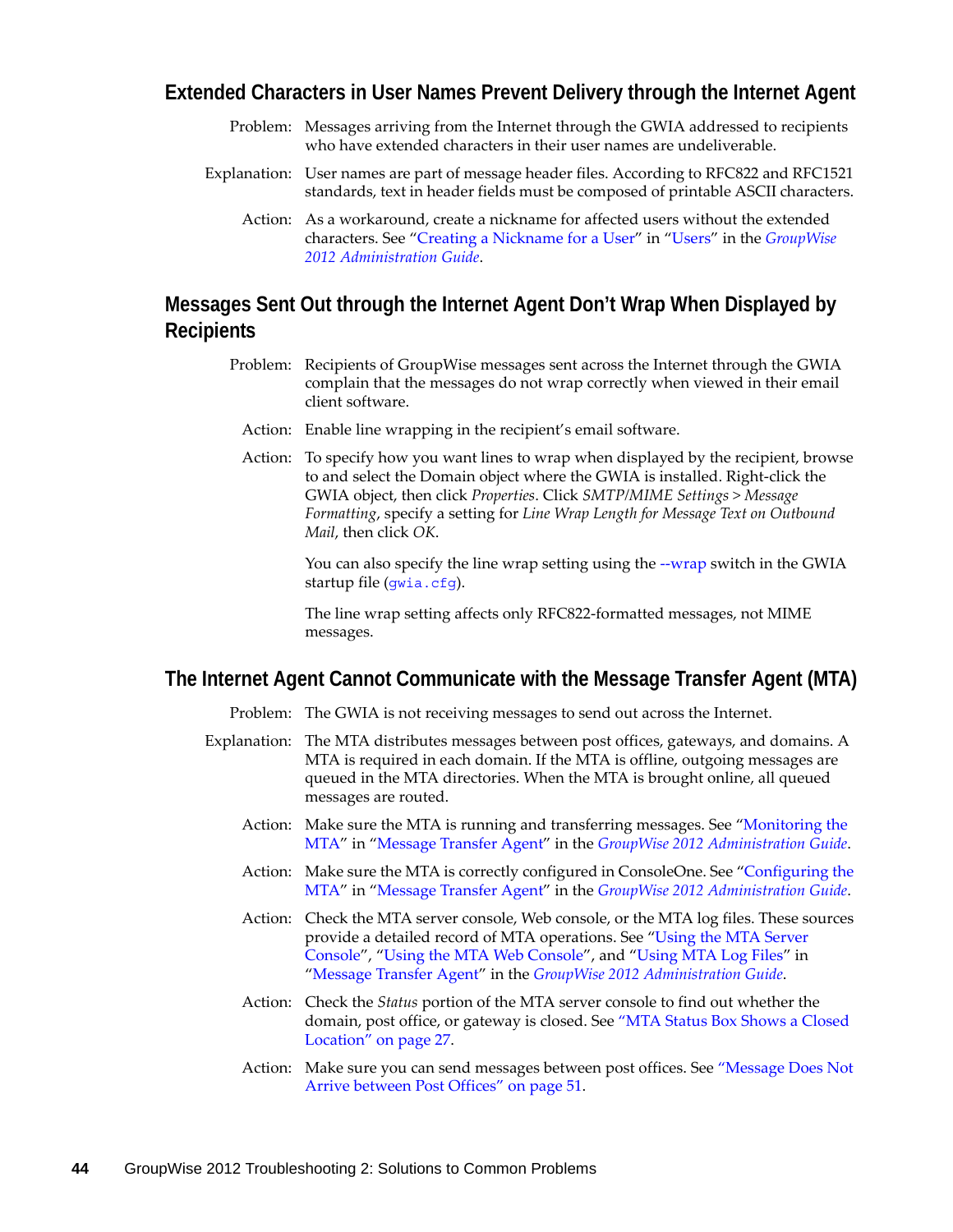## Extended Characters in User Names Prevent Delivery through the Internet Agent

Problem: Messages arriving from the Internet through the GWIA addressed to recipients who have extended characters in their user names are undeliverable.

Explanation: User names are part of message header files. According to RFC822 and RFC1521 standards, text in header fields must be composed of printable ASCII characters.

Action: As a workaround, create a nickname for affected users without the extended characters. See "Creating a Nickname for a User" in "Users" in the *GroupWise 2012 Administration Guide*.

## Messages Sent Out through the Internet Agent Don't Wrap When Displayed by Recipients

Problem: Recipients of GroupWise messages sent across the Internet through the GWIA complain that the messages do not wrap correctly when viewed in their email client software.

Action: Enable line wrapping in the recipient's email software.

Action: To specify how you want lines to wrap when displayed by the recipient, browse to and select the Domain object where the GWIA is installed. Right-click the GWIA object, then click *Properties*. Click *SMTP/MIME Settings > Message Formatting*, specify a setting for *Line Wrap Length for Message Text on Outbound Mail*, then click *OK*.

You can also specify the line wrap setting using the --wrap switch in the GWIA startup file (`gwia.cfg`).

The line wrap setting affects only RFC822-formatted messages, not MIME messages.

## The Internet Agent Cannot Communicate with the Message Transfer Agent (MTA)

Problem: The GWIA is not receiving messages to send out across the Internet.

Explanation: The MTA distributes messages between post offices, gateways, and domains. A MTA is required in each domain. If the MTA is offline, outgoing messages are queued in the MTA directories. When the MTA is brought online, all queued messages are routed.

Action: Make sure the MTA is running and transferring messages. See "Monitoring the MTA" in "Message Transfer Agent" in the *GroupWise 2012 Administration Guide*.

Action: Make sure the MTA is correctly configured in ConsoleOne. See "Configuring the MTA" in "Message Transfer Agent" in the *GroupWise 2012 Administration Guide*.

Action: Check the MTA server console, Web console, or the MTA log files. These sources provide a detailed record of MTA operations. See "Using the MTA Server Console", "Using the MTA Web Console", and "Using MTA Log Files" in "Message Transfer Agent" in the *GroupWise 2012 Administration Guide*.

Action: Check the *Status* portion of the MTA server console to find out whether the domain, post office, or gateway is closed. See "MTA Status Box Shows a Closed Location" on page 27.

Action: Make sure you can send messages between post offices. See "Message Does Not Arrive between Post Offices" on page 51.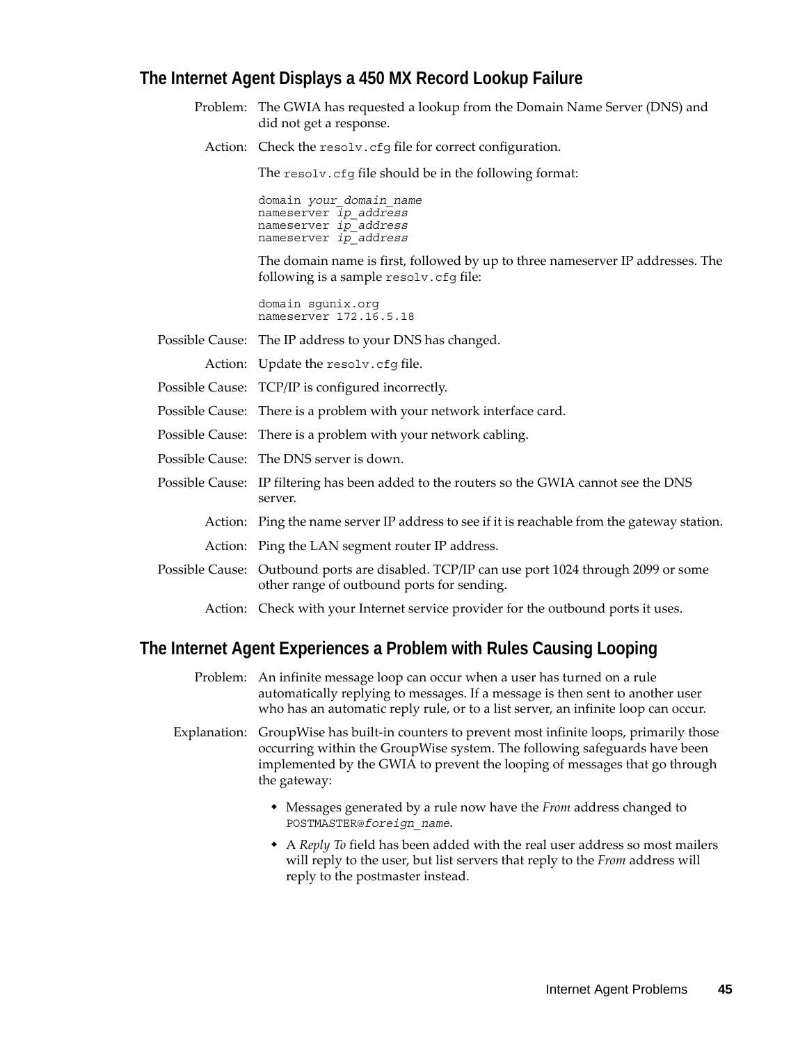### The Internet Agent Displays a 450 MX Record Lookup Failure

Problem: The GWIA has requested a lookup from the Domain Name Server (DNS) and did not get a response.

Action: Check the `resolv.cfg` file for correct configuration.

The `resolv.cfg` file should be in the following format:

```
domain your_domain_name
nameserver ip_address
nameserver ip_address
nameserver ip_address
```

The domain name is first, followed by up to three nameserver IP addresses. The following is a sample `resolv.cfg` file:

```
domain sgunix.org
nameserver 172.16.5.18
```

Possible Cause: The IP address to your DNS has changed.

Action: Update the `resolv.cfg` file.

Possible Cause: TCP/IP is configured incorrectly.

Possible Cause: There is a problem with your network interface card.

Possible Cause: There is a problem with your network cabling.

Possible Cause: The DNS server is down.

Possible Cause: IP filtering has been added to the routers so the GWIA cannot see the DNS server.

Action: Ping the name server IP address to see if it is reachable from the gateway station.

Action: Ping the LAN segment router IP address.

Possible Cause: Outbound ports are disabled. TCP/IP can use port 1024 through 2099 or some other range of outbound ports for sending.

Action: Check with your Internet service provider for the outbound ports it uses.

### The Internet Agent Experiences a Problem with Rules Causing Looping

Problem: An infinite message loop can occur when a user has turned on a rule automatically replying to messages. If a message is then sent to another user who has an automatic reply rule, or to a list server, an infinite loop can occur.

Explanation: GroupWise has built-in counters to prevent most infinite loops, primarily those occurring within the GroupWise system. The following safeguards have been implemented by the GWIA to prevent the looping of messages that go through the gateway:

- Messages generated by a rule now have the *From* address changed to `POSTMASTER@foreign_name`.
- A *Reply To* field has been added with the real user address so most mailers will reply to the user, but list servers that reply to the *From* address will reply to the postmaster instead.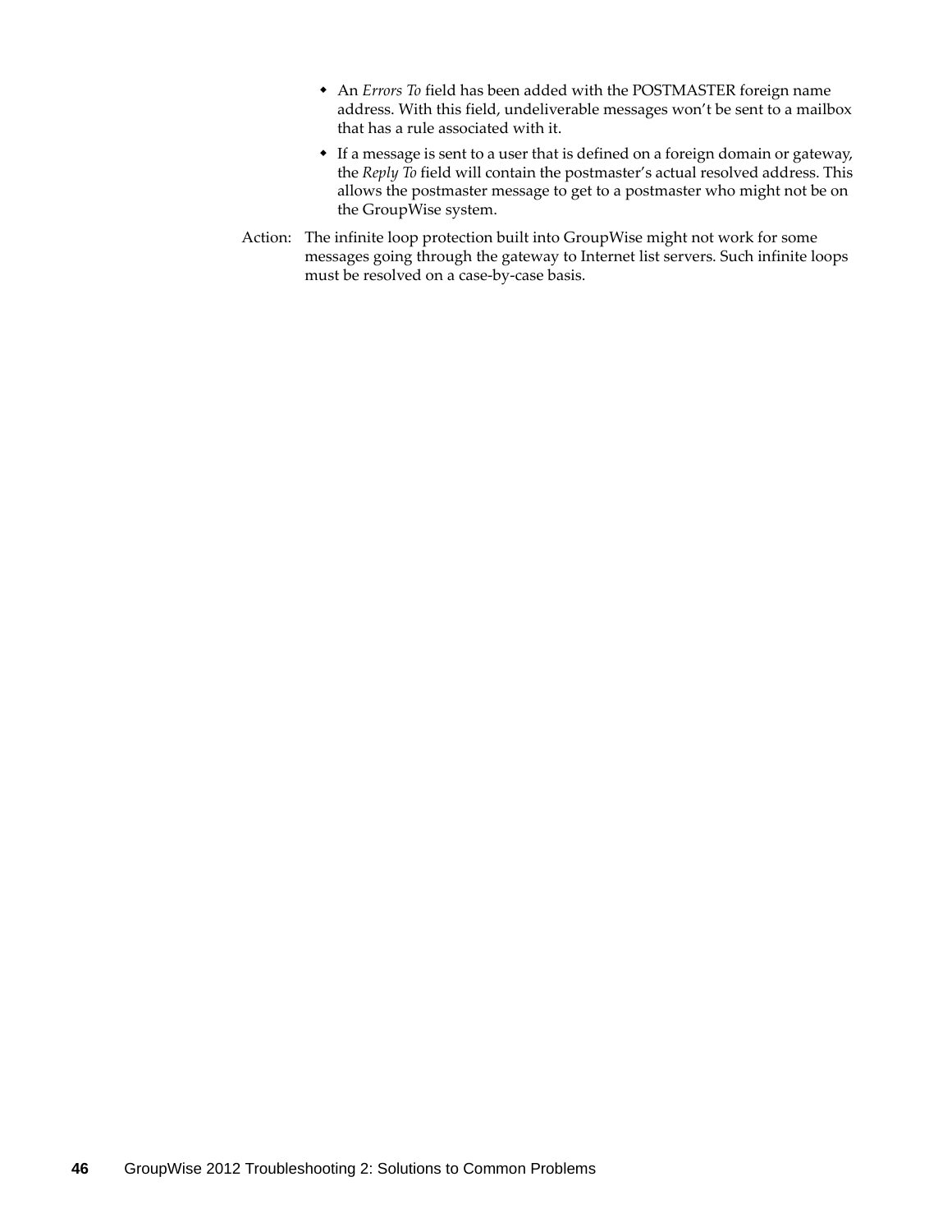- An *Errors To* field has been added with the POSTMASTER foreign name address. With this field, undeliverable messages won't be sent to a mailbox that has a rule associated with it.
- If a message is sent to a user that is defined on a foreign domain or gateway, the *Reply To* field will contain the postmaster's actual resolved address. This allows the postmaster message to get to a postmaster who might not be on the GroupWise system.

Action: The infinite loop protection built into GroupWise might not work for some messages going through the gateway to Internet list servers. Such infinite loops must be resolved on a case-by-case basis.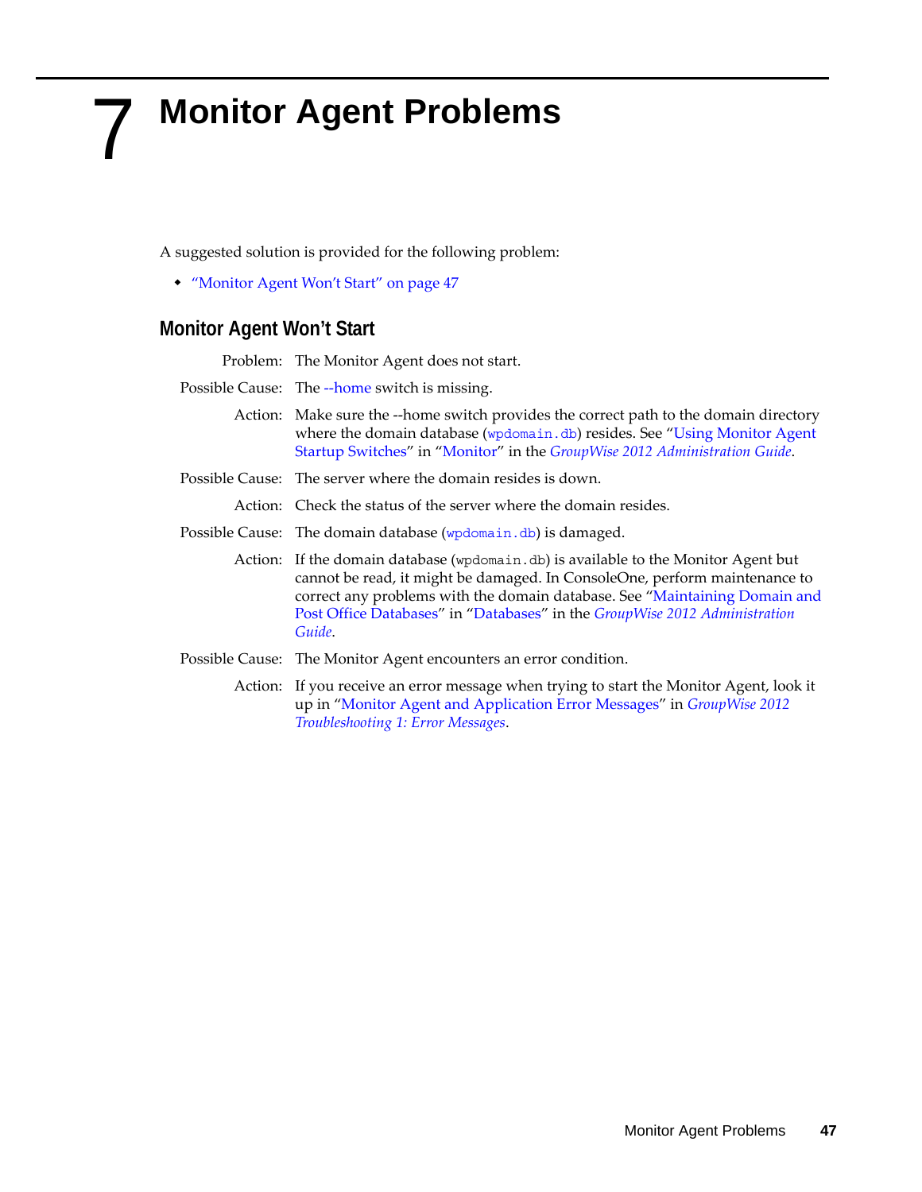# 7 Monitor Agent Problems

A suggested solution is provided for the following problem:

- "Monitor Agent Won't Start" on page 47

## Monitor Agent Won't Start

**Problem:** The Monitor Agent does not start.

**Possible Cause:** The --home switch is missing.

**Action:** Make sure the --home switch provides the correct path to the domain directory where the domain database (`wpdomain.db`) resides. See "Using Monitor Agent Startup Switches" in "Monitor" in the *GroupWise 2012 Administration Guide*.

**Possible Cause:** The server where the domain resides is down.

**Action:** Check the status of the server where the domain resides.

**Possible Cause:** The domain database (`wpdomain.db`) is damaged.

**Action:** If the domain database (`wpdomain.db`) is available to the Monitor Agent but cannot be read, it might be damaged. In ConsoleOne, perform maintenance to correct any problems with the domain database. See "Maintaining Domain and Post Office Databases" in "Databases" in the *GroupWise 2012 Administration Guide*.

**Possible Cause:** The Monitor Agent encounters an error condition.

**Action:** If you receive an error message when trying to start the Monitor Agent, look it up in "Monitor Agent and Application Error Messages" in *GroupWise 2012 Troubleshooting 1: Error Messages*.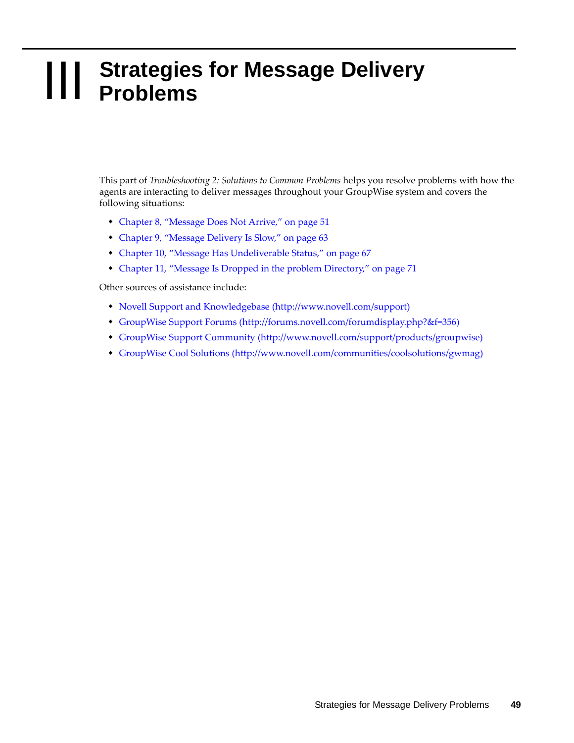# III Strategies for Message Delivery Problems

This part of *Troubleshooting 2: Solutions to Common Problems* helps you resolve problems with how the agents are interacting to deliver messages throughout your GroupWise system and covers the following situations:

- Chapter 8, "Message Does Not Arrive," on page 51
- Chapter 9, "Message Delivery Is Slow," on page 63
- Chapter 10, "Message Has Undeliverable Status," on page 67
- Chapter 11, "Message Is Dropped in the problem Directory," on page 71

Other sources of assistance include:

- Novell Support and Knowledgebase (http://www.novell.com/support)
- GroupWise Support Forums (http://forums.novell.com/forumdisplay.php?&f=356)
- GroupWise Support Community (http://www.novell.com/support/products/groupwise)
- GroupWise Cool Solutions (http://www.novell.com/communities/coolsolutions/gwmag)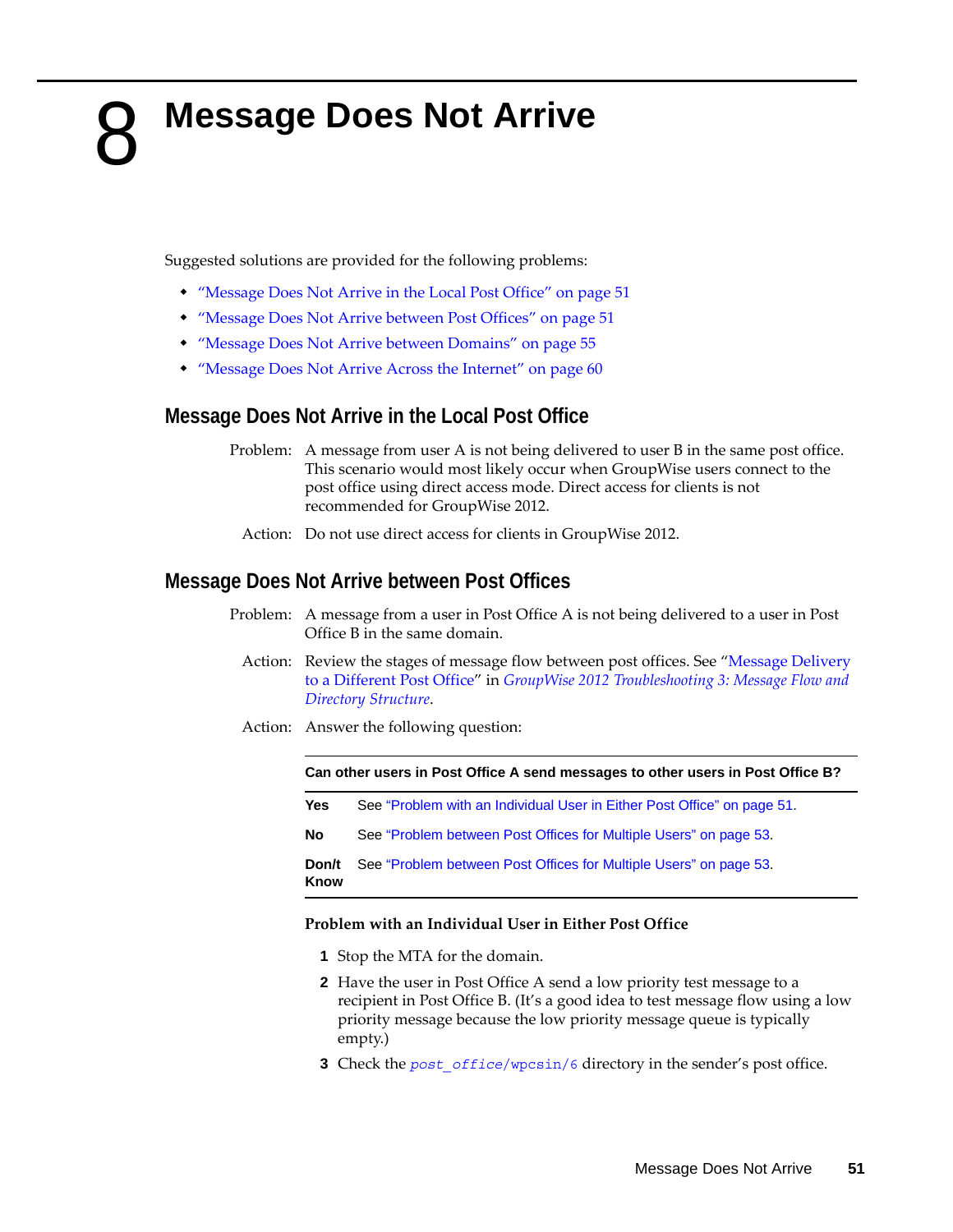# 8 Message Does Not Arrive

Suggested solutions are provided for the following problems:

- "Message Does Not Arrive in the Local Post Office" on page 51
- "Message Does Not Arrive between Post Offices" on page 51
- "Message Does Not Arrive between Domains" on page 55
- "Message Does Not Arrive Across the Internet" on page 60

## Message Does Not Arrive in the Local Post Office

Problem: A message from user A is not being delivered to user B in the same post office. This scenario would most likely occur when GroupWise users connect to the post office using direct access mode. Direct access for clients is not recommended for GroupWise 2012.

Action: Do not use direct access for clients in GroupWise 2012.

## Message Does Not Arrive between Post Offices

Problem: A message from a user in Post Office A is not being delivered to a user in Post Office B in the same domain.

Action: Review the stages of message flow between post offices. See "Message Delivery to a Different Post Office" in *GroupWise 2012 Troubleshooting 3: Message Flow and Directory Structure*.

Action: Answer the following question:

| Can other users in Post Office A send messages to other users in Post Office B? | |
|---|---|
| **Yes** | See "Problem with an Individual User in Either Post Office" on page 51. |
| **No** | See "Problem between Post Offices for Multiple Users" on page 53. |
| **Don/t Know** | See "Problem between Post Offices for Multiple Users" on page 53. |

**Problem with an Individual User in Either Post Office**

1. Stop the MTA for the domain.
2. Have the user in Post Office A send a low priority test message to a recipient in Post Office B. (It's a good idea to test message flow using a low priority message because the low priority message queue is typically empty.)
3. Check the *post_office*/wpcsin/6 directory in the sender's post office.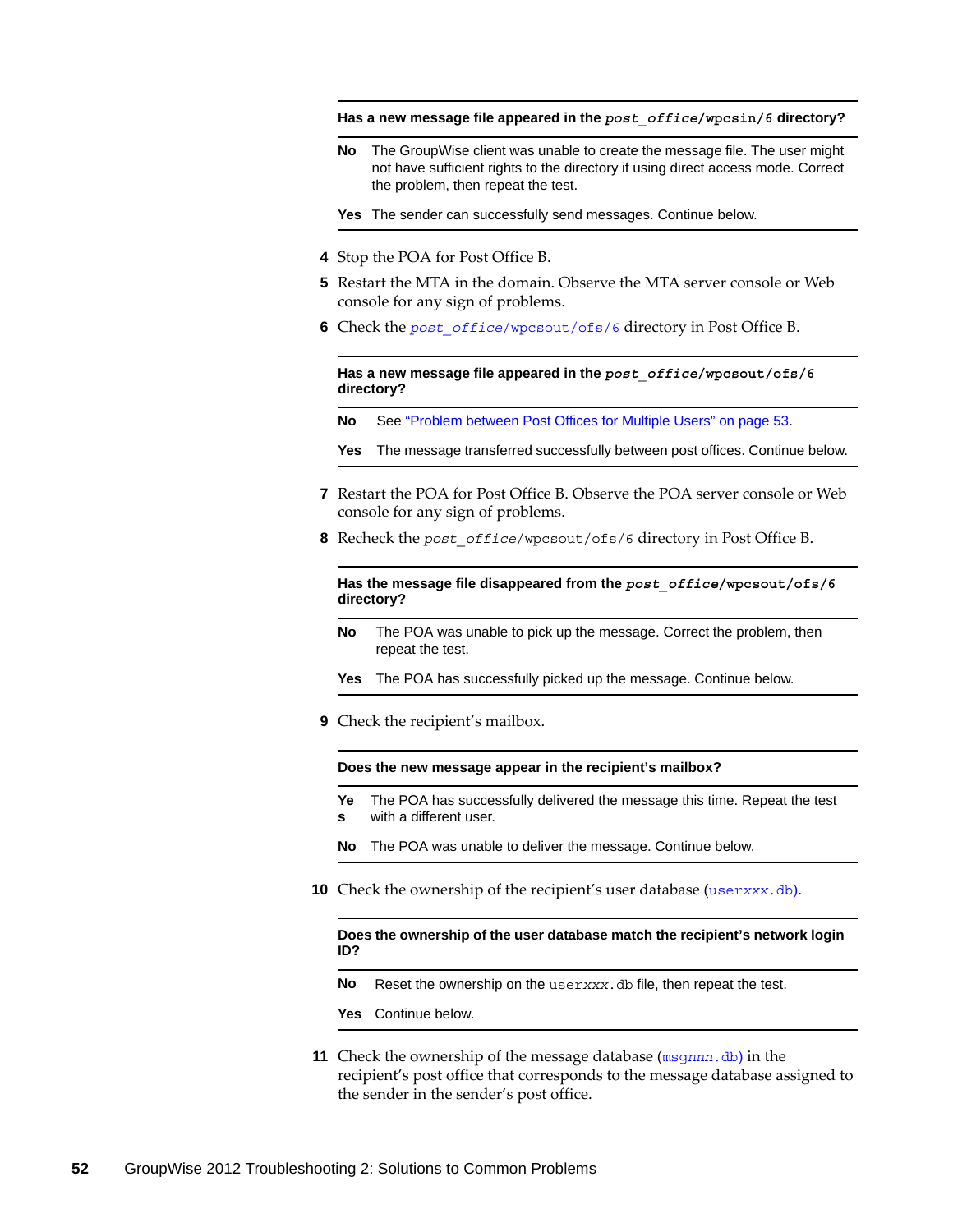| Has a new message file appeared in the *post_office*/wpcsin/6 directory? | |
|---|---|
| **No** | The GroupWise client was unable to create the message file. The user might not have sufficient rights to the directory if using direct access mode. Correct the problem, then repeat the test. |
| **Yes** | The sender can successfully send messages. Continue below. |

4. Stop the POA for Post Office B.
5. Restart the MTA in the domain. Observe the MTA server console or Web console for any sign of problems.
6. Check the *post_office*/wpcsout/ofs/6 directory in Post Office B.

| Has a new message file appeared in the *post_office*/wpcsout/ofs/6 directory? | |
|---|---|
| **No** | See "Problem between Post Offices for Multiple Users" on page 53. |
| **Yes** | The message transferred successfully between post offices. Continue below. |

7. Restart the POA for Post Office B. Observe the POA server console or Web console for any sign of problems.
8. Recheck the *post_office*/wpcsout/ofs/6 directory in Post Office B.

| Has the message file disappeared from the *post_office*/wpcsout/ofs/6 directory? | |
|---|---|
| **No** | The POA was unable to pick up the message. Correct the problem, then repeat the test. |
| **Yes** | The POA has successfully picked up the message. Continue below. |

9. Check the recipient's mailbox.

| Does the new message appear in the recipient's mailbox? | |
|---|---|
| **Yes** | The POA has successfully delivered the message this time. Repeat the test with a different user. |
| **No** | The POA was unable to deliver the message. Continue below. |

10. Check the ownership of the recipient's user database (user*xxx*.db).

| Does the ownership of the user database match the recipient's network login ID? | |
|---|---|
| **No** | Reset the ownership on the user*xxx*.db file, then repeat the test. |
| **Yes** | Continue below. |

11. Check the ownership of the message database (msg*nnn*.db) in the recipient's post office that corresponds to the message database assigned to the sender in the sender's post office.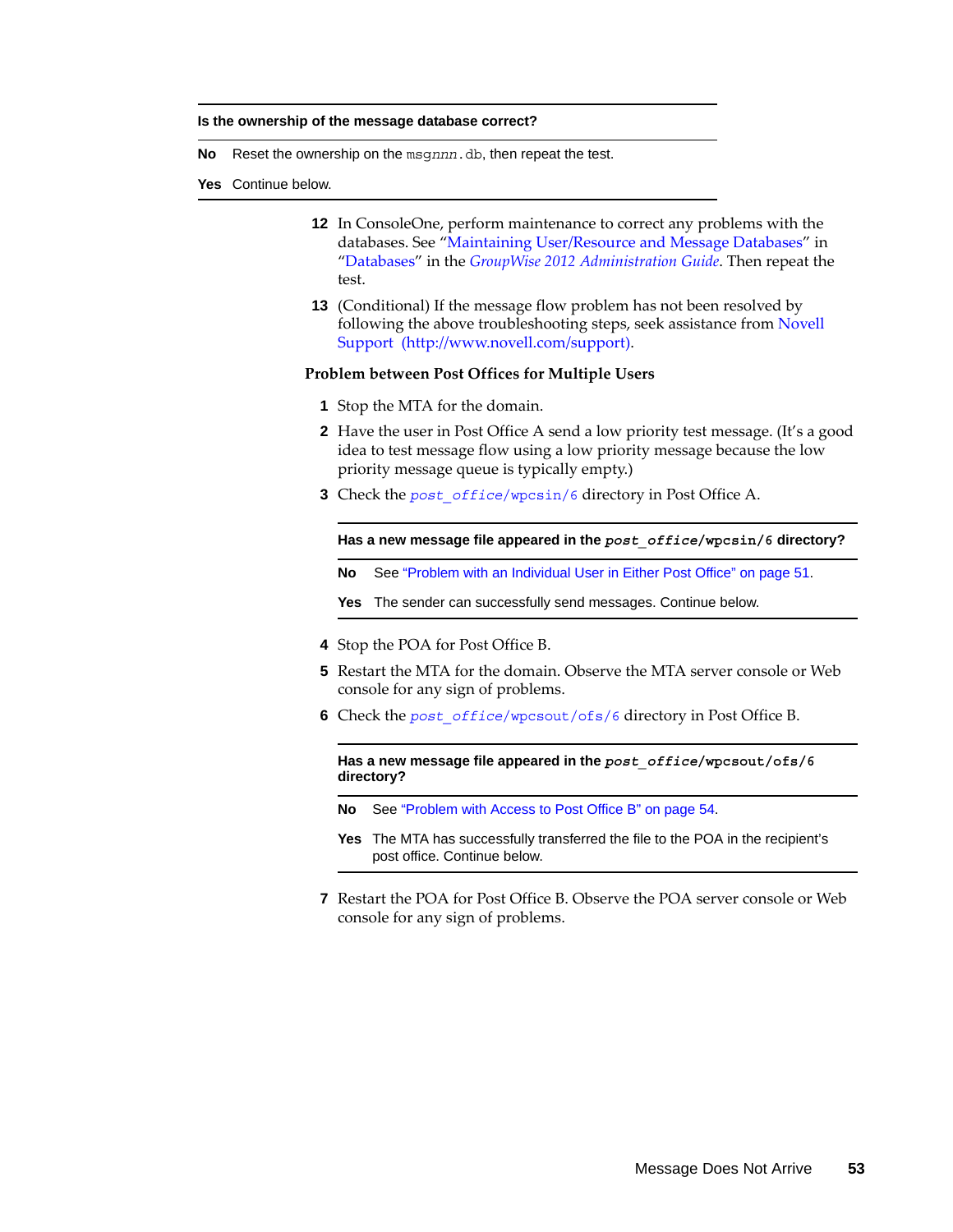| Is the ownership of the message database correct? | |
|---|---|
| **No** | Reset the ownership on the msg*nnn*.db, then repeat the test. |
| **Yes** | Continue below. |

12 In ConsoleOne, perform maintenance to correct any problems with the databases. See "Maintaining User/Resource and Message Databases" in "Databases" in the *GroupWise 2012 Administration Guide*. Then repeat the test.

13 (Conditional) If the message flow problem has not been resolved by following the above troubleshooting steps, seek assistance from Novell Support (http://www.novell.com/support).

### Problem between Post Offices for Multiple Users

1 Stop the MTA for the domain.

2 Have the user in Post Office A send a low priority test message. (It's a good idea to test message flow using a low priority message because the low priority message queue is typically empty.)

3 Check the *post_office*/wpcsin/6 directory in Post Office A.

| Has a new message file appeared in the *post_office*/wpcsin/6 directory? | |
|---|---|
| **No** | See "Problem with an Individual User in Either Post Office" on page 51. |
| **Yes** | The sender can successfully send messages. Continue below. |

4 Stop the POA for Post Office B.

5 Restart the MTA for the domain. Observe the MTA server console or Web console for any sign of problems.

6 Check the *post_office*/wpcsout/ofs/6 directory in Post Office B.

| Has a new message file appeared in the *post_office*/wpcsout/ofs/6 directory? | |
|---|---|
| **No** | See "Problem with Access to Post Office B" on page 54. |
| **Yes** | The MTA has successfully transferred the file to the POA in the recipient's post office. Continue below. |

7 Restart the POA for Post Office B. Observe the POA server console or Web console for any sign of problems.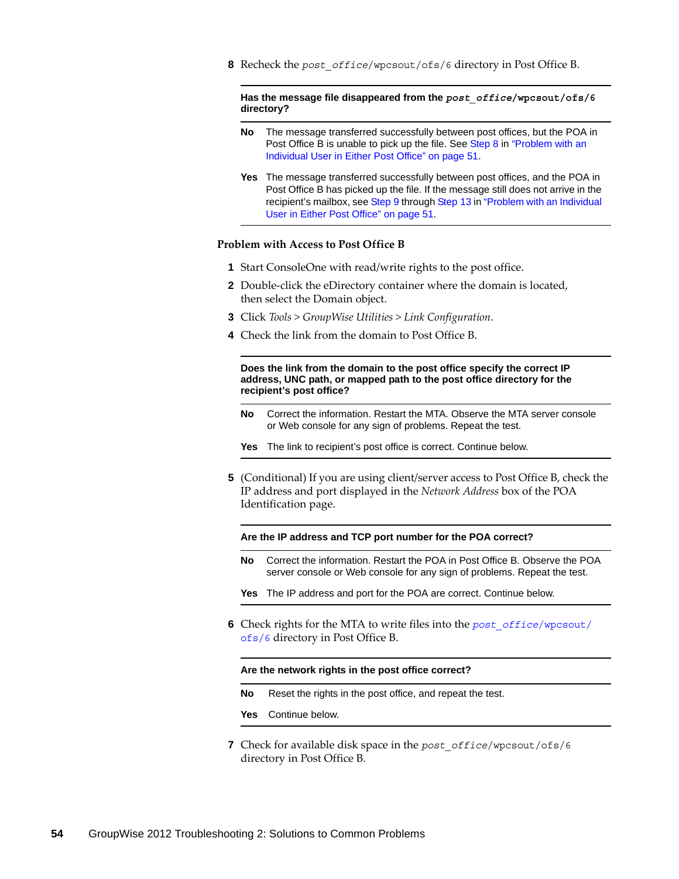8 Recheck the *post_office*/wpcsout/ofs/6 directory in Post Office B.

| Has the message file disappeared from the *post_office*/wpcsout/ofs/6 directory? | |
|---|---|
| **No** | The message transferred successfully between post offices, but the POA in Post Office B is unable to pick up the file. See Step 8 in "Problem with an Individual User in Either Post Office" on page 51. |
| **Yes** | The message transferred successfully between post offices, and the POA in Post Office B has picked up the file. If the message still does not arrive in the recipient's mailbox, see Step 9 through Step 13 in "Problem with an Individual User in Either Post Office" on page 51. |

### Problem with Access to Post Office B

1. Start ConsoleOne with read/write rights to the post office.
2. Double-click the eDirectory container where the domain is located, then select the Domain object.
3. Click *Tools* > *GroupWise Utilities* > *Link Configuration*.
4. Check the link from the domain to Post Office B.

| Does the link from the domain to the post office specify the correct IP address, UNC path, or mapped path to the post office directory for the recipient's post office? | |
|---|---|
| **No** | Correct the information. Restart the MTA. Observe the MTA server console or Web console for any sign of problems. Repeat the test. |
| **Yes** | The link to recipient's post office is correct. Continue below. |

5. (Conditional) If you are using client/server access to Post Office B, check the IP address and port displayed in the *Network Address* box of the POA Identification page.

| Are the IP address and TCP port number for the POA correct? | |
|---|---|
| **No** | Correct the information. Restart the POA in Post Office B. Observe the POA server console or Web console for any sign of problems. Repeat the test. |
| **Yes** | The IP address and port for the POA are correct. Continue below. |

6. Check rights for the MTA to write files into the *post_office*/wpcsout/ofs/6 directory in Post Office B.

| Are the network rights in the post office correct? | |
|---|---|
| **No** | Reset the rights in the post office, and repeat the test. |
| **Yes** | Continue below. |

7. Check for available disk space in the *post_office*/wpcsout/ofs/6 directory in Post Office B.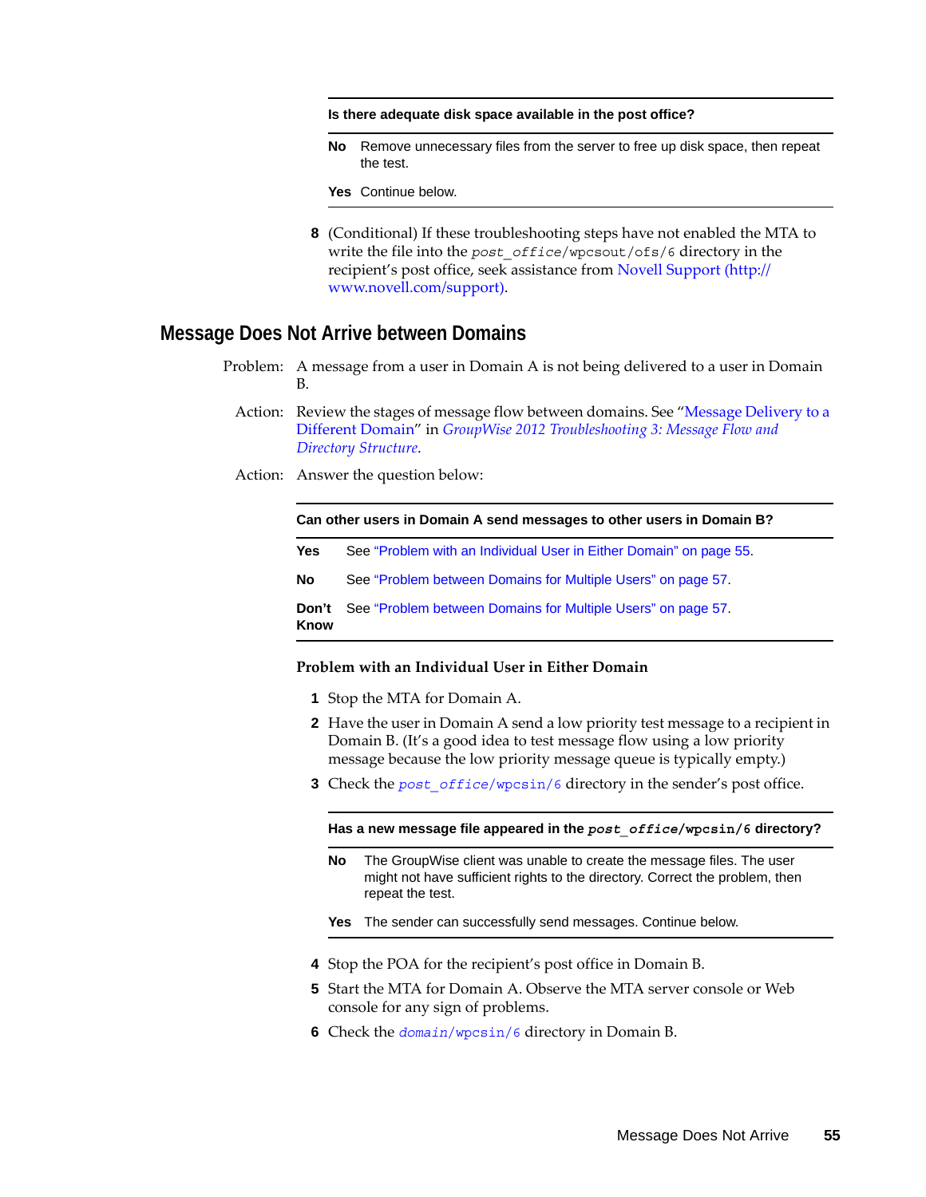| Is there adequate disk space available in the post office? | |
|---|---|
| **No** | Remove unnecessary files from the server to free up disk space, then repeat the test. |
| **Yes** | Continue below. |

8 (Conditional) If these troubleshooting steps have not enabled the MTA to write the file into the *post_office*/wpcsout/ofs/6 directory in the recipient's post office, seek assistance from Novell Support (http://www.novell.com/support).

## Message Does Not Arrive between Domains

Problem: A message from a user in Domain A is not being delivered to a user in Domain B.

Action: Review the stages of message flow between domains. See "Message Delivery to a Different Domain" in *GroupWise 2012 Troubleshooting 3: Message Flow and Directory Structure*.

Action: Answer the question below:

| Can other users in Domain A send messages to other users in Domain B? | |
|---|---|
| **Yes** | See "Problem with an Individual User in Either Domain" on page 55. |
| **No** | See "Problem between Domains for Multiple Users" on page 57. |
| **Don't Know** | See "Problem between Domains for Multiple Users" on page 57. |

### Problem with an Individual User in Either Domain

1. Stop the MTA for Domain A.
2. Have the user in Domain A send a low priority test message to a recipient in Domain B. (It's a good idea to test message flow using a low priority message because the low priority message queue is typically empty.)
3. Check the *post_office*/wpcsin/6 directory in the sender's post office.

| Has a new message file appeared in the *post_office*/wpcsin/6 directory? | |
|---|---|
| **No** | The GroupWise client was unable to create the message files. The user might not have sufficient rights to the directory. Correct the problem, then repeat the test. |
| **Yes** | The sender can successfully send messages. Continue below. |

4. Stop the POA for the recipient's post office in Domain B.
5. Start the MTA for Domain A. Observe the MTA server console or Web console for any sign of problems.
6. Check the *domain*/wpcsin/6 directory in Domain B.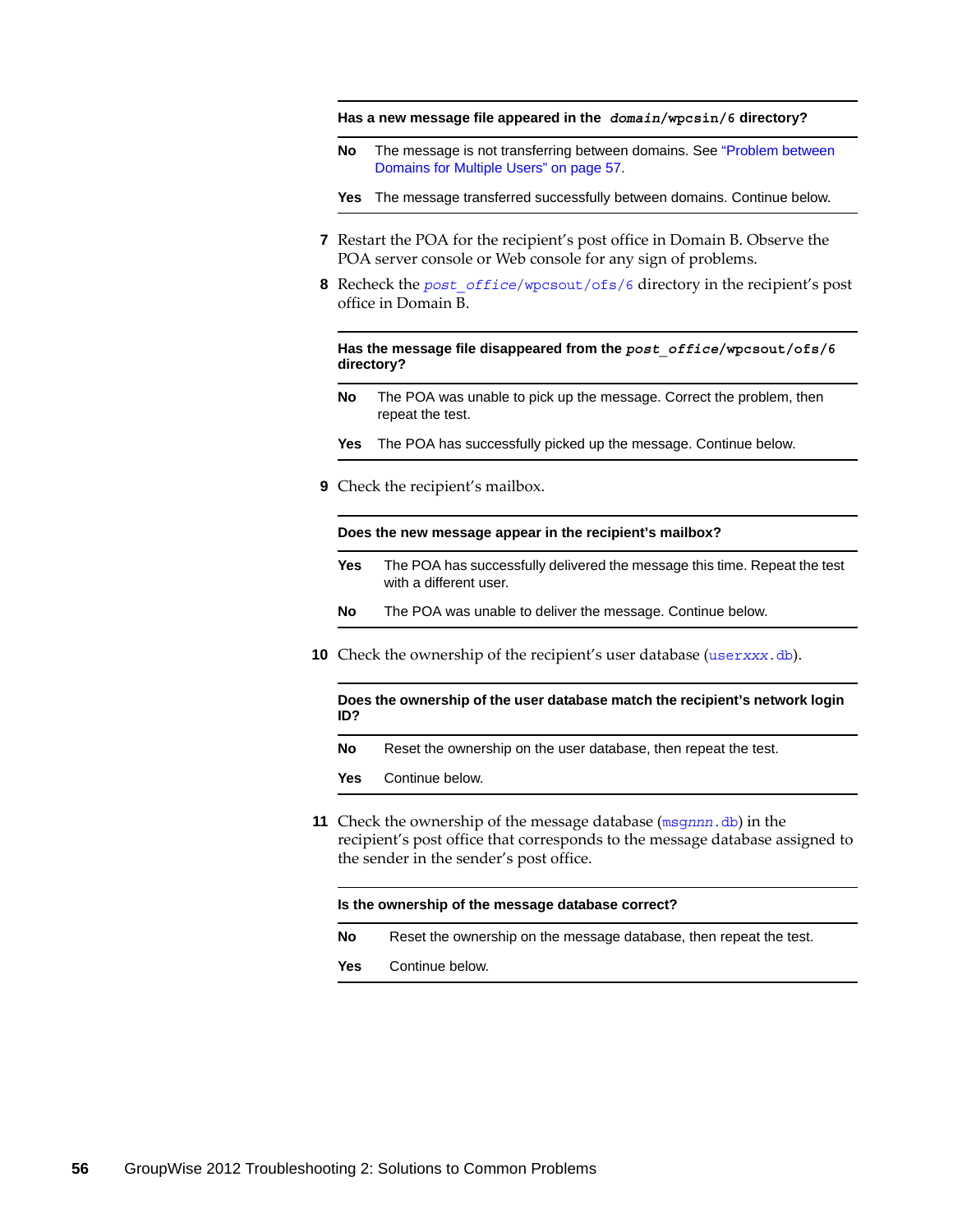| Has a new message file appeared in the *domain*/wpcsin/6 directory? | |
|---|---|
| **No** | The message is not transferring between domains. See "Problem between Domains for Multiple Users" on page 57. |
| **Yes** | The message transferred successfully between domains. Continue below. |

7 Restart the POA for the recipient's post office in Domain B. Observe the POA server console or Web console for any sign of problems.

8 Recheck the *post_office*/wpcsout/ofs/6 directory in the recipient's post office in Domain B.

| Has the message file disappeared from the *post_office*/wpcsout/ofs/6 directory? | |
|---|---|
| **No** | The POA was unable to pick up the message. Correct the problem, then repeat the test. |
| **Yes** | The POA has successfully picked up the message. Continue below. |

9 Check the recipient's mailbox.

| Does the new message appear in the recipient's mailbox? | |
|---|---|
| **Yes** | The POA has successfully delivered the message this time. Repeat the test with a different user. |
| **No** | The POA was unable to deliver the message. Continue below. |

10 Check the ownership of the recipient's user database (user*xxx*.db).

| Does the ownership of the user database match the recipient's network login ID? | |
|---|---|
| **No** | Reset the ownership on the user database, then repeat the test. |
| **Yes** | Continue below. |

11 Check the ownership of the message database (msg*nnn*.db) in the recipient's post office that corresponds to the message database assigned to the sender in the sender's post office.

| Is the ownership of the message database correct? | |
|---|---|
| **No** | Reset the ownership on the message database, then repeat the test. |
| **Yes** | Continue below. |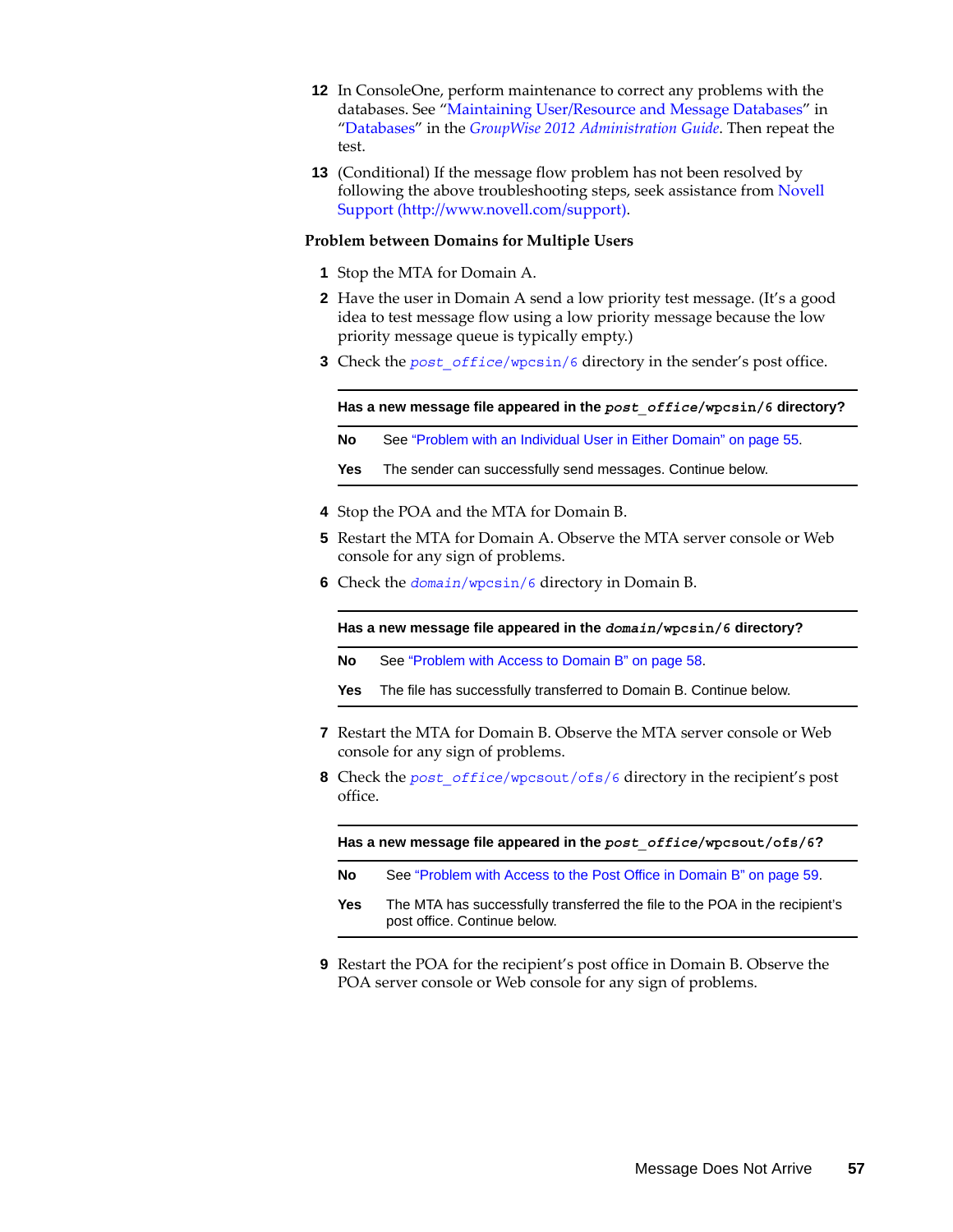12 In ConsoleOne, perform maintenance to correct any problems with the databases. See "Maintaining User/Resource and Message Databases" in "Databases" in the *GroupWise 2012 Administration Guide*. Then repeat the test.

13 (Conditional) If the message flow problem has not been resolved by following the above troubleshooting steps, seek assistance from Novell Support (http://www.novell.com/support).

### Problem between Domains for Multiple Users

1 Stop the MTA for Domain A.

2 Have the user in Domain A send a low priority test message. (It's a good idea to test message flow using a low priority message because the low priority message queue is typically empty.)

3 Check the *post_office*/wpcsin/6 directory in the sender's post office.

| Has a new message file appeared in the *post_office*/wpcsin/6 directory? | |
|---|---|
| **No** | See "Problem with an Individual User in Either Domain" on page 55. |
| **Yes** | The sender can successfully send messages. Continue below. |

4 Stop the POA and the MTA for Domain B.

5 Restart the MTA for Domain A. Observe the MTA server console or Web console for any sign of problems.

6 Check the *domain*/wpcsin/6 directory in Domain B.

| Has a new message file appeared in the *domain*/wpcsin/6 directory? | |
|---|---|
| **No** | See "Problem with Access to Domain B" on page 58. |
| **Yes** | The file has successfully transferred to Domain B. Continue below. |

7 Restart the MTA for Domain B. Observe the MTA server console or Web console for any sign of problems.

8 Check the *post_office*/wpcsout/ofs/6 directory in the recipient's post office.

| Has a new message file appeared in the *post_office*/wpcsout/ofs/6? | |
|---|---|
| **No** | See "Problem with Access to the Post Office in Domain B" on page 59. |
| **Yes** | The MTA has successfully transferred the file to the POA in the recipient's post office. Continue below. |

9 Restart the POA for the recipient's post office in Domain B. Observe the POA server console or Web console for any sign of problems.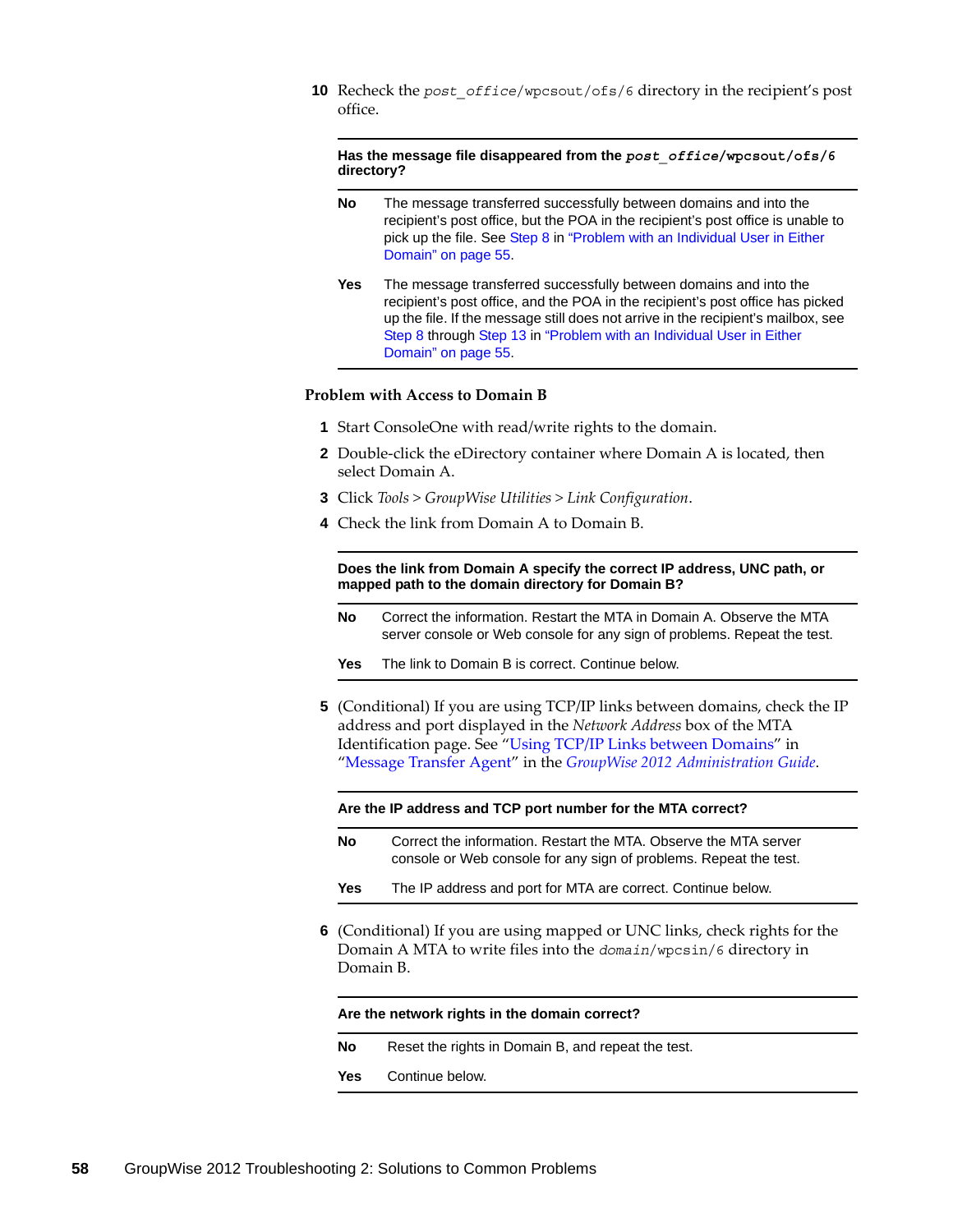10 Recheck the *post_office*/wpcsout/ofs/6 directory in the recipient's post office.

| Has the message file disappeared from the *post_office*/wpcsout/ofs/6 directory? | |
|---|---|
| **No** | The message transferred successfully between domains and into the recipient's post office, but the POA in the recipient's post office is unable to pick up the file. See Step 8 in "Problem with an Individual User in Either Domain" on page 55. |
| **Yes** | The message transferred successfully between domains and into the recipient's post office, and the POA in the recipient's post office has picked up the file. If the message still does not arrive in the recipient's mailbox, see Step 8 through Step 13 in "Problem with an Individual User in Either Domain" on page 55. |

### Problem with Access to Domain B

1. Start ConsoleOne with read/write rights to the domain.
2. Double-click the eDirectory container where Domain A is located, then select Domain A.
3. Click *Tools* > *GroupWise Utilities* > *Link Configuration*.
4. Check the link from Domain A to Domain B.

| Does the link from Domain A specify the correct IP address, UNC path, or mapped path to the domain directory for Domain B? | |
|---|---|
| **No** | Correct the information. Restart the MTA in Domain A. Observe the MTA server console or Web console for any sign of problems. Repeat the test. |
| **Yes** | The link to Domain B is correct. Continue below. |

5. (Conditional) If you are using TCP/IP links between domains, check the IP address and port displayed in the *Network Address* box of the MTA Identification page. See "Using TCP/IP Links between Domains" in "Message Transfer Agent" in the *GroupWise 2012 Administration Guide*.

| Are the IP address and TCP port number for the MTA correct? | |
|---|---|
| **No** | Correct the information. Restart the MTA. Observe the MTA server console or Web console for any sign of problems. Repeat the test. |
| **Yes** | The IP address and port for MTA are correct. Continue below. |

6. (Conditional) If you are using mapped or UNC links, check rights for the Domain A MTA to write files into the *domain*/wpcsin/6 directory in Domain B.

| Are the network rights in the domain correct? | |
|---|---|
| **No** | Reset the rights in Domain B, and repeat the test. |
| **Yes** | Continue below. |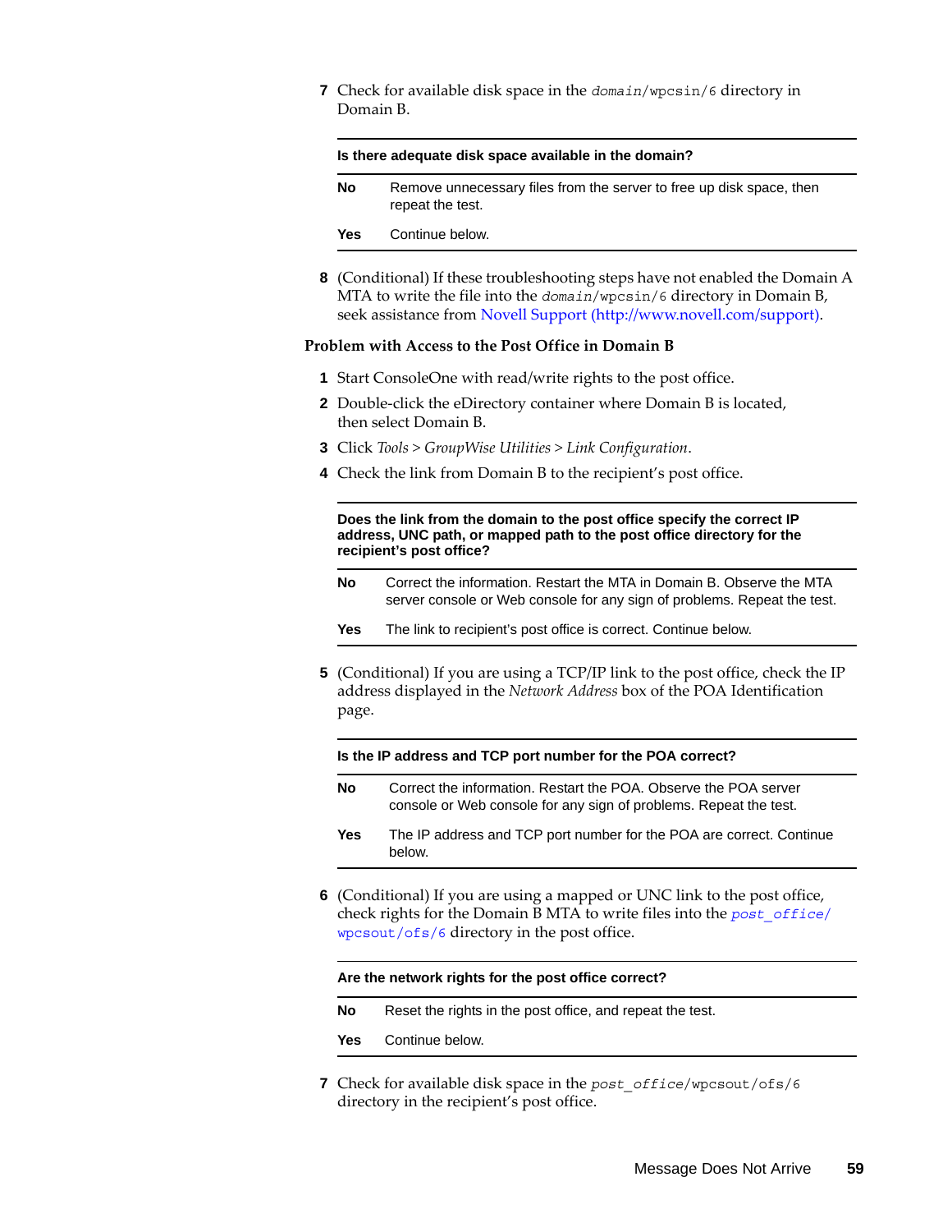7 Check for available disk space in the *domain*/wpcsin/6 directory in Domain B.

| Is there adequate disk space available in the domain? | |
|---|---|
| **No** | Remove unnecessary files from the server to free up disk space, then repeat the test. |
| **Yes** | Continue below. |

8 (Conditional) If these troubleshooting steps have not enabled the Domain A MTA to write the file into the *domain*/wpcsin/6 directory in Domain B, seek assistance from Novell Support (http://www.novell.com/support).

### Problem with Access to the Post Office in Domain B

1 Start ConsoleOne with read/write rights to the post office.
2 Double-click the eDirectory container where Domain B is located, then select Domain B.
3 Click *Tools > GroupWise Utilities > Link Configuration*.
4 Check the link from Domain B to the recipient's post office.

| Does the link from the domain to the post office specify the correct IP address, UNC path, or mapped path to the post office directory for the recipient's post office? | |
|---|---|
| **No** | Correct the information. Restart the MTA in Domain B. Observe the MTA server console or Web console for any sign of problems. Repeat the test. |
| **Yes** | The link to recipient's post office is correct. Continue below. |

5 (Conditional) If you are using a TCP/IP link to the post office, check the IP address displayed in the *Network Address* box of the POA Identification page.

| Is the IP address and TCP port number for the POA correct? | |
|---|---|
| **No** | Correct the information. Restart the POA. Observe the POA server console or Web console for any sign of problems. Repeat the test. |
| **Yes** | The IP address and TCP port number for the POA are correct. Continue below. |

6 (Conditional) If you are using a mapped or UNC link to the post office, check rights for the Domain B MTA to write files into the *post_office*/wpcsout/ofs/6 directory in the post office.

| Are the network rights for the post office correct? | |
|---|---|
| **No** | Reset the rights in the post office, and repeat the test. |
| **Yes** | Continue below. |

7 Check for available disk space in the *post_office*/wpcsout/ofs/6 directory in the recipient's post office.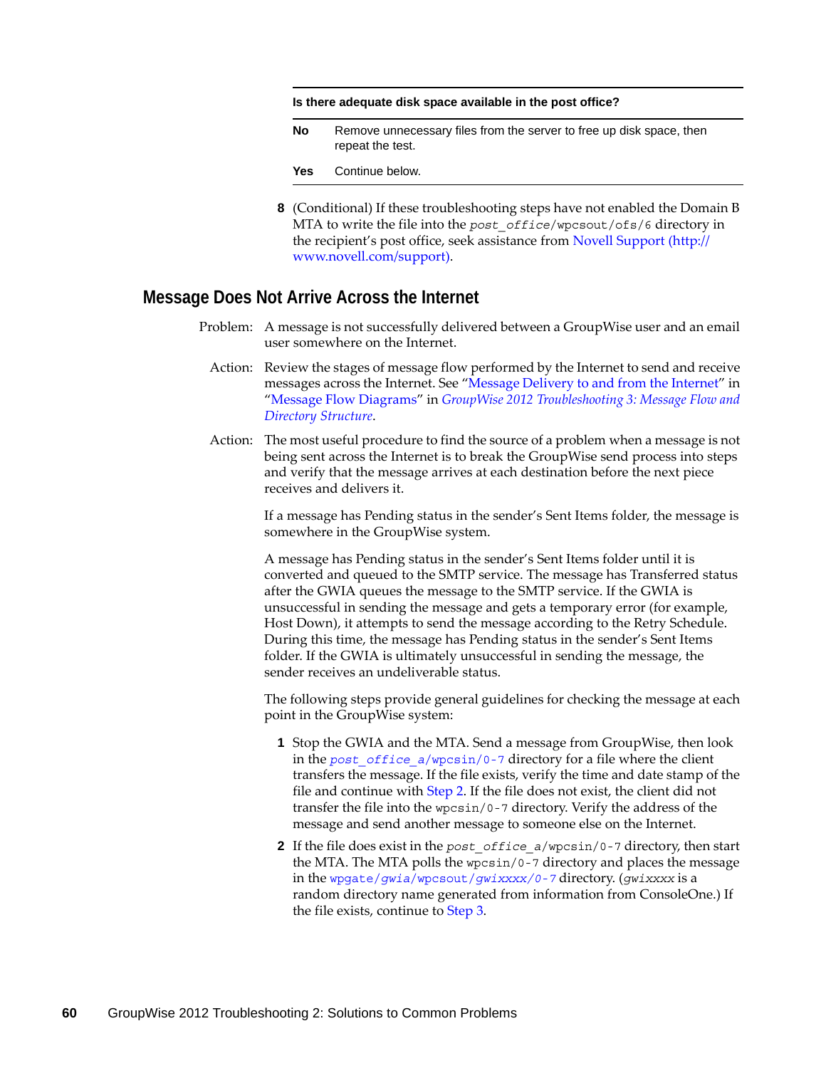| Is there adequate disk space available in the post office? | |
|---|---|
| **No** | Remove unnecessary files from the server to free up disk space, then repeat the test. |
| **Yes** | Continue below. |

8. (Conditional) If these troubleshooting steps have not enabled the Domain B MTA to write the file into the *post_office*/wpcsout/ofs/6 directory in the recipient's post office, seek assistance from Novell Support (http://www.novell.com/support).

## Message Does Not Arrive Across the Internet

Problem: A message is not successfully delivered between a GroupWise user and an email user somewhere on the Internet.

Action: Review the stages of message flow performed by the Internet to send and receive messages across the Internet. See "Message Delivery to and from the Internet" in "Message Flow Diagrams" in *GroupWise 2012 Troubleshooting 3: Message Flow and Directory Structure*.

Action: The most useful procedure to find the source of a problem when a message is not being sent across the Internet is to break the GroupWise send process into steps and verify that the message arrives at each destination before the next piece receives and delivers it.

If a message has Pending status in the sender's Sent Items folder, the message is somewhere in the GroupWise system.

A message has Pending status in the sender's Sent Items folder until it is converted and queued to the SMTP service. The message has Transferred status after the GWIA queues the message to the SMTP service. If the GWIA is unsuccessful in sending the message and gets a temporary error (for example, Host Down), it attempts to send the message according to the Retry Schedule. During this time, the message has Pending status in the sender's Sent Items folder. If the GWIA is ultimately unsuccessful in sending the message, the sender receives an undeliverable status.

The following steps provide general guidelines for checking the message at each point in the GroupWise system:

1. Stop the GWIA and the MTA. Send a message from GroupWise, then look in the *post_office_a*/wpcsin/0-7 directory for a file where the client transfers the message. If the file exists, verify the time and date stamp of the file and continue with Step 2. If the file does not exist, the client did not transfer the file into the wpcsin/0-7 directory. Verify the address of the message and send another message to someone else on the Internet.
2. If the file does exist in the *post_office_a*/wpcsin/0-7 directory, then start the MTA. The MTA polls the wpcsin/0-7 directory and places the message in the wpgate/*gwia*/wpcsout/*gwixxxx*/0-7 directory. (*gwixxxx* is a random directory name generated from information from ConsoleOne.) If the file exists, continue to Step 3.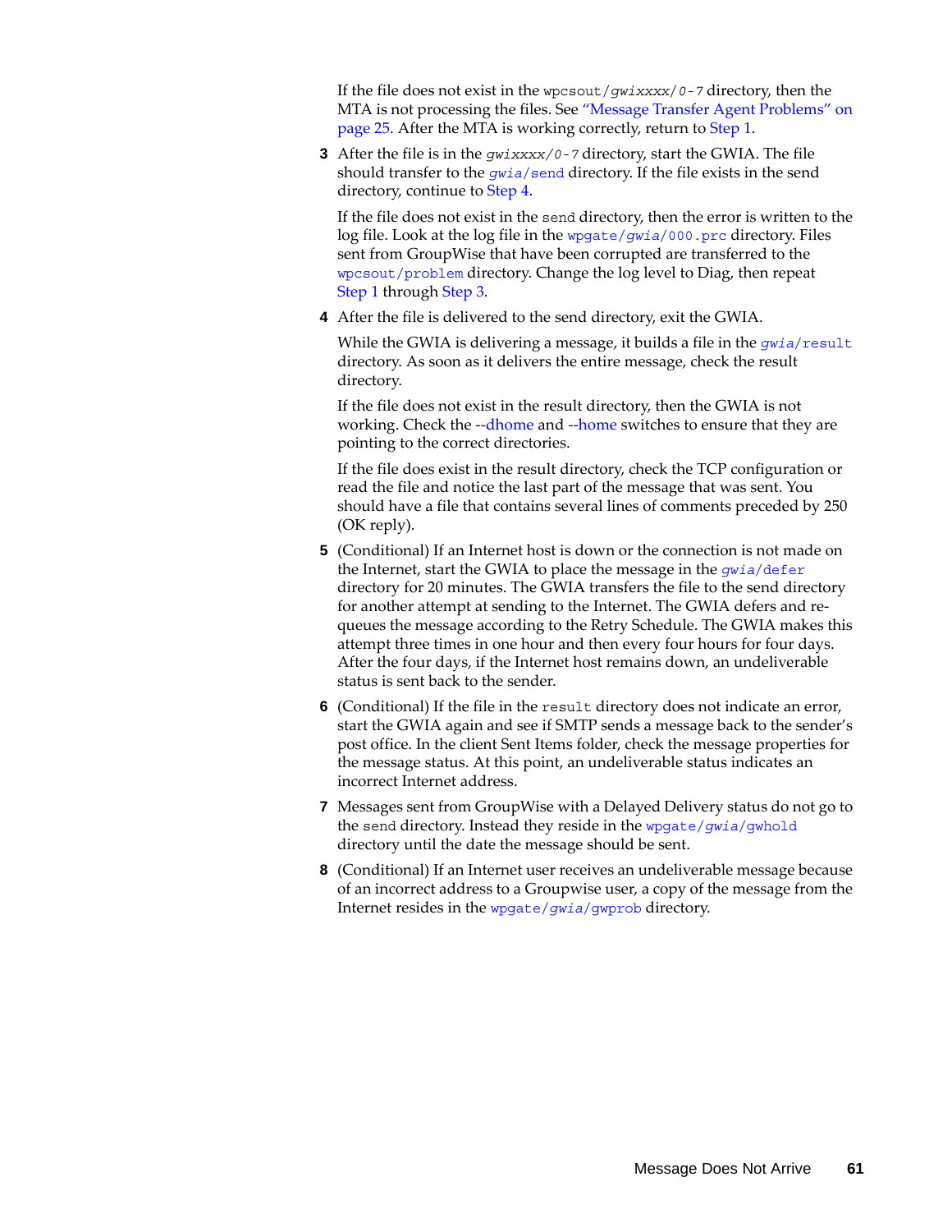If the file does not exist in the `wpcsout/gwixxxx/0-7` directory, then the MTA is not processing the files. See "Message Transfer Agent Problems" on page 25. After the MTA is working correctly, return to Step 1.

3. After the file is in the `gwixxxx/0-7` directory, start the GWIA. The file should transfer to the `gwia/send` directory. If the file exists in the send directory, continue to Step 4.

   If the file does not exist in the `send` directory, then the error is written to the log file. Look at the log file in the `wpgate/gwia/000.prc` directory. Files sent from GroupWise that have been corrupted are transferred to the `wpcsout/problem` directory. Change the log level to Diag, then repeat Step 1 through Step 3.

4. After the file is delivered to the send directory, exit the GWIA.

   While the GWIA is delivering a message, it builds a file in the `gwia/result` directory. As soon as it delivers the entire message, check the result directory.

   If the file does not exist in the result directory, then the GWIA is not working. Check the --dhome and --home switches to ensure that they are pointing to the correct directories.

   If the file does exist in the result directory, check the TCP configuration or read the file and notice the last part of the message that was sent. You should have a file that contains several lines of comments preceded by 250 (OK reply).

5. (Conditional) If an Internet host is down or the connection is not made on the Internet, start the GWIA to place the message in the `gwia/defer` directory for 20 minutes. The GWIA transfers the file to the send directory for another attempt at sending to the Internet. The GWIA defers and re-queues the message according to the Retry Schedule. The GWIA makes this attempt three times in one hour and then every four hours for four days. After the four days, if the Internet host remains down, an undeliverable status is sent back to the sender.

6. (Conditional) If the file in the `result` directory does not indicate an error, start the GWIA again and see if SMTP sends a message back to the sender's post office. In the client Sent Items folder, check the message properties for the message status. At this point, an undeliverable status indicates an incorrect Internet address.

7. Messages sent from GroupWise with a Delayed Delivery status do not go to the `send` directory. Instead they reside in the `wpgate/gwia/gwhold` directory until the date the message should be sent.

8. (Conditional) If an Internet user receives an undeliverable message because of an incorrect address to a Groupwise user, a copy of the message from the Internet resides in the `wpgate/gwia/gwprob` directory.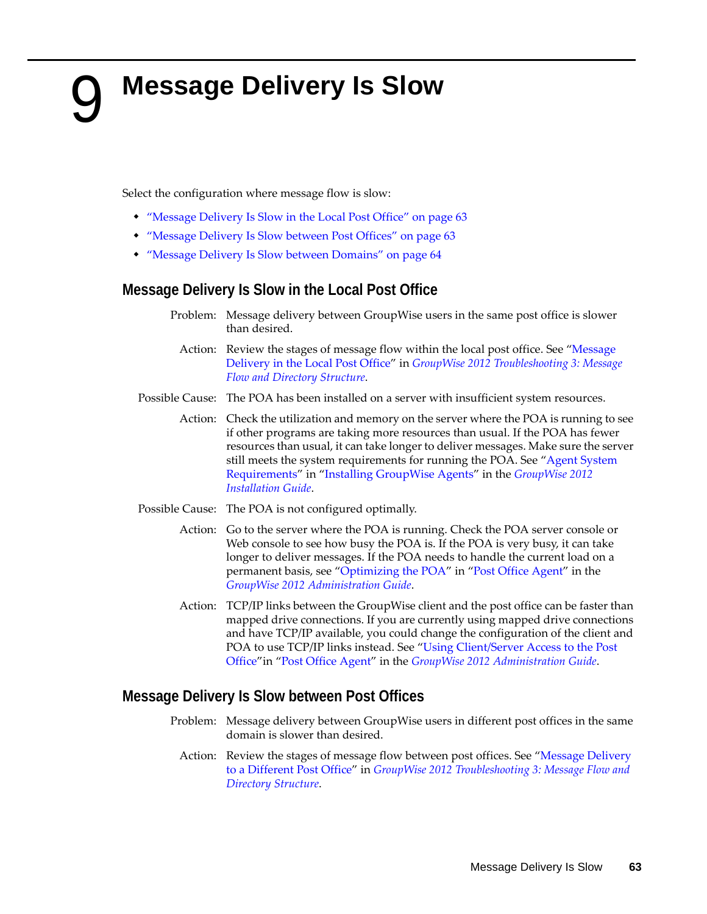# 9 Message Delivery Is Slow

Select the configuration where message flow is slow:

- "Message Delivery Is Slow in the Local Post Office" on page 63
- "Message Delivery Is Slow between Post Offices" on page 63
- "Message Delivery Is Slow between Domains" on page 64

## Message Delivery Is Slow in the Local Post Office

Problem: Message delivery between GroupWise users in the same post office is slower than desired.

Action: Review the stages of message flow within the local post office. See "Message Delivery in the Local Post Office" in *GroupWise 2012 Troubleshooting 3: Message Flow and Directory Structure*.

Possible Cause: The POA has been installed on a server with insufficient system resources.

Action: Check the utilization and memory on the server where the POA is running to see if other programs are taking more resources than usual. If the POA has fewer resources than usual, it can take longer to deliver messages. Make sure the server still meets the system requirements for running the POA. See "Agent System Requirements" in "Installing GroupWise Agents" in the *GroupWise 2012 Installation Guide*.

Possible Cause: The POA is not configured optimally.

Action: Go to the server where the POA is running. Check the POA server console or Web console to see how busy the POA is. If the POA is very busy, it can take longer to deliver messages. If the POA needs to handle the current load on a permanent basis, see "Optimizing the POA" in "Post Office Agent" in the *GroupWise 2012 Administration Guide*.

Action: TCP/IP links between the GroupWise client and the post office can be faster than mapped drive connections. If you are currently using mapped drive connections and have TCP/IP available, you could change the configuration of the client and POA to use TCP/IP links instead. See "Using Client/Server Access to the Post Office"in "Post Office Agent" in the *GroupWise 2012 Administration Guide*.

## Message Delivery Is Slow between Post Offices

Problem: Message delivery between GroupWise users in different post offices in the same domain is slower than desired.

Action: Review the stages of message flow between post offices. See "Message Delivery to a Different Post Office" in *GroupWise 2012 Troubleshooting 3: Message Flow and Directory Structure*.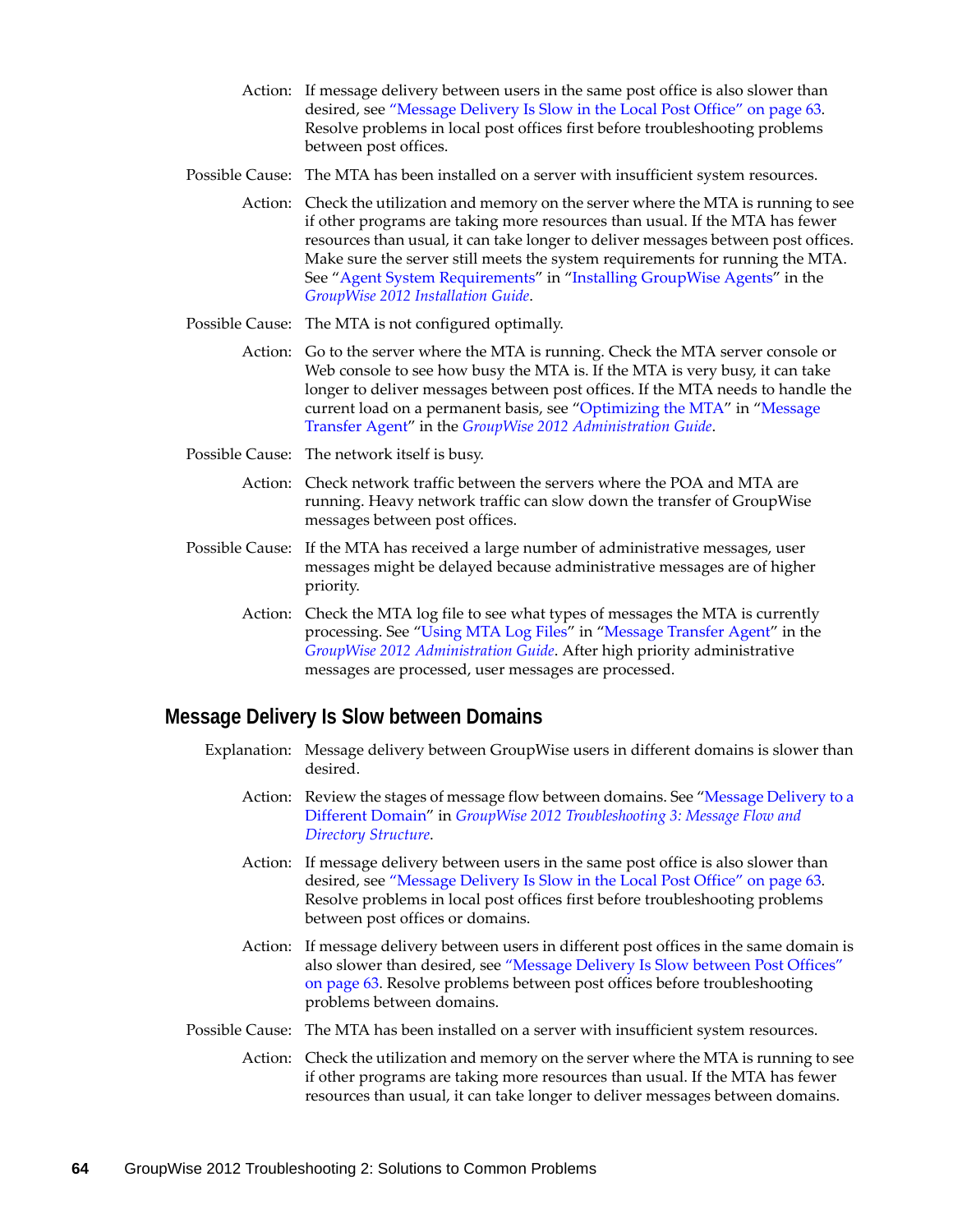Action: If message delivery between users in the same post office is also slower than desired, see "Message Delivery Is Slow in the Local Post Office" on page 63. Resolve problems in local post offices first before troubleshooting problems between post offices.

Possible Cause: The MTA has been installed on a server with insufficient system resources.

Action: Check the utilization and memory on the server where the MTA is running to see if other programs are taking more resources than usual. If the MTA has fewer resources than usual, it can take longer to deliver messages between post offices. Make sure the server still meets the system requirements for running the MTA. See "Agent System Requirements" in "Installing GroupWise Agents" in the *GroupWise 2012 Installation Guide*.

Possible Cause: The MTA is not configured optimally.

Action: Go to the server where the MTA is running. Check the MTA server console or Web console to see how busy the MTA is. If the MTA is very busy, it can take longer to deliver messages between post offices. If the MTA needs to handle the current load on a permanent basis, see "Optimizing the MTA" in "Message Transfer Agent" in the *GroupWise 2012 Administration Guide*.

Possible Cause: The network itself is busy.

Action: Check network traffic between the servers where the POA and MTA are running. Heavy network traffic can slow down the transfer of GroupWise messages between post offices.

Possible Cause: If the MTA has received a large number of administrative messages, user messages might be delayed because administrative messages are of higher priority.

Action: Check the MTA log file to see what types of messages the MTA is currently processing. See "Using MTA Log Files" in "Message Transfer Agent" in the *GroupWise 2012 Administration Guide*. After high priority administrative messages are processed, user messages are processed.

## Message Delivery Is Slow between Domains

Explanation: Message delivery between GroupWise users in different domains is slower than desired.

Action: Review the stages of message flow between domains. See "Message Delivery to a Different Domain" in *GroupWise 2012 Troubleshooting 3: Message Flow and Directory Structure*.

Action: If message delivery between users in the same post office is also slower than desired, see "Message Delivery Is Slow in the Local Post Office" on page 63. Resolve problems in local post offices first before troubleshooting problems between post offices or domains.

Action: If message delivery between users in different post offices in the same domain is also slower than desired, see "Message Delivery Is Slow between Post Offices" on page 63. Resolve problems between post offices before troubleshooting problems between domains.

Possible Cause: The MTA has been installed on a server with insufficient system resources.

Action: Check the utilization and memory on the server where the MTA is running to see if other programs are taking more resources than usual. If the MTA has fewer resources than usual, it can take longer to deliver messages between domains.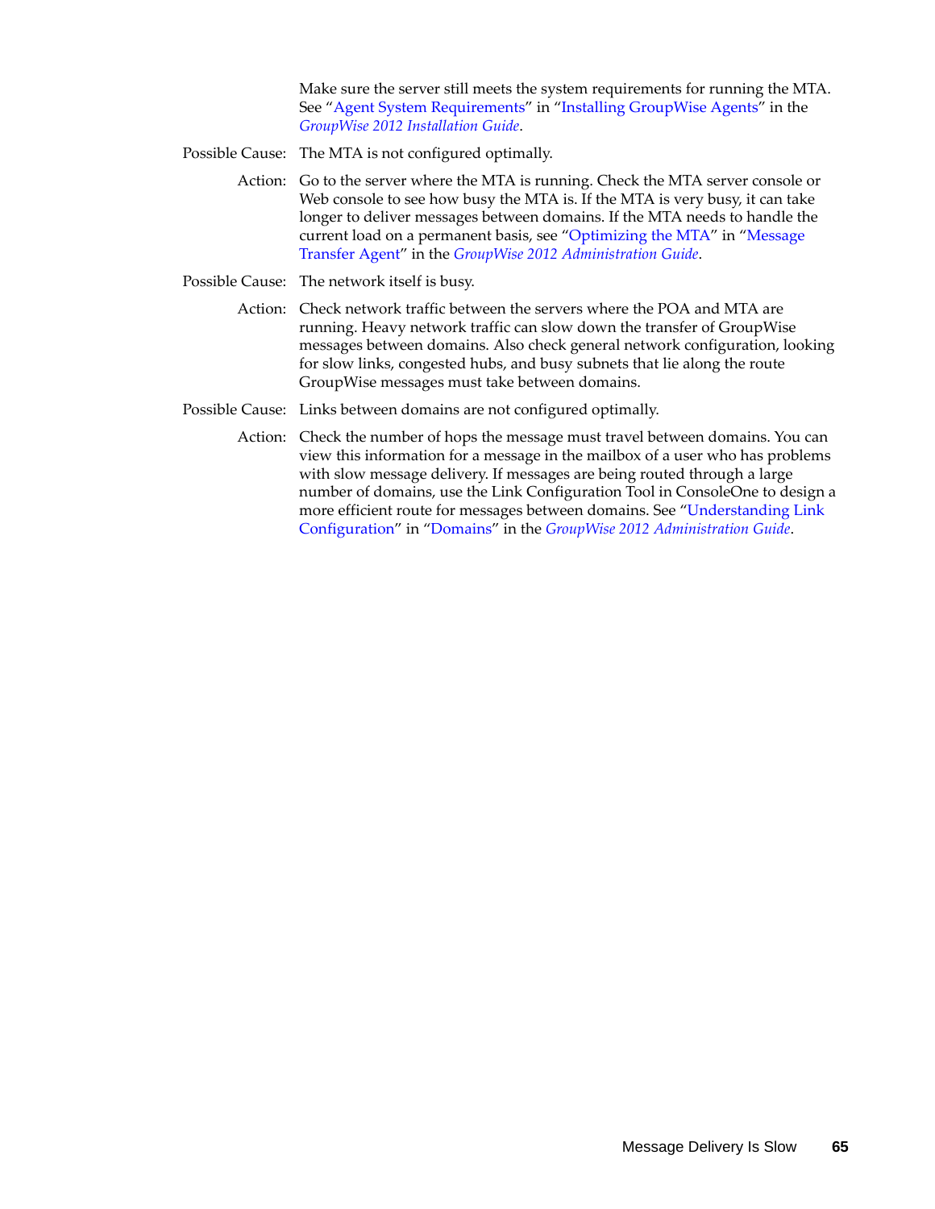Make sure the server still meets the system requirements for running the MTA. See "Agent System Requirements" in "Installing GroupWise Agents" in the *GroupWise 2012 Installation Guide*.

**Possible Cause:** The MTA is not configured optimally.

**Action:** Go to the server where the MTA is running. Check the MTA server console or Web console to see how busy the MTA is. If the MTA is very busy, it can take longer to deliver messages between domains. If the MTA needs to handle the current load on a permanent basis, see "Optimizing the MTA" in "Message Transfer Agent" in the *GroupWise 2012 Administration Guide*.

**Possible Cause:** The network itself is busy.

**Action:** Check network traffic between the servers where the POA and MTA are running. Heavy network traffic can slow down the transfer of GroupWise messages between domains. Also check general network configuration, looking for slow links, congested hubs, and busy subnets that lie along the route GroupWise messages must take between domains.

**Possible Cause:** Links between domains are not configured optimally.

**Action:** Check the number of hops the message must travel between domains. You can view this information for a message in the mailbox of a user who has problems with slow message delivery. If messages are being routed through a large number of domains, use the Link Configuration Tool in ConsoleOne to design a more efficient route for messages between domains. See "Understanding Link Configuration" in "Domains" in the *GroupWise 2012 Administration Guide*.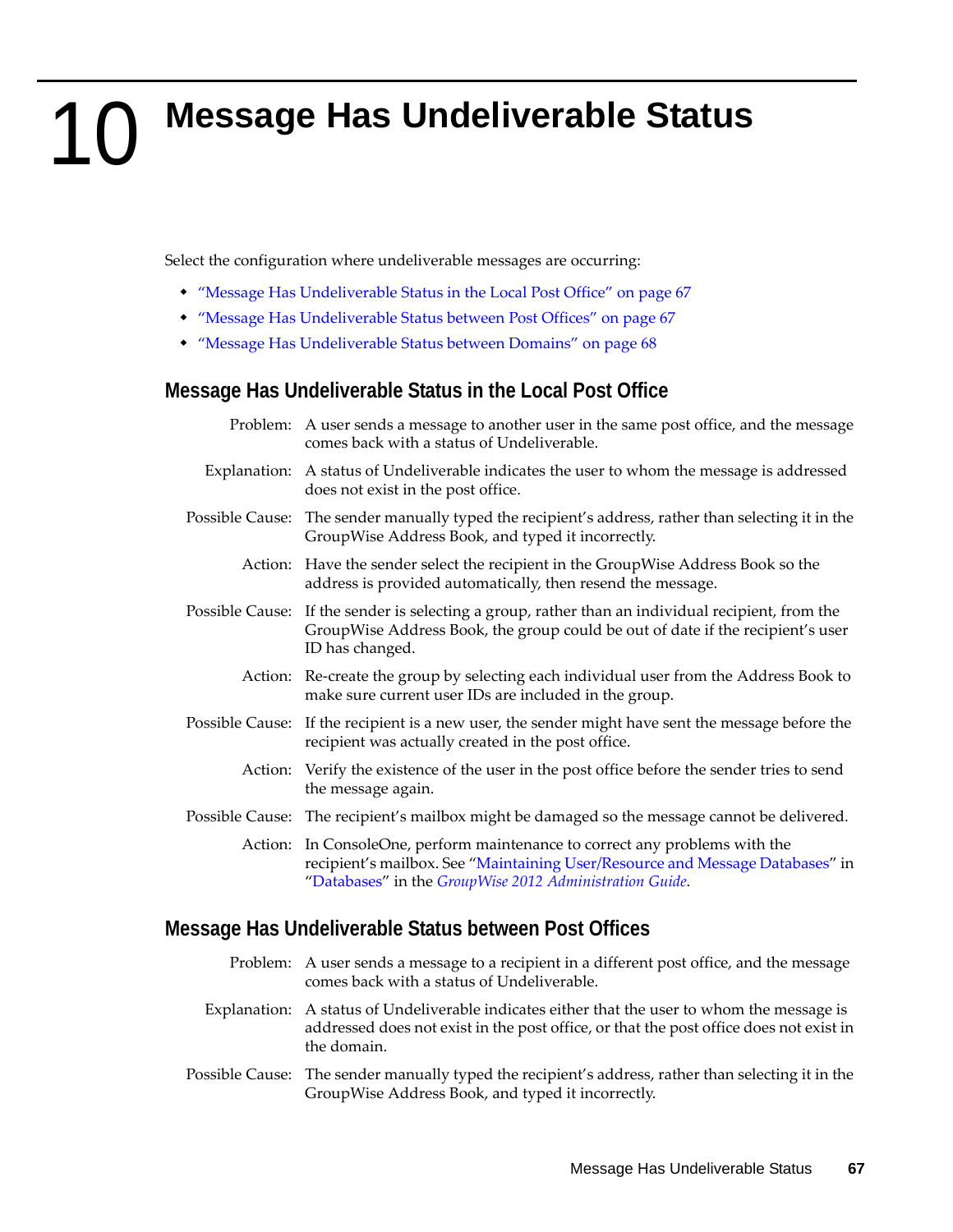# 10 Message Has Undeliverable Status

Select the configuration where undeliverable messages are occurring:

- "Message Has Undeliverable Status in the Local Post Office" on page 67
- "Message Has Undeliverable Status between Post Offices" on page 67
- "Message Has Undeliverable Status between Domains" on page 68

## Message Has Undeliverable Status in the Local Post Office

Problem: A user sends a message to another user in the same post office, and the message comes back with a status of Undeliverable.

Explanation: A status of Undeliverable indicates the user to whom the message is addressed does not exist in the post office.

Possible Cause: The sender manually typed the recipient's address, rather than selecting it in the GroupWise Address Book, and typed it incorrectly.

Action: Have the sender select the recipient in the GroupWise Address Book so the address is provided automatically, then resend the message.

Possible Cause: If the sender is selecting a group, rather than an individual recipient, from the GroupWise Address Book, the group could be out of date if the recipient's user ID has changed.

Action: Re-create the group by selecting each individual user from the Address Book to make sure current user IDs are included in the group.

Possible Cause: If the recipient is a new user, the sender might have sent the message before the recipient was actually created in the post office.

Action: Verify the existence of the user in the post office before the sender tries to send the message again.

Possible Cause: The recipient's mailbox might be damaged so the message cannot be delivered.

Action: In ConsoleOne, perform maintenance to correct any problems with the recipient's mailbox. See "Maintaining User/Resource and Message Databases" in "Databases" in the *GroupWise 2012 Administration Guide*.

## Message Has Undeliverable Status between Post Offices

Problem: A user sends a message to a recipient in a different post office, and the message comes back with a status of Undeliverable.

Explanation: A status of Undeliverable indicates either that the user to whom the message is addressed does not exist in the post office, or that the post office does not exist in the domain.

Possible Cause: The sender manually typed the recipient's address, rather than selecting it in the GroupWise Address Book, and typed it incorrectly.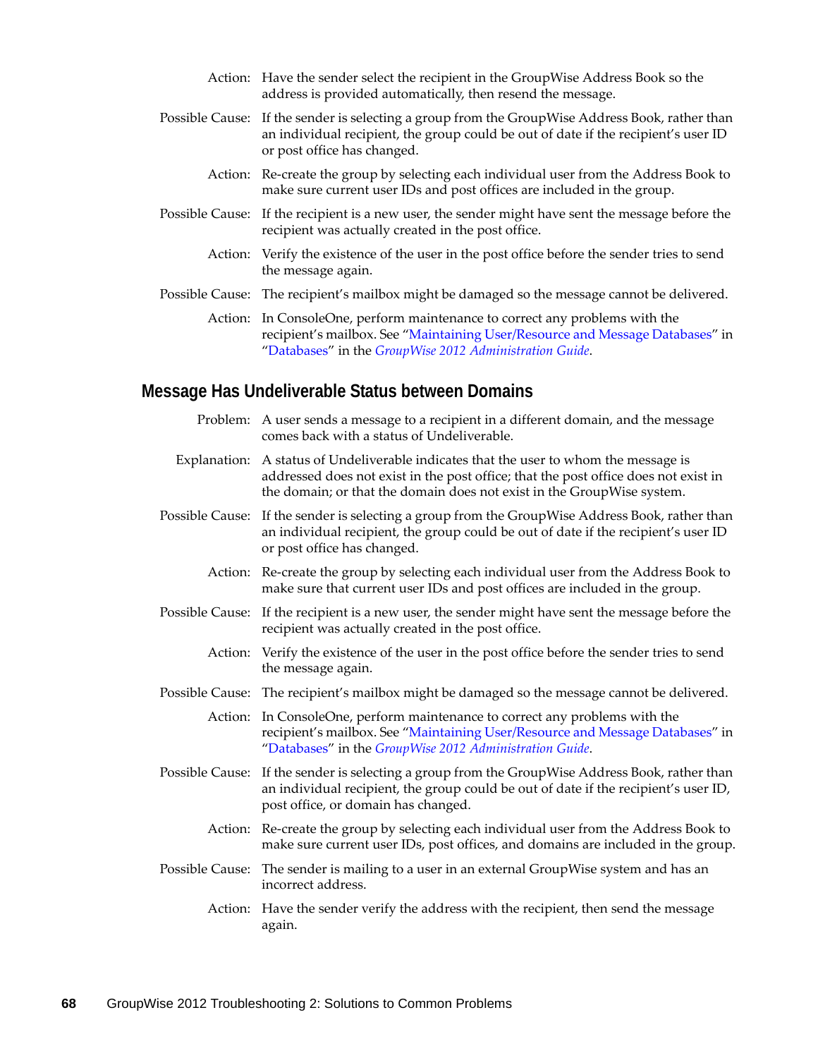Action: Have the sender select the recipient in the GroupWise Address Book so the address is provided automatically, then resend the message.

Possible Cause: If the sender is selecting a group from the GroupWise Address Book, rather than an individual recipient, the group could be out of date if the recipient's user ID or post office has changed.

Action: Re-create the group by selecting each individual user from the Address Book to make sure current user IDs and post offices are included in the group.

Possible Cause: If the recipient is a new user, the sender might have sent the message before the recipient was actually created in the post office.

Action: Verify the existence of the user in the post office before the sender tries to send the message again.

Possible Cause: The recipient's mailbox might be damaged so the message cannot be delivered.

Action: In ConsoleOne, perform maintenance to correct any problems with the recipient's mailbox. See "Maintaining User/Resource and Message Databases" in "Databases" in the *GroupWise 2012 Administration Guide*.

## Message Has Undeliverable Status between Domains

Problem: A user sends a message to a recipient in a different domain, and the message comes back with a status of Undeliverable.

Explanation: A status of Undeliverable indicates that the user to whom the message is addressed does not exist in the post office; that the post office does not exist in the domain; or that the domain does not exist in the GroupWise system.

Possible Cause: If the sender is selecting a group from the GroupWise Address Book, rather than an individual recipient, the group could be out of date if the recipient's user ID or post office has changed.

Action: Re-create the group by selecting each individual user from the Address Book to make sure that current user IDs and post offices are included in the group.

Possible Cause: If the recipient is a new user, the sender might have sent the message before the recipient was actually created in the post office.

Action: Verify the existence of the user in the post office before the sender tries to send the message again.

Possible Cause: The recipient's mailbox might be damaged so the message cannot be delivered.

Action: In ConsoleOne, perform maintenance to correct any problems with the recipient's mailbox. See "Maintaining User/Resource and Message Databases" in "Databases" in the *GroupWise 2012 Administration Guide*.

Possible Cause: If the sender is selecting a group from the GroupWise Address Book, rather than an individual recipient, the group could be out of date if the recipient's user ID, post office, or domain has changed.

Action: Re-create the group by selecting each individual user from the Address Book to make sure current user IDs, post offices, and domains are included in the group.

Possible Cause: The sender is mailing to a user in an external GroupWise system and has an incorrect address.

Action: Have the sender verify the address with the recipient, then send the message again.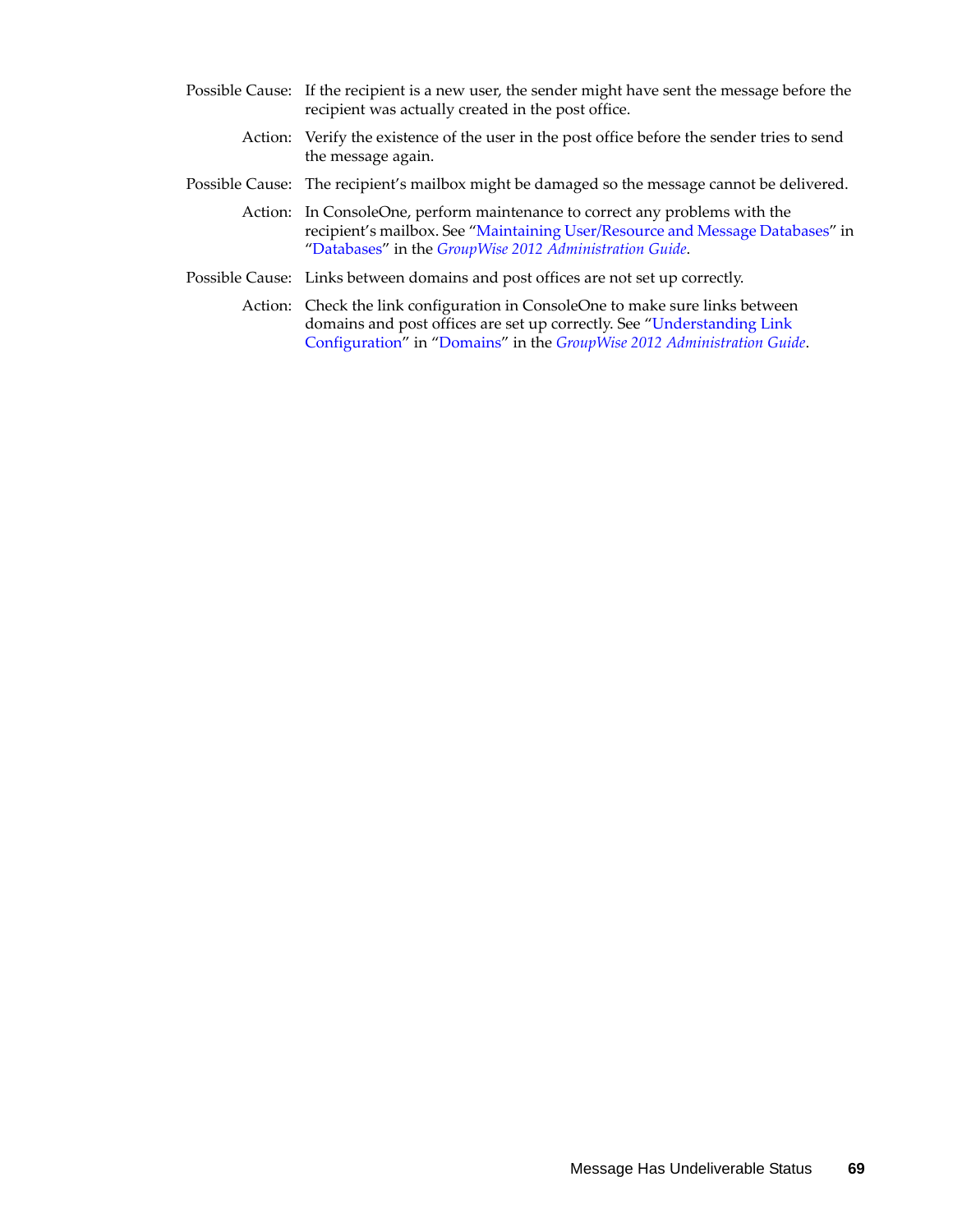Possible Cause: If the recipient is a new user, the sender might have sent the message before the recipient was actually created in the post office.

Action: Verify the existence of the user in the post office before the sender tries to send the message again.

Possible Cause: The recipient's mailbox might be damaged so the message cannot be delivered.

Action: In ConsoleOne, perform maintenance to correct any problems with the recipient's mailbox. See "Maintaining User/Resource and Message Databases" in "Databases" in the *GroupWise 2012 Administration Guide*.

Possible Cause: Links between domains and post offices are not set up correctly.

Action: Check the link configuration in ConsoleOne to make sure links between domains and post offices are set up correctly. See "Understanding Link Configuration" in "Domains" in the *GroupWise 2012 Administration Guide*.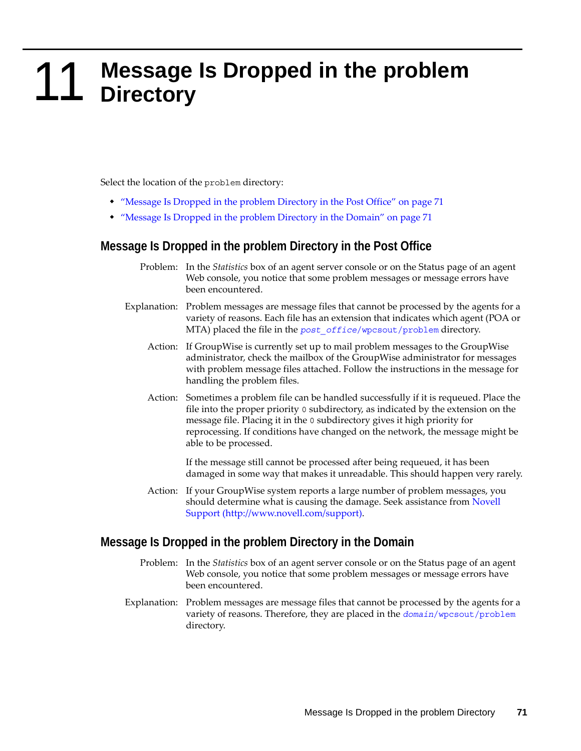# 11 Message Is Dropped in the problem Directory

Select the location of the `problem` directory:

- "Message Is Dropped in the problem Directory in the Post Office" on page 71
- "Message Is Dropped in the problem Directory in the Domain" on page 71

## Message Is Dropped in the problem Directory in the Post Office

Problem: In the *Statistics* box of an agent server console or on the Status page of an agent Web console, you notice that some problem messages or message errors have been encountered.

Explanation: Problem messages are message files that cannot be processed by the agents for a variety of reasons. Each file has an extension that indicates which agent (POA or MTA) placed the file in the `post_office/wpcsout/problem` directory.

Action: If GroupWise is currently set up to mail problem messages to the GroupWise administrator, check the mailbox of the GroupWise administrator for messages with problem message files attached. Follow the instructions in the message for handling the problem files.

Action: Sometimes a problem file can be handled successfully if it is requeued. Place the file into the proper priority `0` subdirectory, as indicated by the extension on the message file. Placing it in the `0` subdirectory gives it high priority for reprocessing. If conditions have changed on the network, the message might be able to be processed.

If the message still cannot be processed after being requeued, it has been damaged in some way that makes it unreadable. This should happen very rarely.

Action: If your GroupWise system reports a large number of problem messages, you should determine what is causing the damage. Seek assistance from Novell Support (http://www.novell.com/support).

## Message Is Dropped in the problem Directory in the Domain

Problem: In the *Statistics* box of an agent server console or on the Status page of an agent Web console, you notice that some problem messages or message errors have been encountered.

Explanation: Problem messages are message files that cannot be processed by the agents for a variety of reasons. Therefore, they are placed in the `domain/wpcsout/problem` directory.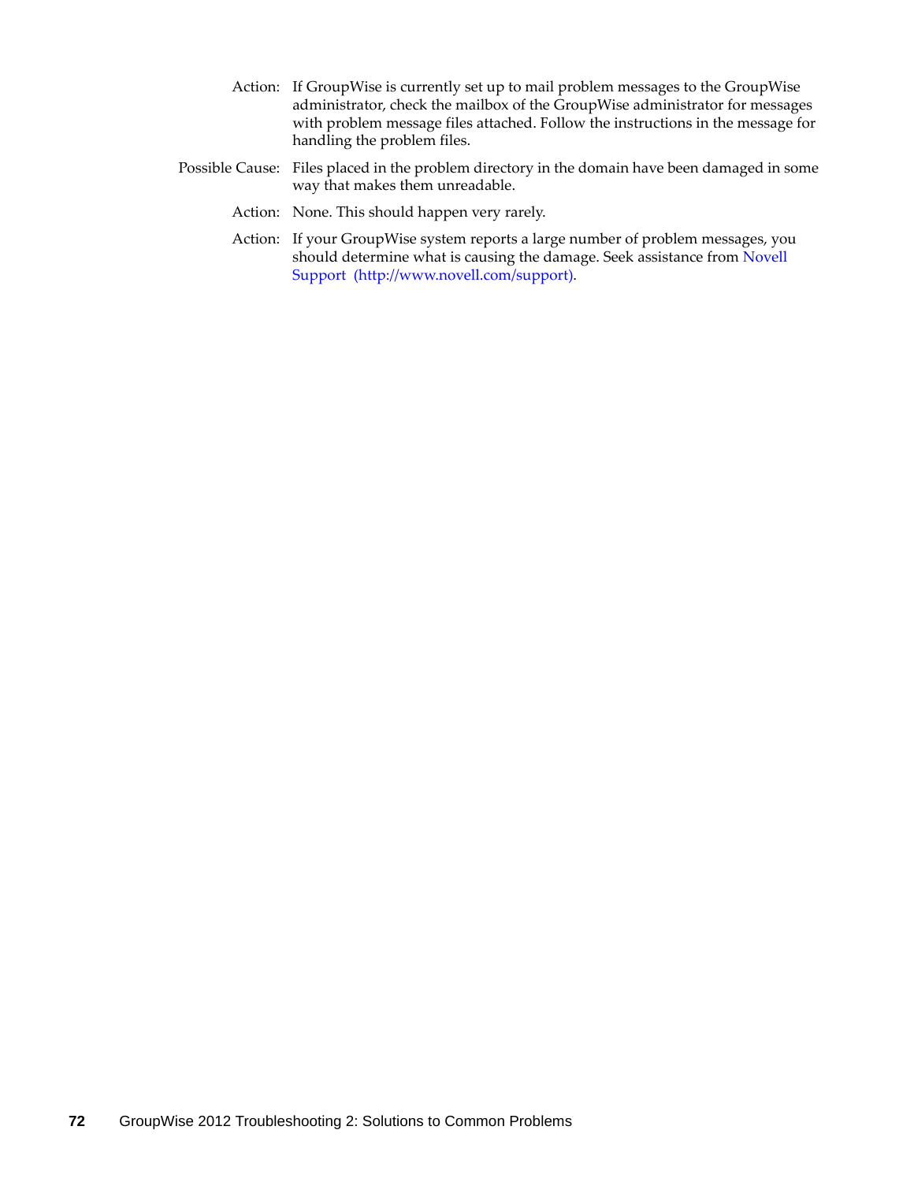Action: If GroupWise is currently set up to mail problem messages to the GroupWise administrator, check the mailbox of the GroupWise administrator for messages with problem message files attached. Follow the instructions in the message for handling the problem files.

Possible Cause: Files placed in the problem directory in the domain have been damaged in some way that makes them unreadable.

Action: None. This should happen very rarely.

Action: If your GroupWise system reports a large number of problem messages, you should determine what is causing the damage. Seek assistance from [Novell Support (http://www.novell.com/support)](http://www.novell.com/support).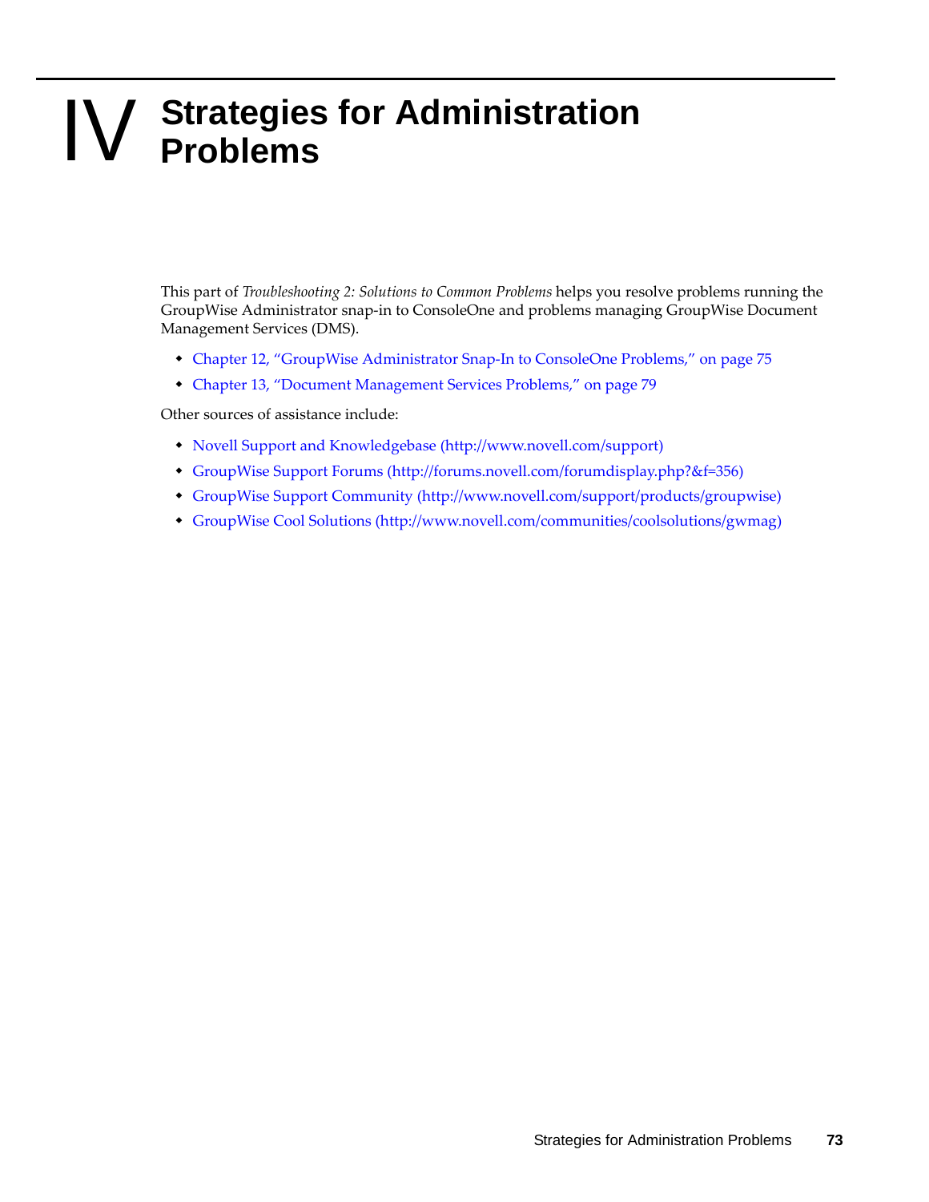# IV Strategies for Administration Problems

This part of *Troubleshooting 2: Solutions to Common Problems* helps you resolve problems running the GroupWise Administrator snap-in to ConsoleOne and problems managing GroupWise Document Management Services (DMS).

- Chapter 12, "GroupWise Administrator Snap-In to ConsoleOne Problems," on page 75
- Chapter 13, "Document Management Services Problems," on page 79

Other sources of assistance include:

- Novell Support and Knowledgebase (http://www.novell.com/support)
- GroupWise Support Forums (http://forums.novell.com/forumdisplay.php?&f=356)
- GroupWise Support Community (http://www.novell.com/support/products/groupwise)
- GroupWise Cool Solutions (http://www.novell.com/communities/coolsolutions/gwmag)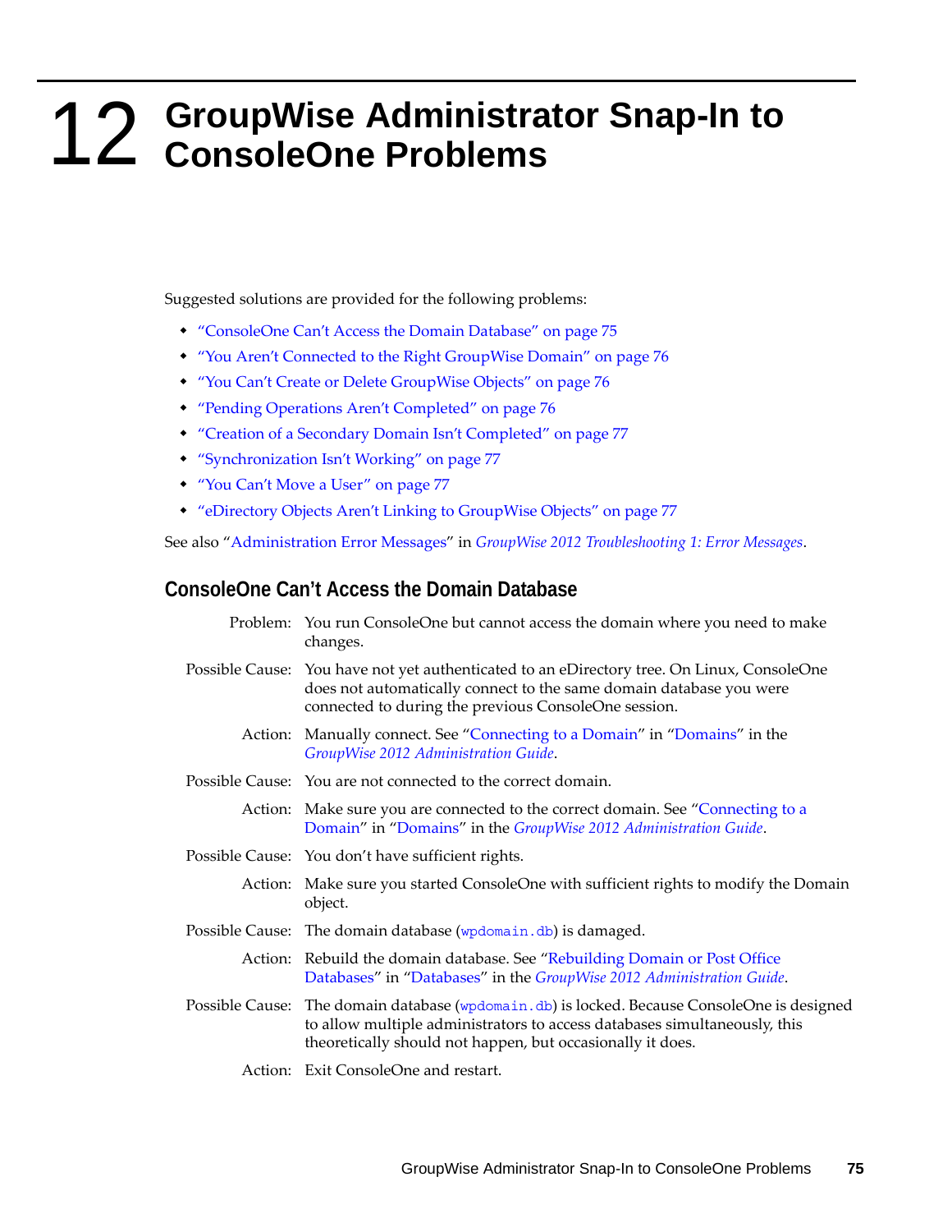# 12 GroupWise Administrator Snap-In to ConsoleOne Problems

Suggested solutions are provided for the following problems:

- "ConsoleOne Can't Access the Domain Database" on page 75
- "You Aren't Connected to the Right GroupWise Domain" on page 76
- "You Can't Create or Delete GroupWise Objects" on page 76
- "Pending Operations Aren't Completed" on page 76
- "Creation of a Secondary Domain Isn't Completed" on page 77
- "Synchronization Isn't Working" on page 77
- "You Can't Move a User" on page 77
- "eDirectory Objects Aren't Linking to GroupWise Objects" on page 77

See also "Administration Error Messages" in *GroupWise 2012 Troubleshooting 1: Error Messages*.

## ConsoleOne Can't Access the Domain Database

**Problem:** You run ConsoleOne but cannot access the domain where you need to make changes.

**Possible Cause:** You have not yet authenticated to an eDirectory tree. On Linux, ConsoleOne does not automatically connect to the same domain database you were connected to during the previous ConsoleOne session.

**Action:** Manually connect. See "Connecting to a Domain" in "Domains" in the *GroupWise 2012 Administration Guide*.

**Possible Cause:** You are not connected to the correct domain.

**Action:** Make sure you are connected to the correct domain. See "Connecting to a Domain" in "Domains" in the *GroupWise 2012 Administration Guide*.

**Possible Cause:** You don't have sufficient rights.

**Action:** Make sure you started ConsoleOne with sufficient rights to modify the Domain object.

**Possible Cause:** The domain database (`wpdomain.db`) is damaged.

**Action:** Rebuild the domain database. See "Rebuilding Domain or Post Office Databases" in "Databases" in the *GroupWise 2012 Administration Guide*.

**Possible Cause:** The domain database (`wpdomain.db`) is locked. Because ConsoleOne is designed to allow multiple administrators to access databases simultaneously, this theoretically should not happen, but occasionally it does.

**Action:** Exit ConsoleOne and restart.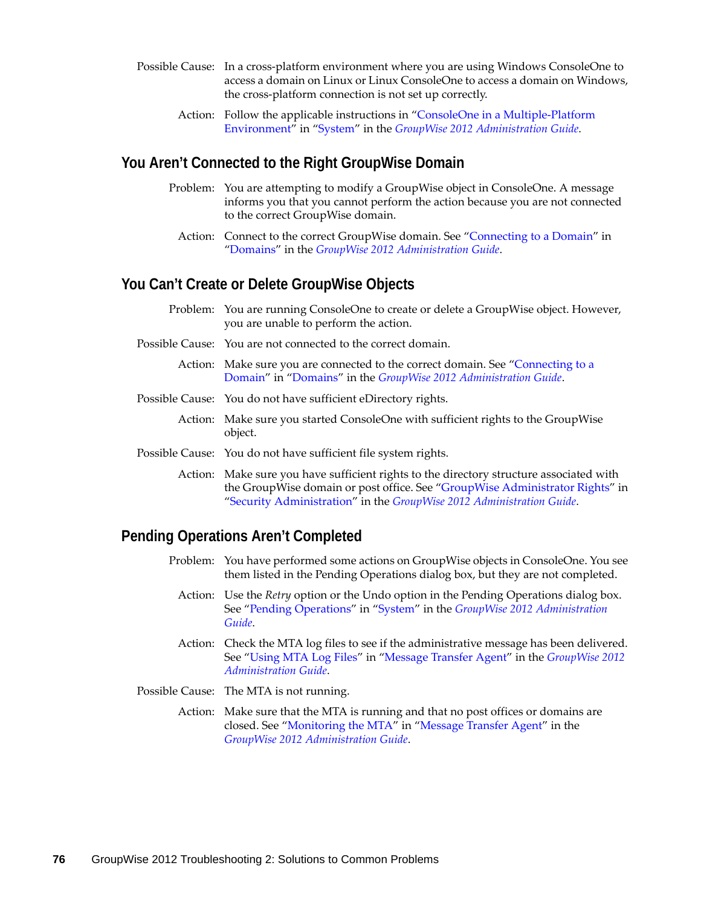Possible Cause: In a cross-platform environment where you are using Windows ConsoleOne to access a domain on Linux or Linux ConsoleOne to access a domain on Windows, the cross-platform connection is not set up correctly.

Action: Follow the applicable instructions in "ConsoleOne in a Multiple-Platform Environment" in "System" in the *GroupWise 2012 Administration Guide*.

## You Aren't Connected to the Right GroupWise Domain

Problem: You are attempting to modify a GroupWise object in ConsoleOne. A message informs you that you cannot perform the action because you are not connected to the correct GroupWise domain.

Action: Connect to the correct GroupWise domain. See "Connecting to a Domain" in "Domains" in the *GroupWise 2012 Administration Guide*.

## You Can't Create or Delete GroupWise Objects

Problem: You are running ConsoleOne to create or delete a GroupWise object. However, you are unable to perform the action.

Possible Cause: You are not connected to the correct domain.

Action: Make sure you are connected to the correct domain. See "Connecting to a Domain" in "Domains" in the *GroupWise 2012 Administration Guide*.

Possible Cause: You do not have sufficient eDirectory rights.

Action: Make sure you started ConsoleOne with sufficient rights to the GroupWise object.

Possible Cause: You do not have sufficient file system rights.

Action: Make sure you have sufficient rights to the directory structure associated with the GroupWise domain or post office. See "GroupWise Administrator Rights" in "Security Administration" in the *GroupWise 2012 Administration Guide*.

## Pending Operations Aren't Completed

Problem: You have performed some actions on GroupWise objects in ConsoleOne. You see them listed in the Pending Operations dialog box, but they are not completed.

Action: Use the *Retry* option or the Undo option in the Pending Operations dialog box. See "Pending Operations" in "System" in the *GroupWise 2012 Administration Guide*.

Action: Check the MTA log files to see if the administrative message has been delivered. See "Using MTA Log Files" in "Message Transfer Agent" in the *GroupWise 2012 Administration Guide*.

Possible Cause: The MTA is not running.

Action: Make sure that the MTA is running and that no post offices or domains are closed. See "Monitoring the MTA" in "Message Transfer Agent" in the *GroupWise 2012 Administration Guide*.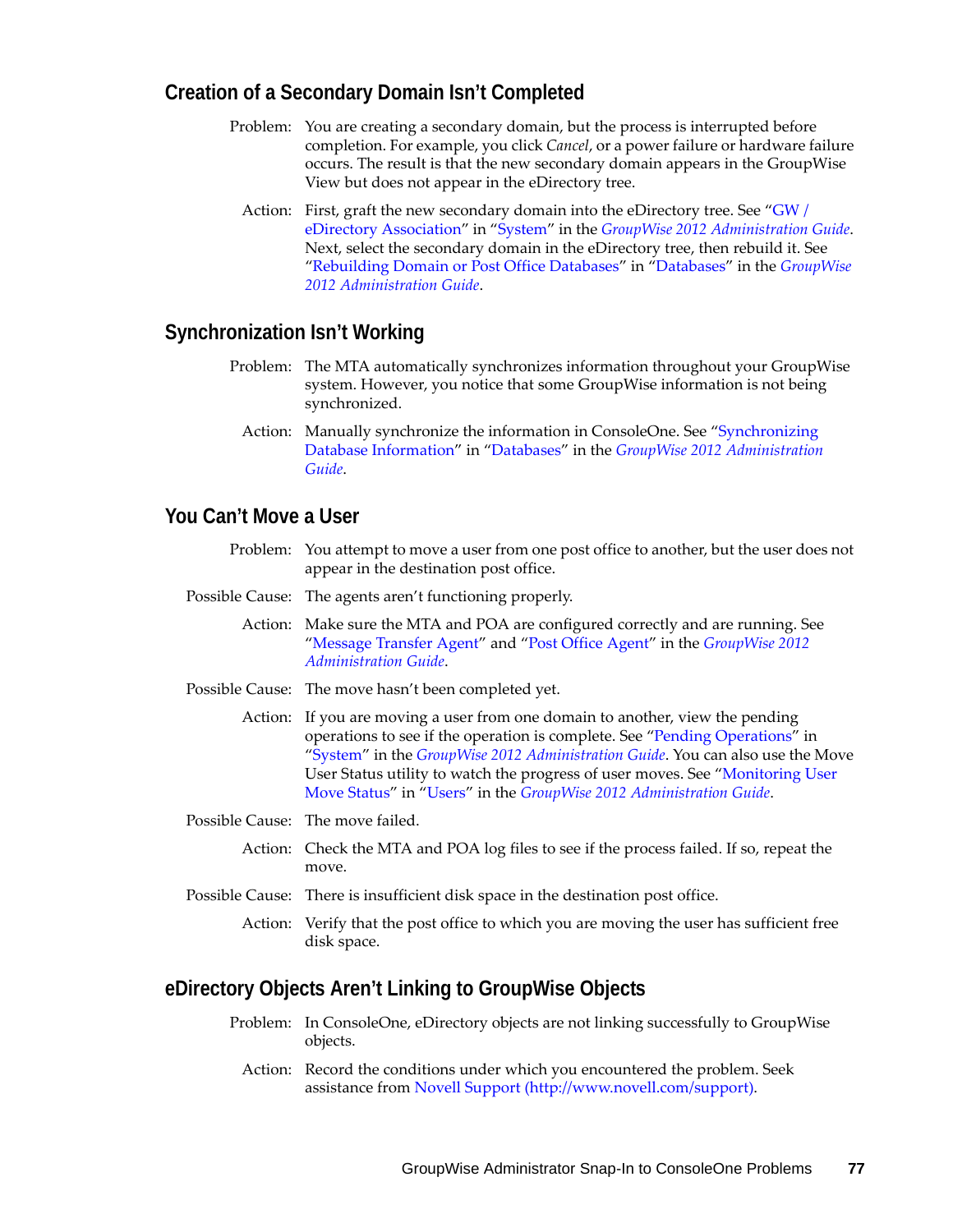## Creation of a Secondary Domain Isn't Completed

Problem: You are creating a secondary domain, but the process is interrupted before completion. For example, you click *Cancel*, or a power failure or hardware failure occurs. The result is that the new secondary domain appears in the GroupWise View but does not appear in the eDirectory tree.

Action: First, graft the new secondary domain into the eDirectory tree. See "GW / eDirectory Association" in "System" in the *GroupWise 2012 Administration Guide*. Next, select the secondary domain in the eDirectory tree, then rebuild it. See "Rebuilding Domain or Post Office Databases" in "Databases" in the *GroupWise 2012 Administration Guide*.

## Synchronization Isn't Working

Problem: The MTA automatically synchronizes information throughout your GroupWise system. However, you notice that some GroupWise information is not being synchronized.

Action: Manually synchronize the information in ConsoleOne. See "Synchronizing Database Information" in "Databases" in the *GroupWise 2012 Administration Guide*.

## You Can't Move a User

Problem: You attempt to move a user from one post office to another, but the user does not appear in the destination post office.

Possible Cause: The agents aren't functioning properly.

Action: Make sure the MTA and POA are configured correctly and are running. See "Message Transfer Agent" and "Post Office Agent" in the *GroupWise 2012 Administration Guide*.

Possible Cause: The move hasn't been completed yet.

Action: If you are moving a user from one domain to another, view the pending operations to see if the operation is complete. See "Pending Operations" in "System" in the *GroupWise 2012 Administration Guide*. You can also use the Move User Status utility to watch the progress of user moves. See "Monitoring User Move Status" in "Users" in the *GroupWise 2012 Administration Guide*.

Possible Cause: The move failed.

Action: Check the MTA and POA log files to see if the process failed. If so, repeat the move.

Possible Cause: There is insufficient disk space in the destination post office.

Action: Verify that the post office to which you are moving the user has sufficient free disk space.

## eDirectory Objects Aren't Linking to GroupWise Objects

Problem: In ConsoleOne, eDirectory objects are not linking successfully to GroupWise objects.

Action: Record the conditions under which you encountered the problem. Seek assistance from Novell Support (http://www.novell.com/support).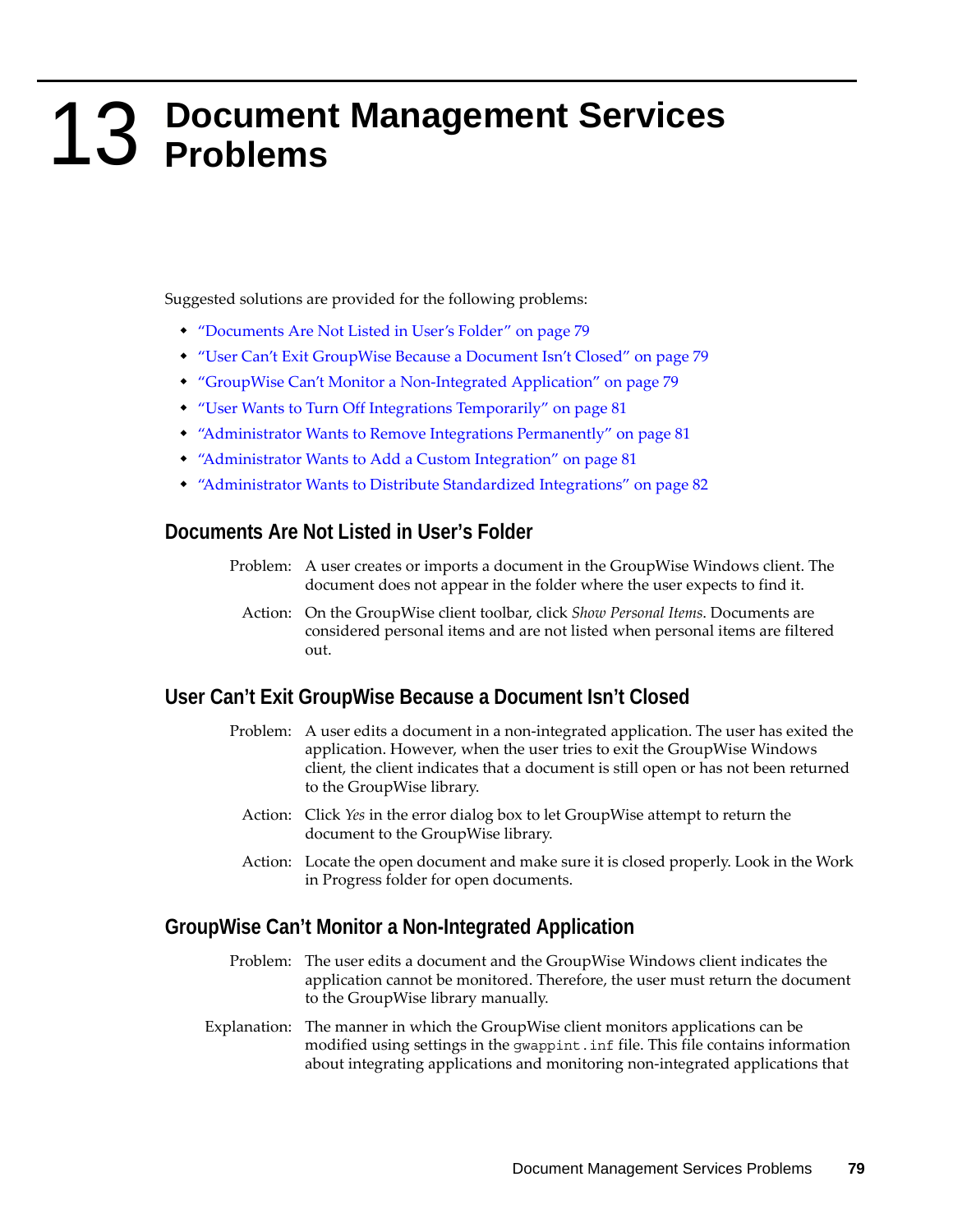# 13 Document Management Services Problems

Suggested solutions are provided for the following problems:

- "Documents Are Not Listed in User's Folder" on page 79
- "User Can't Exit GroupWise Because a Document Isn't Closed" on page 79
- "GroupWise Can't Monitor a Non-Integrated Application" on page 79
- "User Wants to Turn Off Integrations Temporarily" on page 81
- "Administrator Wants to Remove Integrations Permanently" on page 81
- "Administrator Wants to Add a Custom Integration" on page 81
- "Administrator Wants to Distribute Standardized Integrations" on page 82

## Documents Are Not Listed in User's Folder

Problem: A user creates or imports a document in the GroupWise Windows client. The document does not appear in the folder where the user expects to find it.

Action: On the GroupWise client toolbar, click *Show Personal Items*. Documents are considered personal items and are not listed when personal items are filtered out.

## User Can't Exit GroupWise Because a Document Isn't Closed

Problem: A user edits a document in a non-integrated application. The user has exited the application. However, when the user tries to exit the GroupWise Windows client, the client indicates that a document is still open or has not been returned to the GroupWise library.

Action: Click *Yes* in the error dialog box to let GroupWise attempt to return the document to the GroupWise library.

Action: Locate the open document and make sure it is closed properly. Look in the Work in Progress folder for open documents.

## GroupWise Can't Monitor a Non-Integrated Application

Problem: The user edits a document and the GroupWise Windows client indicates the application cannot be monitored. Therefore, the user must return the document to the GroupWise library manually.

Explanation: The manner in which the GroupWise client monitors applications can be modified using settings in the `gwappint.inf` file. This file contains information about integrating applications and monitoring non-integrated applications that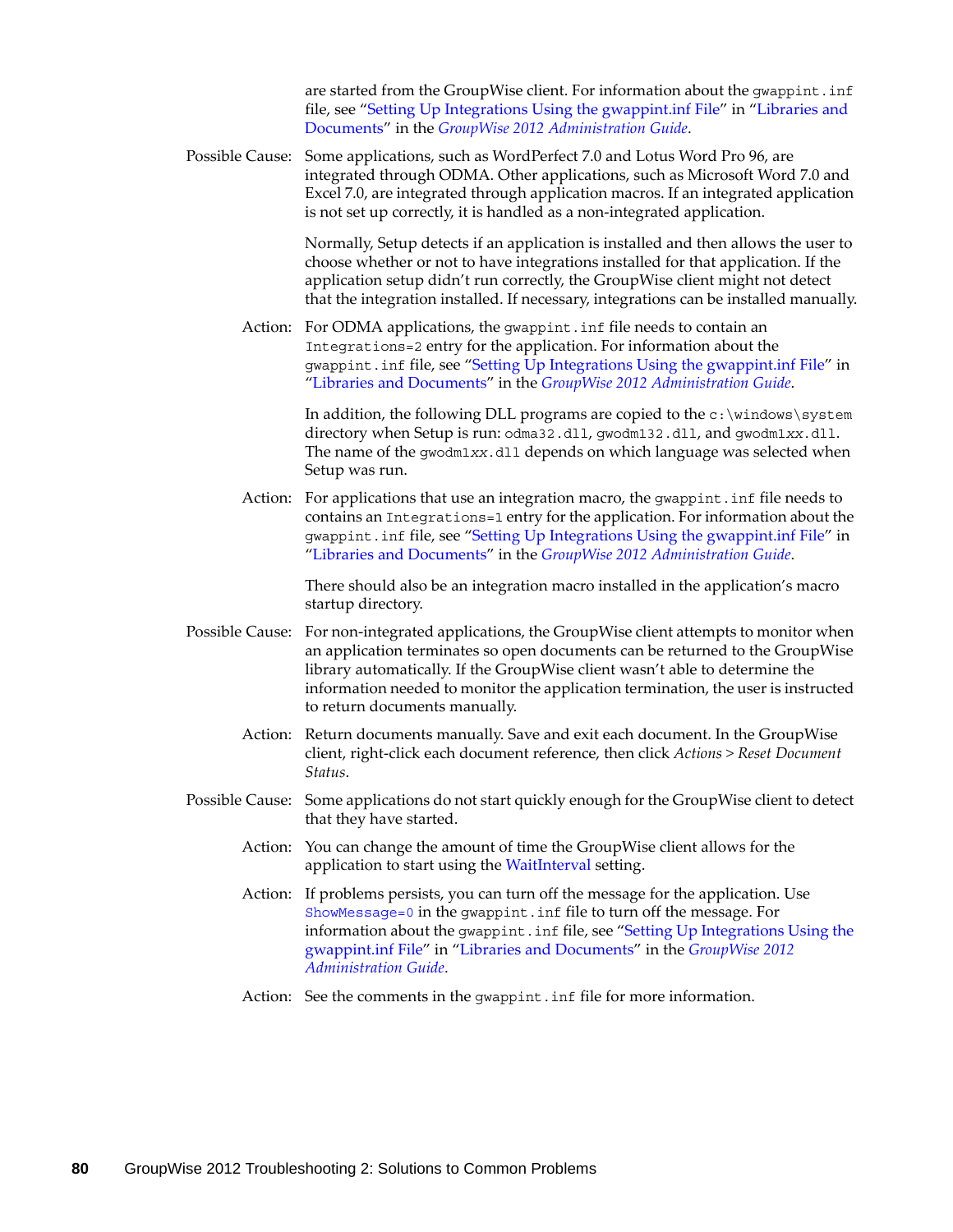are started from the GroupWise client. For information about the `gwappint.inf` file, see "Setting Up Integrations Using the gwappint.inf File" in "Libraries and Documents" in the *GroupWise 2012 Administration Guide*.

**Possible Cause:** Some applications, such as WordPerfect 7.0 and Lotus Word Pro 96, are integrated through ODMA. Other applications, such as Microsoft Word 7.0 and Excel 7.0, are integrated through application macros. If an integrated application is not set up correctly, it is handled as a non-integrated application.

Normally, Setup detects if an application is installed and then allows the user to choose whether or not to have integrations installed for that application. If the application setup didn't run correctly, the GroupWise client might not detect that the integration installed. If necessary, integrations can be installed manually.

**Action:** For ODMA applications, the `gwappint.inf` file needs to contain an `Integrations=2` entry for the application. For information about the `gwappint.inf` file, see "Setting Up Integrations Using the gwappint.inf File" in "Libraries and Documents" in the *GroupWise 2012 Administration Guide*.

In addition, the following DLL programs are copied to the `c:\windows\system` directory when Setup is run: `odma32.dll`, `gwodm132.dll`, and `gwodm1xx.dll`. The name of the `gwodm1xx.dll` depends on which language was selected when Setup was run.

**Action:** For applications that use an integration macro, the `gwappint.inf` file needs to contains an `Integrations=1` entry for the application. For information about the `gwappint.inf` file, see "Setting Up Integrations Using the gwappint.inf File" in "Libraries and Documents" in the *GroupWise 2012 Administration Guide*.

There should also be an integration macro installed in the application's macro startup directory.

**Possible Cause:** For non-integrated applications, the GroupWise client attempts to monitor when an application terminates so open documents can be returned to the GroupWise library automatically. If the GroupWise client wasn't able to determine the information needed to monitor the application termination, the user is instructed to return documents manually.

**Action:** Return documents manually. Save and exit each document. In the GroupWise client, right-click each document reference, then click *Actions > Reset Document Status*.

**Possible Cause:** Some applications do not start quickly enough for the GroupWise client to detect that they have started.

**Action:** You can change the amount of time the GroupWise client allows for the application to start using the WaitInterval setting.

**Action:** If problems persists, you can turn off the message for the application. Use `ShowMessage=0` in the `gwappint.inf` file to turn off the message. For information about the `gwappint.inf` file, see "Setting Up Integrations Using the gwappint.inf File" in "Libraries and Documents" in the *GroupWise 2012 Administration Guide*.

**Action:** See the comments in the `gwappint.inf` file for more information.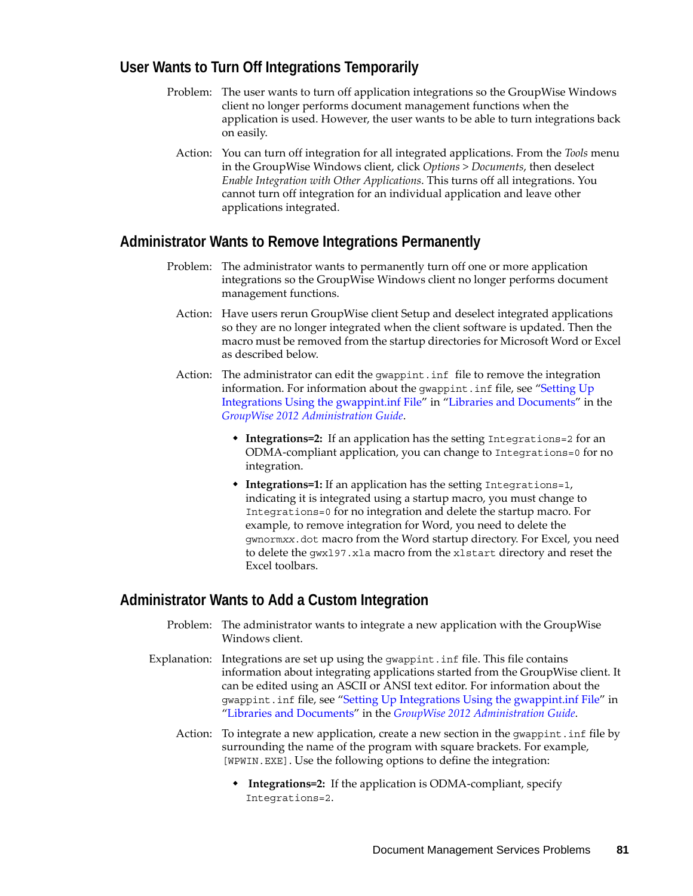### User Wants to Turn Off Integrations Temporarily

Problem: The user wants to turn off application integrations so the GroupWise Windows client no longer performs document management functions when the application is used. However, the user wants to be able to turn integrations back on easily.

Action: You can turn off integration for all integrated applications. From the *Tools* menu in the GroupWise Windows client, click *Options* > *Documents*, then deselect *Enable Integration with Other Applications*. This turns off all integrations. You cannot turn off integration for an individual application and leave other applications integrated.

### Administrator Wants to Remove Integrations Permanently

Problem: The administrator wants to permanently turn off one or more application integrations so the GroupWise Windows client no longer performs document management functions.

Action: Have users rerun GroupWise client Setup and deselect integrated applications so they are no longer integrated when the client software is updated. Then the macro must be removed from the startup directories for Microsoft Word or Excel as described below.

Action: The administrator can edit the `gwappint.inf` file to remove the integration information. For information about the `gwappint.inf` file, see "Setting Up Integrations Using the gwappint.inf File" in "Libraries and Documents" in the *GroupWise 2012 Administration Guide*.

- **Integrations=2:** If an application has the setting `Integrations=2` for an ODMA-compliant application, you can change to `Integrations=0` for no integration.
- **Integrations=1:** If an application has the setting `Integrations=1`, indicating it is integrated using a startup macro, you must change to `Integrations=0` for no integration and delete the startup macro. For example, to remove integration for Word, you need to delete the `gwnorm`*xx*`.dot` macro from the Word startup directory. For Excel, you need to delete the `gwxl97.xla` macro from the `xlstart` directory and reset the Excel toolbars.

### Administrator Wants to Add a Custom Integration

Problem: The administrator wants to integrate a new application with the GroupWise Windows client.

Explanation: Integrations are set up using the `gwappint.inf` file. This file contains information about integrating applications started from the GroupWise client. It can be edited using an ASCII or ANSI text editor. For information about the `gwappint.inf` file, see "Setting Up Integrations Using the gwappint.inf File" in "Libraries and Documents" in the *GroupWise 2012 Administration Guide*.

Action: To integrate a new application, create a new section in the `gwappint.inf` file by surrounding the name of the program with square brackets. For example, `[WPWIN.EXE]`. Use the following options to define the integration:

- **Integrations=2:** If the application is ODMA-compliant, specify `Integrations=2`.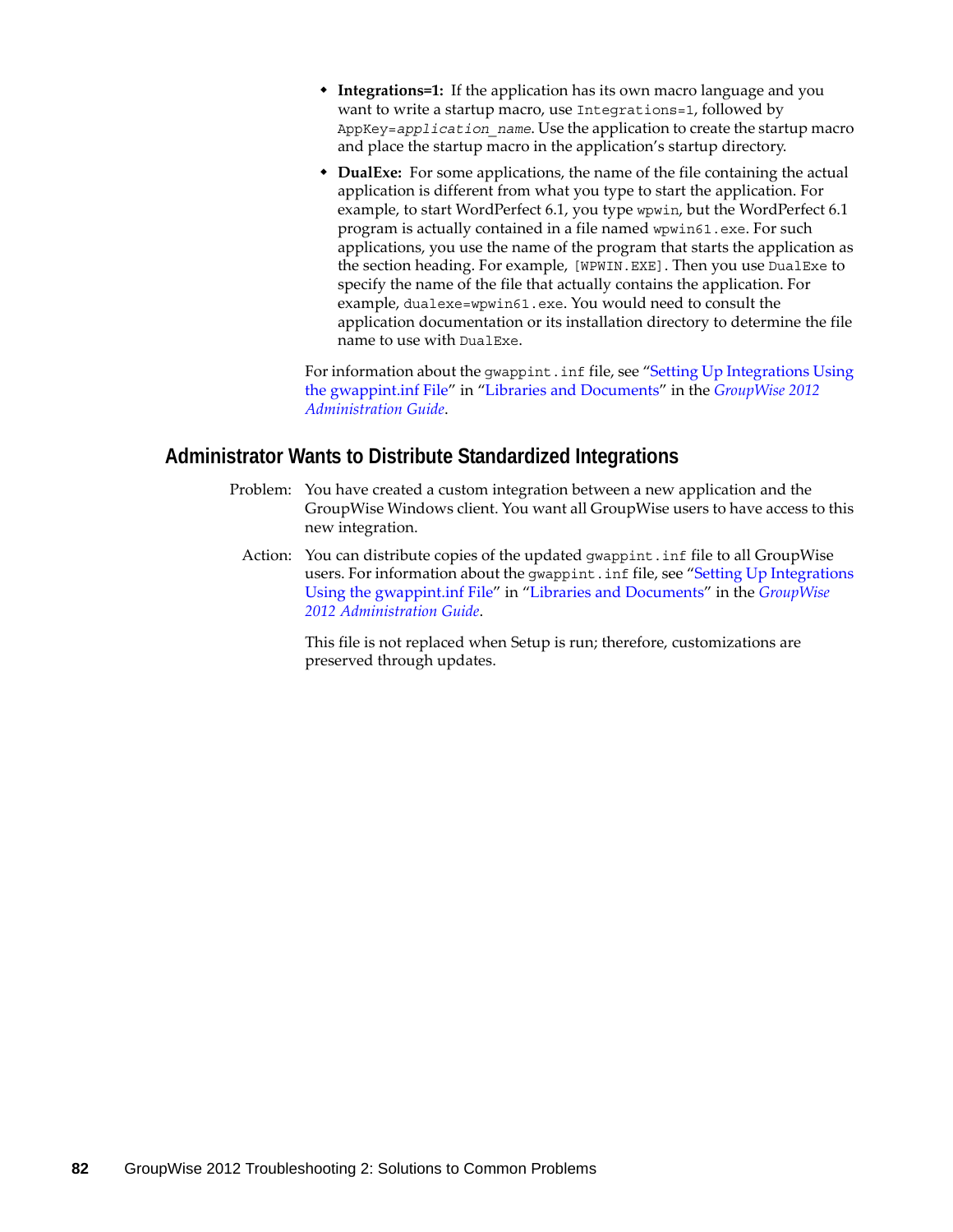* **Integrations=1:** If the application has its own macro language and you want to write a startup macro, use `Integrations=1`, followed by `AppKey=application_name`. Use the application to create the startup macro and place the startup macro in the application's startup directory.
* **DualExe:** For some applications, the name of the file containing the actual application is different from what you type to start the application. For example, to start WordPerfect 6.1, you type `wpwin`, but the WordPerfect 6.1 program is actually contained in a file named `wpwin61.exe`. For such applications, you use the name of the program that starts the application as the section heading. For example, `[WPWIN.EXE]`. Then you use `DualExe` to specify the name of the file that actually contains the application. For example, `dualexe=wpwin61.exe`. You would need to consult the application documentation or its installation directory to determine the file name to use with `DualExe`.

For information about the `gwappint.inf` file, see "Setting Up Integrations Using the gwappint.inf File" in "Libraries and Documents" in the *GroupWise 2012 Administration Guide*.

## Administrator Wants to Distribute Standardized Integrations

Problem: You have created a custom integration between a new application and the GroupWise Windows client. You want all GroupWise users to have access to this new integration.

Action: You can distribute copies of the updated `gwappint.inf` file to all GroupWise users. For information about the `gwappint.inf` file, see "Setting Up Integrations Using the gwappint.inf File" in "Libraries and Documents" in the *GroupWise 2012 Administration Guide*.

This file is not replaced when Setup is run; therefore, customizations are preserved through updates.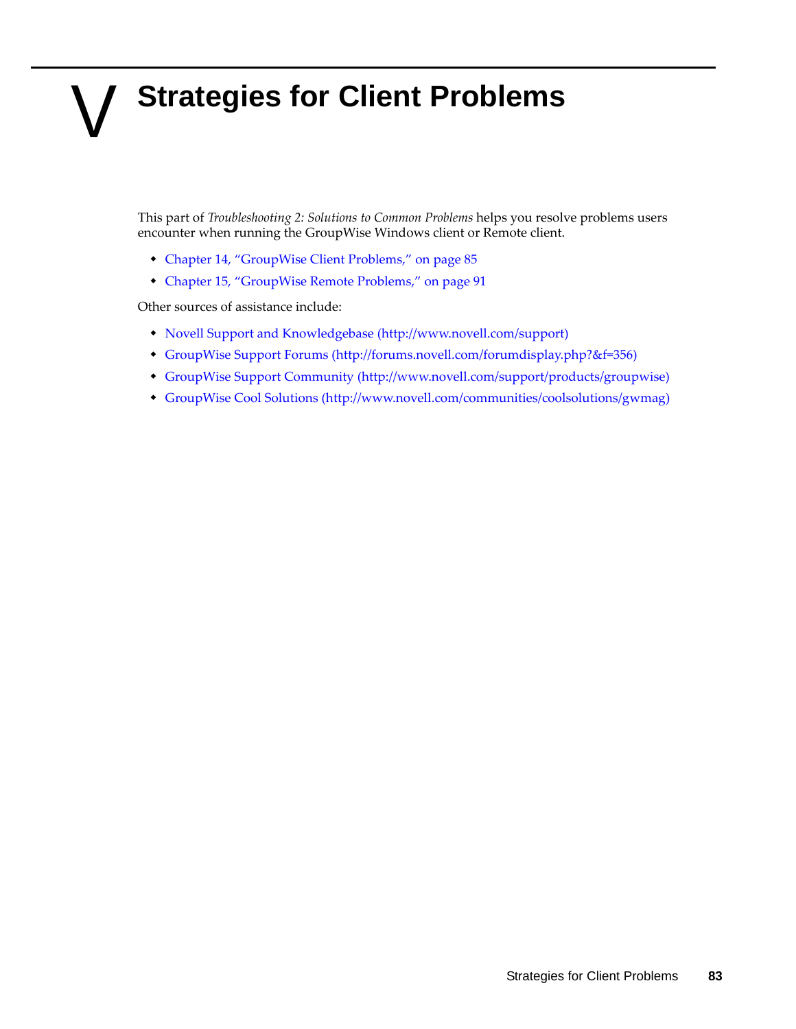# V Strategies for Client Problems

This part of *Troubleshooting 2: Solutions to Common Problems* helps you resolve problems users encounter when running the GroupWise Windows client or Remote client.

- Chapter 14, "GroupWise Client Problems," on page 85
- Chapter 15, "GroupWise Remote Problems," on page 91

Other sources of assistance include:

- Novell Support and Knowledgebase (http://www.novell.com/support)
- GroupWise Support Forums (http://forums.novell.com/forumdisplay.php?&f=356)
- GroupWise Support Community (http://www.novell.com/support/products/groupwise)
- GroupWise Cool Solutions (http://www.novell.com/communities/coolsolutions/gwmag)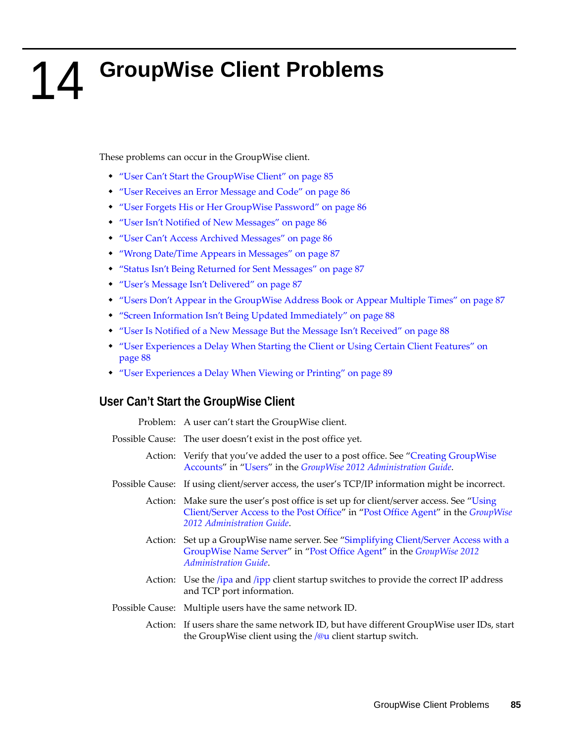# 14 GroupWise Client Problems

These problems can occur in the GroupWise client.

- "User Can't Start the GroupWise Client" on page 85
- "User Receives an Error Message and Code" on page 86
- "User Forgets His or Her GroupWise Password" on page 86
- "User Isn't Notified of New Messages" on page 86
- "User Can't Access Archived Messages" on page 86
- "Wrong Date/Time Appears in Messages" on page 87
- "Status Isn't Being Returned for Sent Messages" on page 87
- "User's Message Isn't Delivered" on page 87
- "Users Don't Appear in the GroupWise Address Book or Appear Multiple Times" on page 87
- "Screen Information Isn't Being Updated Immediately" on page 88
- "User Is Notified of a New Message But the Message Isn't Received" on page 88
- "User Experiences a Delay When Starting the Client or Using Certain Client Features" on page 88
- "User Experiences a Delay When Viewing or Printing" on page 89

## User Can't Start the GroupWise Client

Problem: A user can't start the GroupWise client.

Possible Cause: The user doesn't exist in the post office yet.

Action: Verify that you've added the user to a post office. See "Creating GroupWise Accounts" in "Users" in the *GroupWise 2012 Administration Guide*.

Possible Cause: If using client/server access, the user's TCP/IP information might be incorrect.

Action: Make sure the user's post office is set up for client/server access. See "Using Client/Server Access to the Post Office" in "Post Office Agent" in the *GroupWise 2012 Administration Guide*.

Action: Set up a GroupWise name server. See "Simplifying Client/Server Access with a GroupWise Name Server" in "Post Office Agent" in the *GroupWise 2012 Administration Guide*.

Action: Use the /ipa and /ipp client startup switches to provide the correct IP address and TCP port information.

Possible Cause: Multiple users have the same network ID.

Action: If users share the same network ID, but have different GroupWise user IDs, start the GroupWise client using the /@u client startup switch.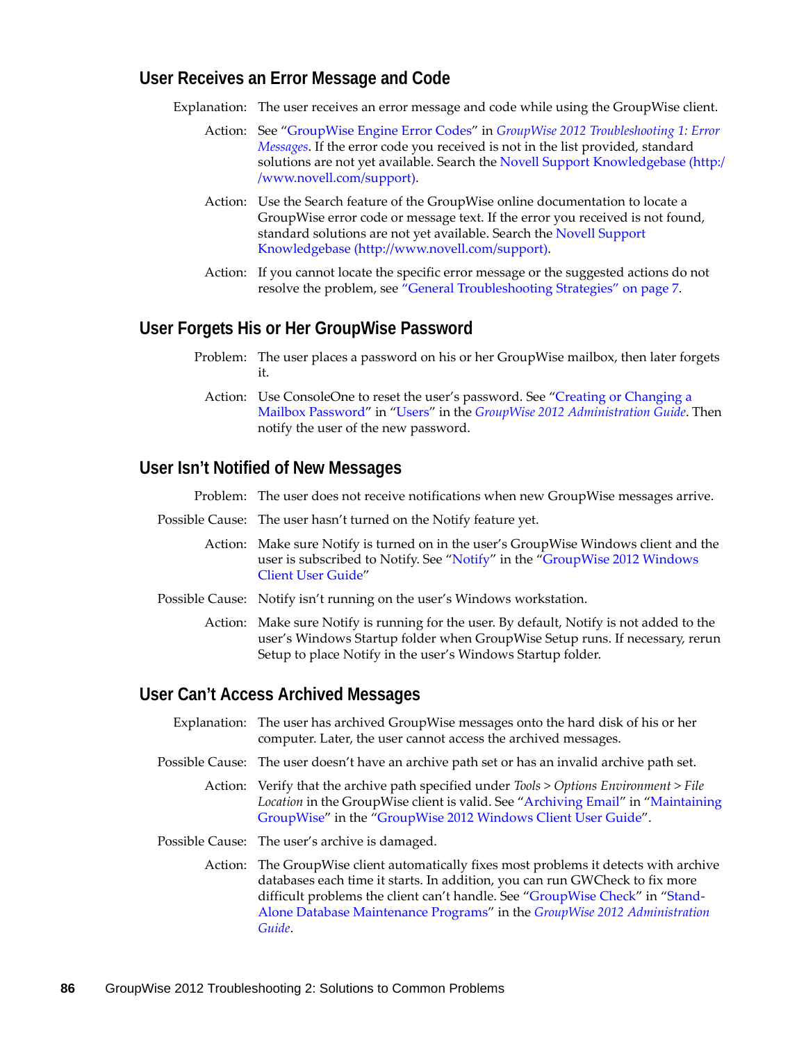### User Receives an Error Message and Code

Explanation: The user receives an error message and code while using the GroupWise client.

Action: See "GroupWise Engine Error Codes" in *GroupWise 2012 Troubleshooting 1: Error Messages*. If the error code you received is not in the list provided, standard solutions are not yet available. Search the Novell Support Knowledgebase (http://www.novell.com/support).

Action: Use the Search feature of the GroupWise online documentation to locate a GroupWise error code or message text. If the error you received is not found, standard solutions are not yet available. Search the Novell Support Knowledgebase (http://www.novell.com/support).

Action: If you cannot locate the specific error message or the suggested actions do not resolve the problem, see "General Troubleshooting Strategies" on page 7.

### User Forgets His or Her GroupWise Password

Problem: The user places a password on his or her GroupWise mailbox, then later forgets it.

Action: Use ConsoleOne to reset the user's password. See "Creating or Changing a Mailbox Password" in "Users" in the *GroupWise 2012 Administration Guide*. Then notify the user of the new password.

### User Isn't Notified of New Messages

Problem: The user does not receive notifications when new GroupWise messages arrive.

Possible Cause: The user hasn't turned on the Notify feature yet.

Action: Make sure Notify is turned on in the user's GroupWise Windows client and the user is subscribed to Notify. See "Notify" in the "GroupWise 2012 Windows Client User Guide"

Possible Cause: Notify isn't running on the user's Windows workstation.

Action: Make sure Notify is running for the user. By default, Notify is not added to the user's Windows Startup folder when GroupWise Setup runs. If necessary, rerun Setup to place Notify in the user's Windows Startup folder.

### User Can't Access Archived Messages

Explanation: The user has archived GroupWise messages onto the hard disk of his or her computer. Later, the user cannot access the archived messages.

Possible Cause: The user doesn't have an archive path set or has an invalid archive path set.

Action: Verify that the archive path specified under *Tools > Options Environment > File Location* in the GroupWise client is valid. See "Archiving Email" in "Maintaining GroupWise" in the "GroupWise 2012 Windows Client User Guide".

Possible Cause: The user's archive is damaged.

Action: The GroupWise client automatically fixes most problems it detects with archive databases each time it starts. In addition, you can run GWCheck to fix more difficult problems the client can't handle. See "GroupWise Check" in "Stand-Alone Database Maintenance Programs" in the *GroupWise 2012 Administration Guide*.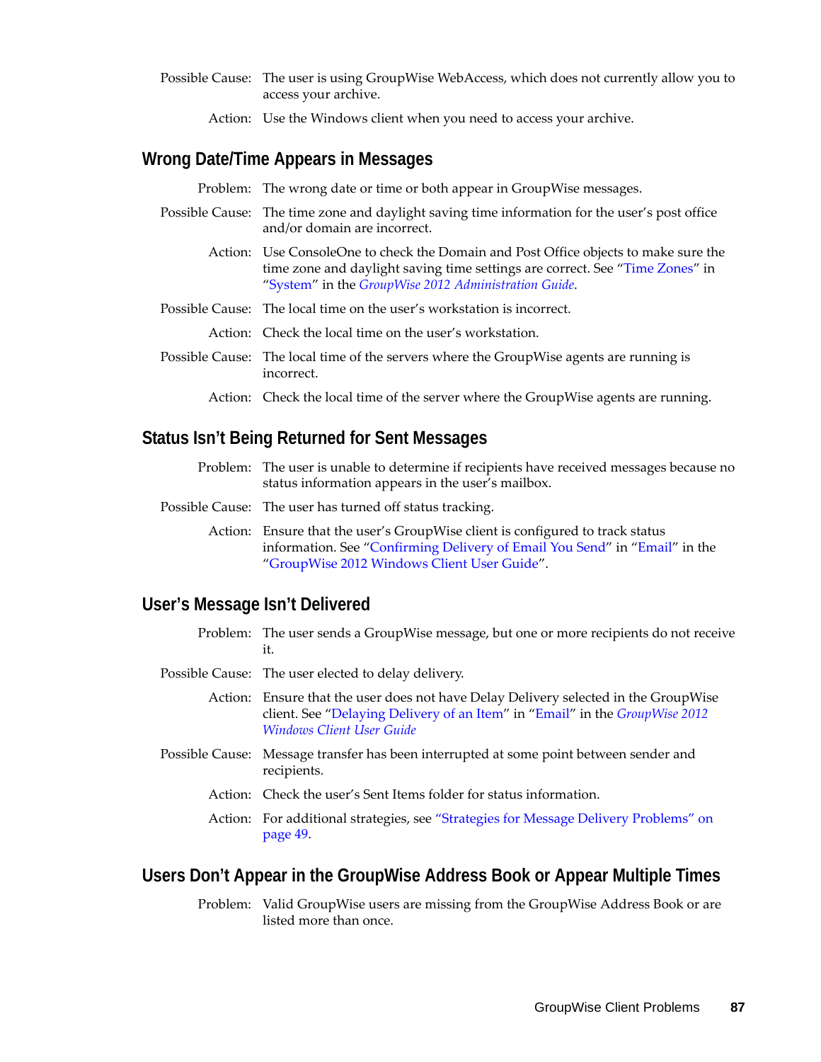Possible Cause: The user is using GroupWise WebAccess, which does not currently allow you to access your archive.

Action: Use the Windows client when you need to access your archive.

## Wrong Date/Time Appears in Messages

Problem: The wrong date or time or both appear in GroupWise messages.

Possible Cause: The time zone and daylight saving time information for the user's post office and/or domain are incorrect.

Action: Use ConsoleOne to check the Domain and Post Office objects to make sure the time zone and daylight saving time settings are correct. See "Time Zones" in "System" in the *GroupWise 2012 Administration Guide*.

Possible Cause: The local time on the user's workstation is incorrect.

Action: Check the local time on the user's workstation.

Possible Cause: The local time of the servers where the GroupWise agents are running is incorrect.

Action: Check the local time of the server where the GroupWise agents are running.

## Status Isn't Being Returned for Sent Messages

Problem: The user is unable to determine if recipients have received messages because no status information appears in the user's mailbox.

Possible Cause: The user has turned off status tracking.

Action: Ensure that the user's GroupWise client is configured to track status information. See "Confirming Delivery of Email You Send" in "Email" in the "GroupWise 2012 Windows Client User Guide".

## User's Message Isn't Delivered

Problem: The user sends a GroupWise message, but one or more recipients do not receive it.

Possible Cause: The user elected to delay delivery.

Action: Ensure that the user does not have Delay Delivery selected in the GroupWise client. See "Delaying Delivery of an Item" in "Email" in the *GroupWise 2012 Windows Client User Guide*

Possible Cause: Message transfer has been interrupted at some point between sender and recipients.

Action: Check the user's Sent Items folder for status information.

Action: For additional strategies, see "Strategies for Message Delivery Problems" on page 49.

## Users Don't Appear in the GroupWise Address Book or Appear Multiple Times

Problem: Valid GroupWise users are missing from the GroupWise Address Book or are listed more than once.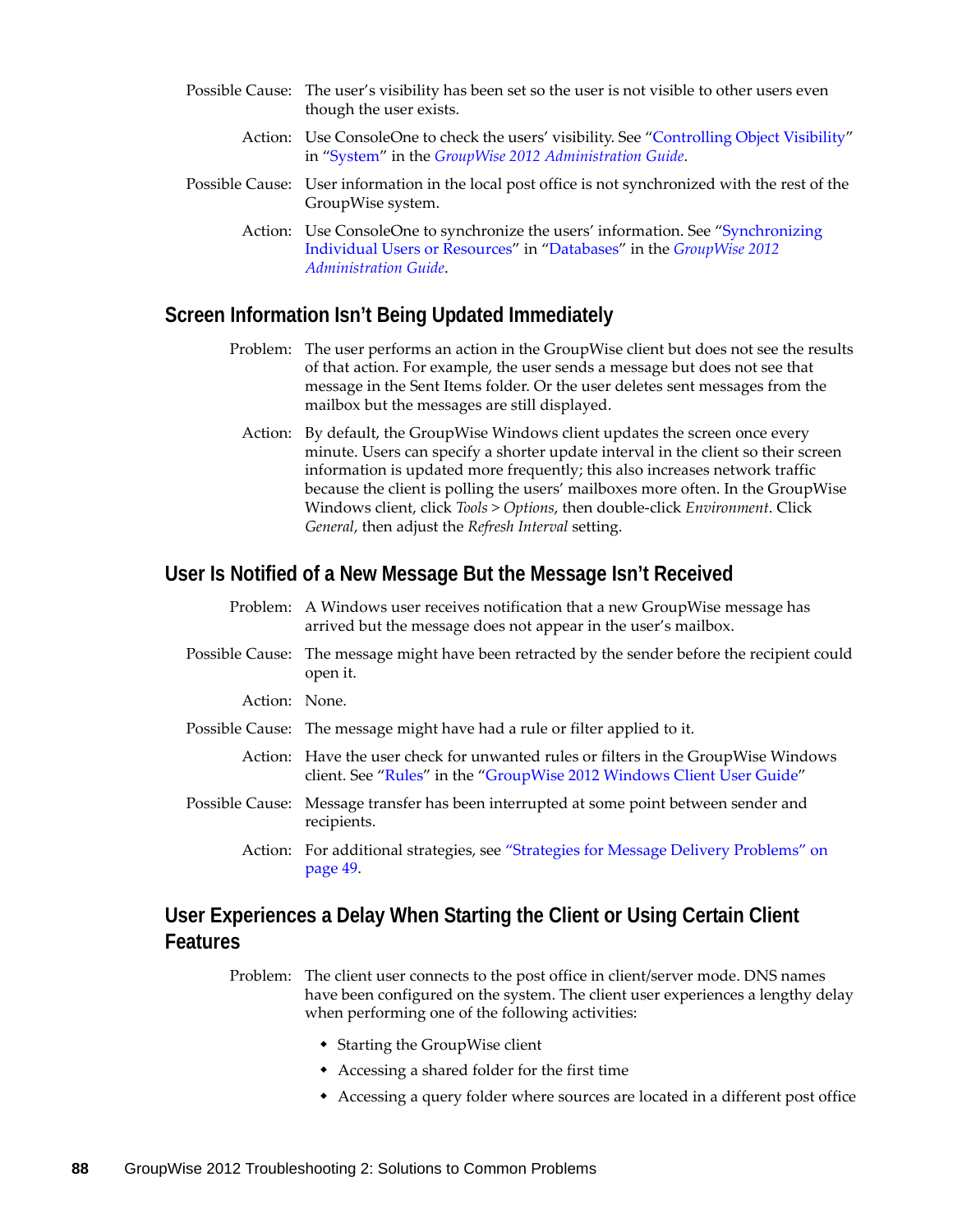Possible Cause: The user's visibility has been set so the user is not visible to other users even though the user exists.

Action: Use ConsoleOne to check the users' visibility. See "Controlling Object Visibility" in "System" in the *GroupWise 2012 Administration Guide*.

Possible Cause: User information in the local post office is not synchronized with the rest of the GroupWise system.

Action: Use ConsoleOne to synchronize the users' information. See "Synchronizing Individual Users or Resources" in "Databases" in the *GroupWise 2012 Administration Guide*.

## Screen Information Isn't Being Updated Immediately

Problem: The user performs an action in the GroupWise client but does not see the results of that action. For example, the user sends a message but does not see that message in the Sent Items folder. Or the user deletes sent messages from the mailbox but the messages are still displayed.

Action: By default, the GroupWise Windows client updates the screen once every minute. Users can specify a shorter update interval in the client so their screen information is updated more frequently; this also increases network traffic because the client is polling the users' mailboxes more often. In the GroupWise Windows client, click *Tools* > *Options*, then double-click *Environment*. Click *General*, then adjust the *Refresh Interval* setting.

## User Is Notified of a New Message But the Message Isn't Received

Problem: A Windows user receives notification that a new GroupWise message has arrived but the message does not appear in the user's mailbox.

Possible Cause: The message might have been retracted by the sender before the recipient could open it.

Action: None.

Possible Cause: The message might have had a rule or filter applied to it.

Action: Have the user check for unwanted rules or filters in the GroupWise Windows client. See "Rules" in the "GroupWise 2012 Windows Client User Guide"

Possible Cause: Message transfer has been interrupted at some point between sender and recipients.

Action: For additional strategies, see "Strategies for Message Delivery Problems" on page 49.

## User Experiences a Delay When Starting the Client or Using Certain Client Features

Problem: The client user connects to the post office in client/server mode. DNS names have been configured on the system. The client user experiences a lengthy delay when performing one of the following activities:

- Starting the GroupWise client
- Accessing a shared folder for the first time
- Accessing a query folder where sources are located in a different post office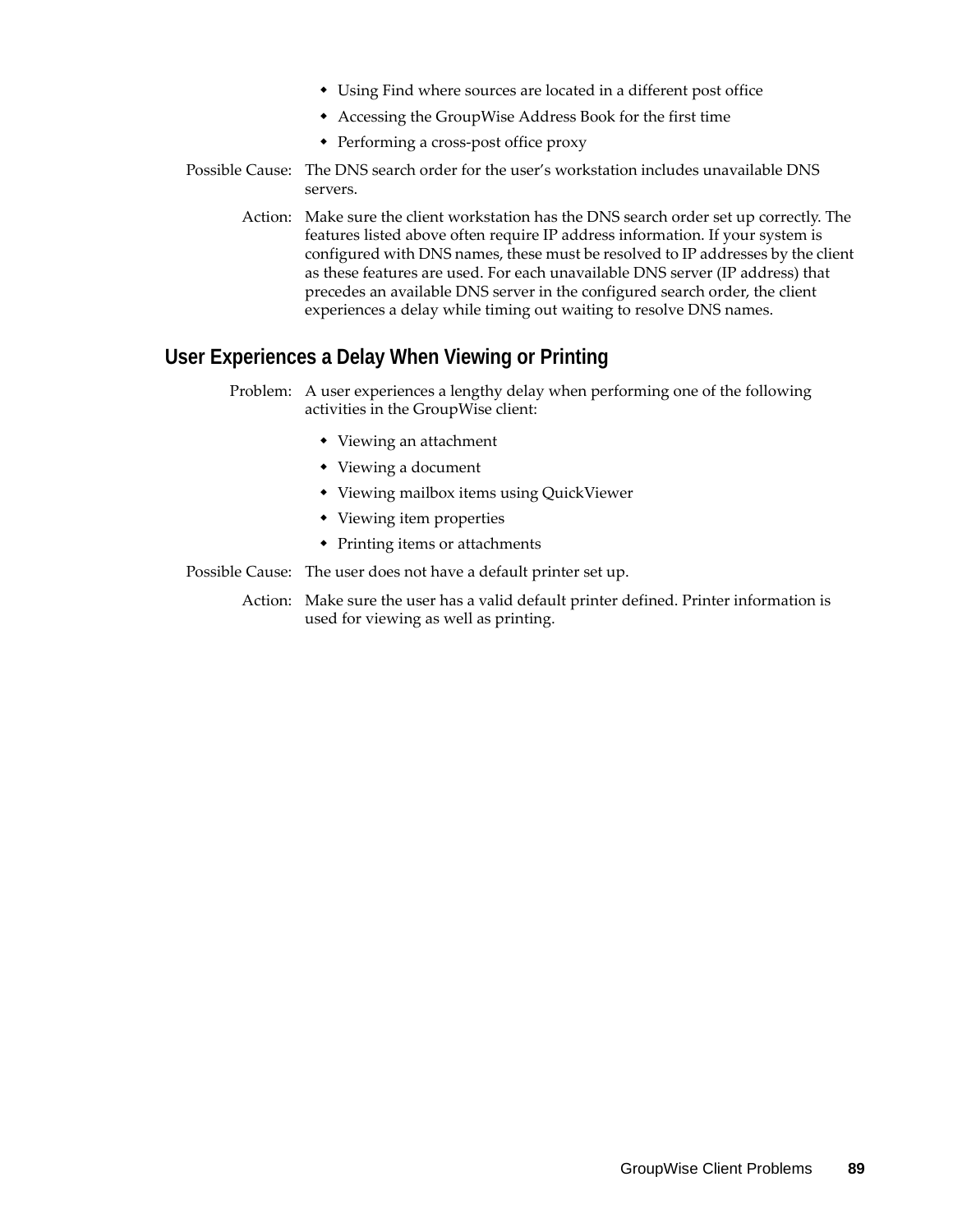- Using Find where sources are located in a different post office
- Accessing the GroupWise Address Book for the first time
- Performing a cross-post office proxy

Possible Cause: The DNS search order for the user's workstation includes unavailable DNS servers.

Action: Make sure the client workstation has the DNS search order set up correctly. The features listed above often require IP address information. If your system is configured with DNS names, these must be resolved to IP addresses by the client as these features are used. For each unavailable DNS server (IP address) that precedes an available DNS server in the configured search order, the client experiences a delay while timing out waiting to resolve DNS names.

## User Experiences a Delay When Viewing or Printing

Problem: A user experiences a lengthy delay when performing one of the following activities in the GroupWise client:

- Viewing an attachment
- Viewing a document
- Viewing mailbox items using QuickViewer
- Viewing item properties
- Printing items or attachments

Possible Cause: The user does not have a default printer set up.

Action: Make sure the user has a valid default printer defined. Printer information is used for viewing as well as printing.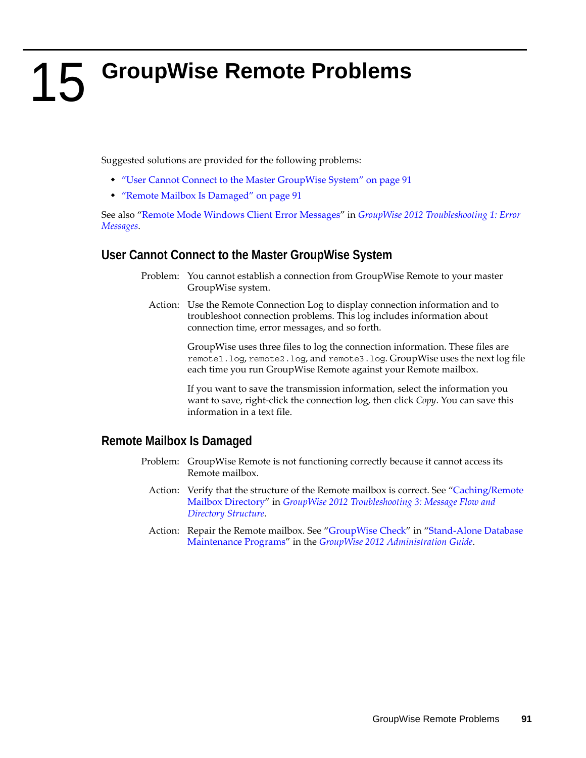# 15 GroupWise Remote Problems

Suggested solutions are provided for the following problems:

- "User Cannot Connect to the Master GroupWise System" on page 91
- "Remote Mailbox Is Damaged" on page 91

See also "Remote Mode Windows Client Error Messages" in *GroupWise 2012 Troubleshooting 1: Error Messages*.

## User Cannot Connect to the Master GroupWise System

Problem: You cannot establish a connection from GroupWise Remote to your master GroupWise system.

Action: Use the Remote Connection Log to display connection information and to troubleshoot connection problems. This log includes information about connection time, error messages, and so forth.

GroupWise uses three files to log the connection information. These files are `remote1.log`, `remote2.log`, and `remote3.log`. GroupWise uses the next log file each time you run GroupWise Remote against your Remote mailbox.

If you want to save the transmission information, select the information you want to save, right-click the connection log, then click *Copy*. You can save this information in a text file.

## Remote Mailbox Is Damaged

Problem: GroupWise Remote is not functioning correctly because it cannot access its Remote mailbox.

Action: Verify that the structure of the Remote mailbox is correct. See "Caching/Remote Mailbox Directory" in *GroupWise 2012 Troubleshooting 3: Message Flow and Directory Structure*.

Action: Repair the Remote mailbox. See "GroupWise Check" in "Stand-Alone Database Maintenance Programs" in the *GroupWise 2012 Administration Guide*.